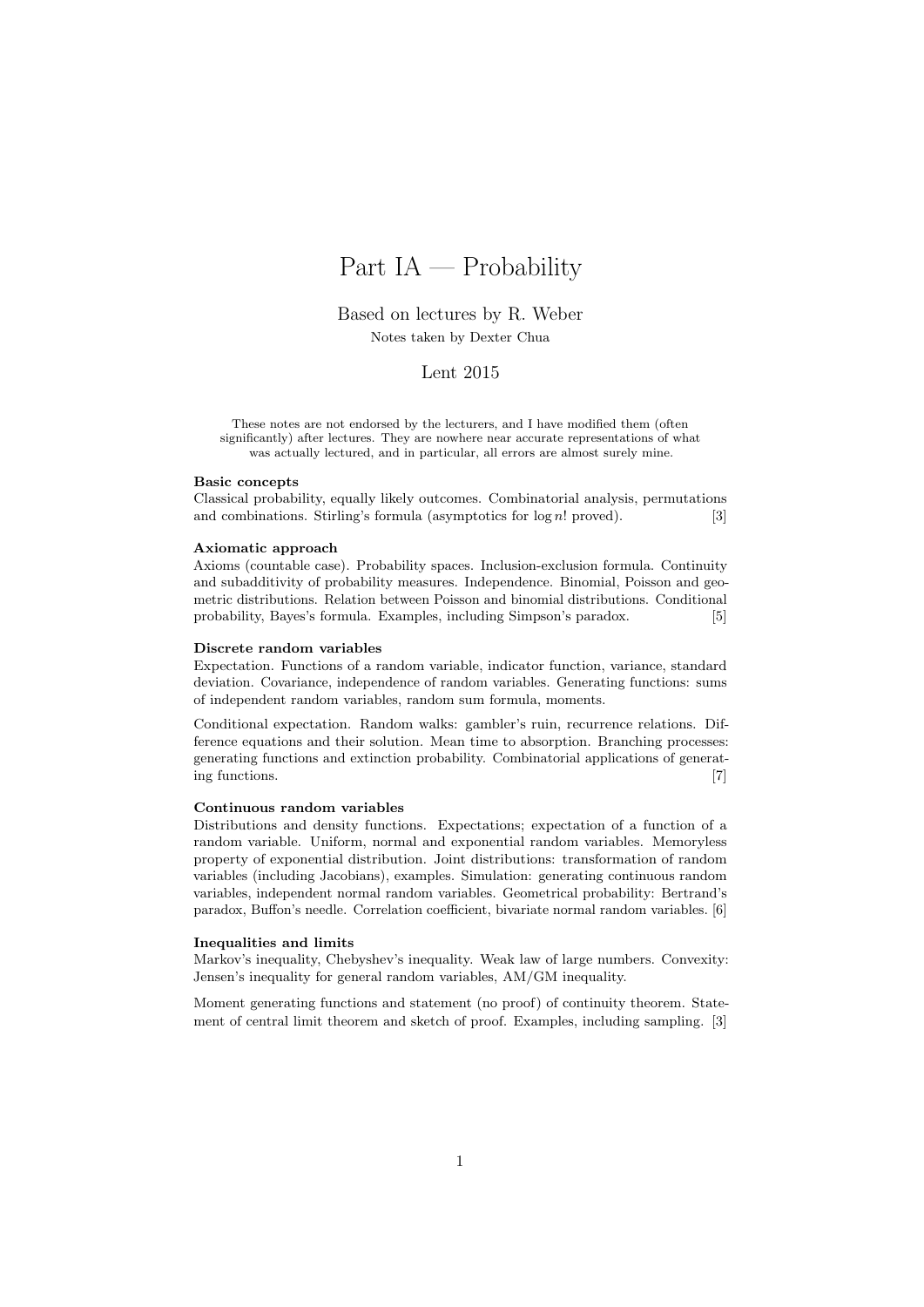# Part IA — Probability

Based on lectures by R. Weber

Notes taken by Dexter Chua

Lent 2015

These notes are not endorsed by the lecturers, and I have modified them (often significantly) after lectures. They are nowhere near accurate representations of what was actually lectured, and in particular, all errors are almost surely mine.

**Basic concepts**

Classical probability, equally likely outcomes. Combinatorial analysis, permutations and combinations. Stirling's formula (asymptotics for $\log n!$ proved). [3]

**Axiomatic approach**

Axioms (countable case). Probability spaces. Inclusion-exclusion formula. Continuity and subadditivity of probability measures. Independence. Binomial, Poisson and geometric distributions. Relation between Poisson and binomial distributions. Conditional probability, Bayes's formula. Examples, including Simpson's paradox. [5]

**Discrete random variables**

Expectation. Functions of a random variable, indicator function, variance, standard deviation. Covariance, independence of random variables. Generating functions: sums of independent random variables, random sum formula, moments.

Conditional expectation. Random walks: gambler's ruin, recurrence relations. Difference equations and their solution. Mean time to absorption. Branching processes: generating functions and extinction probability. Combinatorial applications of generating functions. [7]

**Continuous random variables**

Distributions and density functions. Expectations; expectation of a function of a random variable. Uniform, normal and exponential random variables. Memoryless property of exponential distribution. Joint distributions: transformation of random variables (including Jacobians), examples. Simulation: generating continuous random variables, independent normal random variables. Geometrical probability: Bertrand's paradox, Buffon's needle. Correlation coefficient, bivariate normal random variables. [6]

**Inequalities and limits**

Markov's inequality, Chebyshev's inequality. Weak law of large numbers. Convexity: Jensen's inequality for general random variables, AM/GM inequality.

Moment generating functions and statement (no proof) of continuity theorem. Statement of central limit theorem and sketch of proof. Examples, including sampling. [3]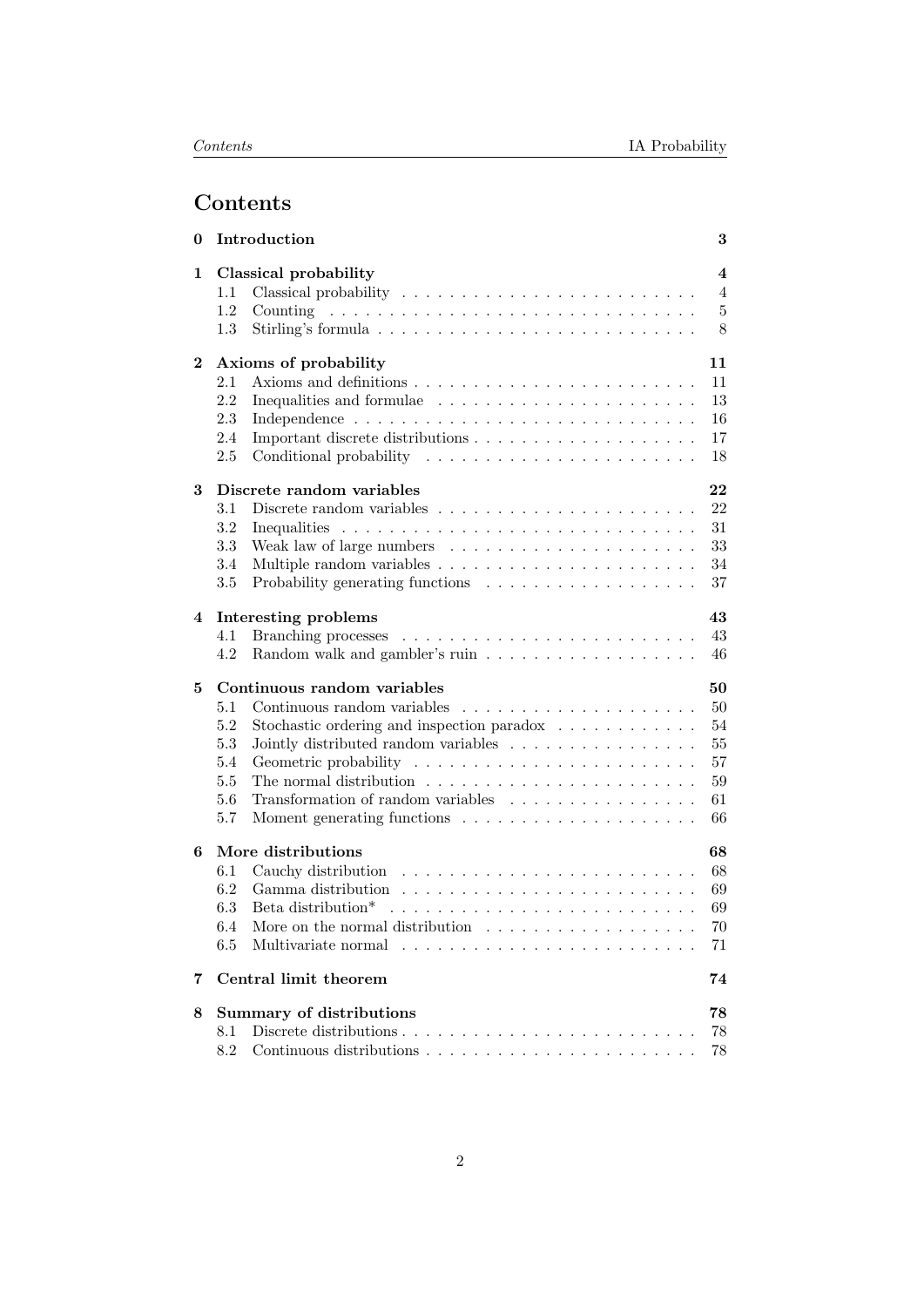# Contents

**0 Introduction** — 3

**1 Classical probability** — 4
- 1.1 Classical probability — 4
- 1.2 Counting — 5
- 1.3 Stirling's formula — 8

**2 Axioms of probability** — 11
- 2.1 Axioms and definitions — 11
- 2.2 Inequalities and formulae — 13
- 2.3 Independence — 16
- 2.4 Important discrete distributions — 17
- 2.5 Conditional probability — 18

**3 Discrete random variables** — 22
- 3.1 Discrete random variables — 22
- 3.2 Inequalities — 31
- 3.3 Weak law of large numbers — 33
- 3.4 Multiple random variables — 34
- 3.5 Probability generating functions — 37

**4 Interesting problems** — 43
- 4.1 Branching processes — 43
- 4.2 Random walk and gambler's ruin — 46

**5 Continuous random variables** — 50
- 5.1 Continuous random variables — 50
- 5.2 Stochastic ordering and inspection paradox — 54
- 5.3 Jointly distributed random variables — 55
- 5.4 Geometric probability — 57
- 5.5 The normal distribution — 59
- 5.6 Transformation of random variables — 61
- 5.7 Moment generating functions — 66

**6 More distributions** — 68
- 6.1 Cauchy distribution — 68
- 6.2 Gamma distribution — 69
- 6.3 Beta distribution* — 69
- 6.4 More on the normal distribution — 70
- 6.5 Multivariate normal — 71

**7 Central limit theorem** — 74

**8 Summary of distributions** — 78
- 8.1 Discrete distributions — 78
- 8.2 Continuous distributions — 78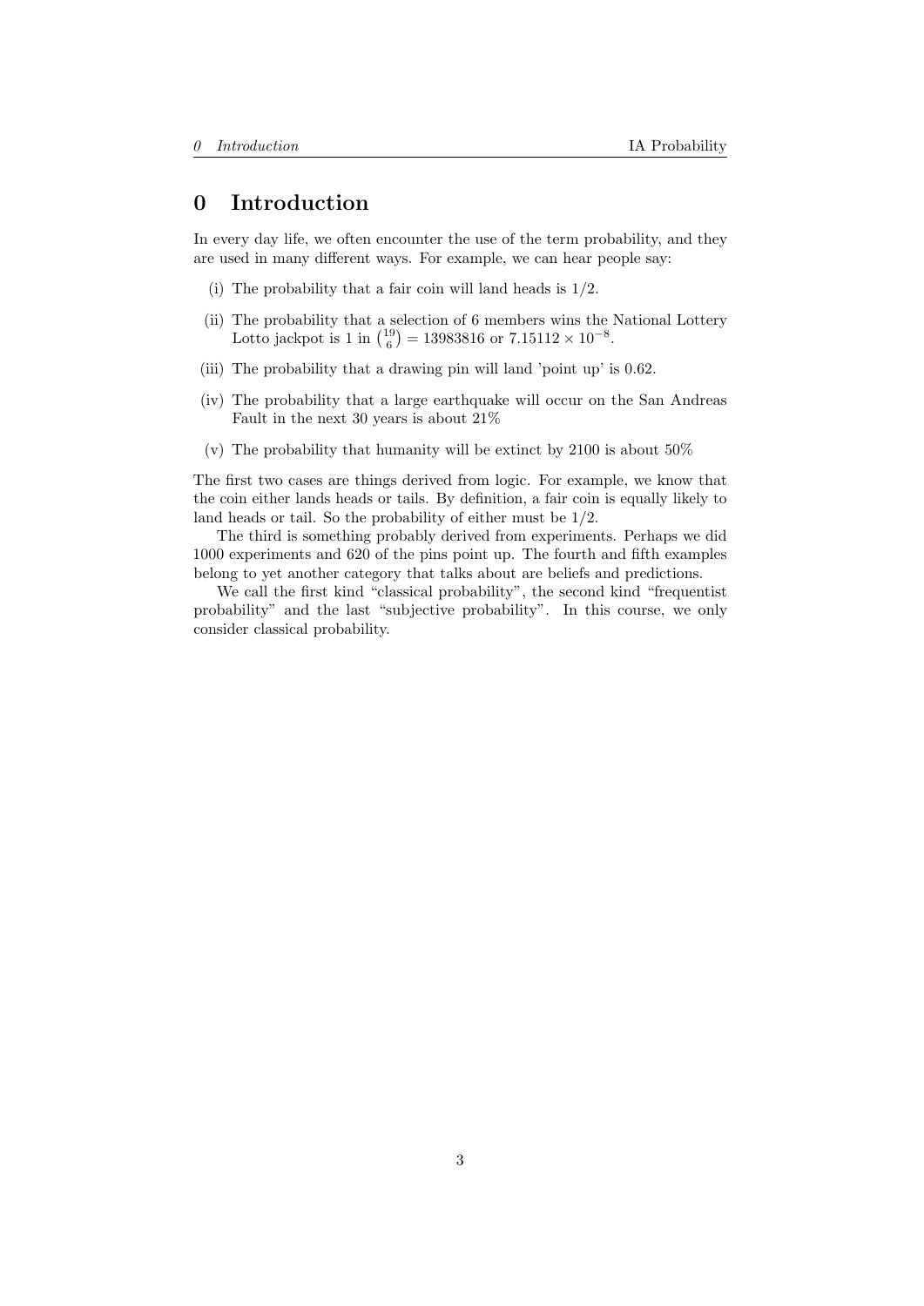# 0 Introduction

In every day life, we often encounter the use of the term probability, and they are used in many different ways. For example, we can hear people say:

(i) The probability that a fair coin will land heads is 1/2.

(ii) The probability that a selection of 6 members wins the National Lottery Lotto jackpot is 1 in $\binom{19}{6} = 13983816$ or $7.15112 \times 10^{-8}$.

(iii) The probability that a drawing pin will land 'point up' is 0.62.

(iv) The probability that a large earthquake will occur on the San Andreas Fault in the next 30 years is about 21%

(v) The probability that humanity will be extinct by 2100 is about 50%

The first two cases are things derived from logic. For example, we know that the coin either lands heads or tails. By definition, a fair coin is equally likely to land heads or tail. So the probability of either must be 1/2.

The third is something probably derived from experiments. Perhaps we did 1000 experiments and 620 of the pins point up. The fourth and fifth examples belong to yet another category that talks about are beliefs and predictions.

We call the first kind "classical probability", the second kind "frequentist probability" and the last "subjective probability". In this course, we only consider classical probability.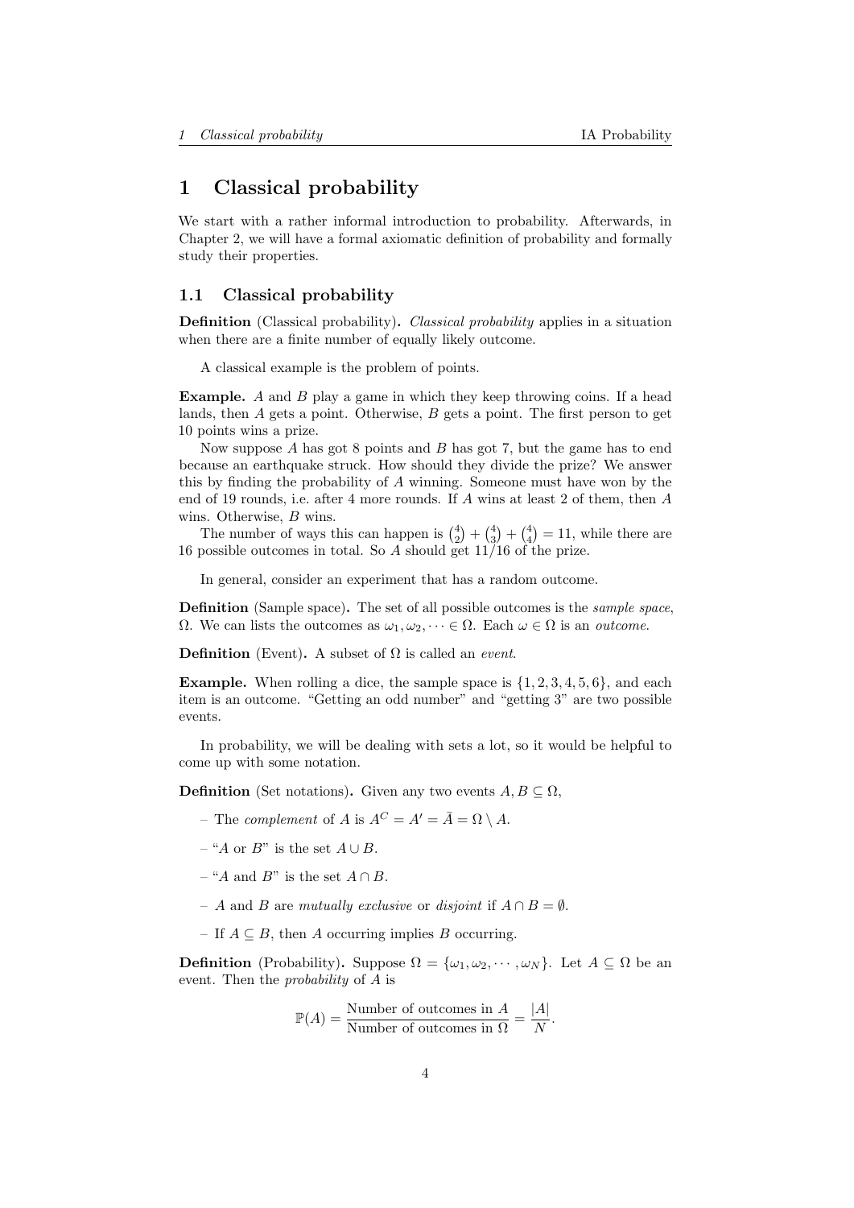# 1 Classical probability

We start with a rather informal introduction to probability. Afterwards, in Chapter 2, we will have a formal axiomatic definition of probability and formally study their properties.

## 1.1 Classical probability

**Definition** (Classical probability)**.** *Classical probability* applies in a situation when there are a finite number of equally likely outcome.

A classical example is the problem of points.

**Example.** $A$ and $B$ play a game in which they keep throwing coins. If a head lands, then $A$ gets a point. Otherwise, $B$ gets a point. The first person to get 10 points wins a prize.

Now suppose $A$ has got 8 points and $B$ has got 7, but the game has to end because an earthquake struck. How should they divide the prize? We answer this by finding the probability of $A$ winning. Someone must have won by the end of 19 rounds, i.e. after 4 more rounds. If $A$ wins at least 2 of them, then $A$ wins. Otherwise, $B$ wins.

The number of ways this can happen is $\binom{4}{2} + \binom{4}{3} + \binom{4}{4} = 11$, while there are 16 possible outcomes in total. So $A$ should get $11/16$ of the prize.

In general, consider an experiment that has a random outcome.

**Definition** (Sample space)**.** The set of all possible outcomes is the *sample space*, $\Omega$. We can lists the outcomes as $\omega_1, \omega_2, \cdots \in \Omega$. Each $\omega \in \Omega$ is an *outcome*.

**Definition** (Event)**.** A subset of $\Omega$ is called an *event*.

**Example.** When rolling a dice, the sample space is $\{1, 2, 3, 4, 5, 6\}$, and each item is an outcome. "Getting an odd number" and "getting 3" are two possible events.

In probability, we will be dealing with sets a lot, so it would be helpful to come up with some notation.

**Definition** (Set notations)**.** Given any two events $A, B \subseteq \Omega$,

- The *complement* of $A$ is $A^C = A' = \bar{A} = \Omega \setminus A$.
- "$A$ or $B$" is the set $A \cup B$.
- "$A$ and $B$" is the set $A \cap B$.
- $A$ and $B$ are *mutually exclusive* or *disjoint* if $A \cap B = \emptyset$.
- If $A \subseteq B$, then $A$ occurring implies $B$ occurring.

**Definition** (Probability)**.** Suppose $\Omega = \{\omega_1, \omega_2, \cdots, \omega_N\}$. Let $A \subseteq \Omega$ be an event. Then the *probability* of $A$ is

$$\mathbb{P}(A) = \frac{\text{Number of outcomes in } A}{\text{Number of outcomes in } \Omega} = \frac{|A|}{N}.$$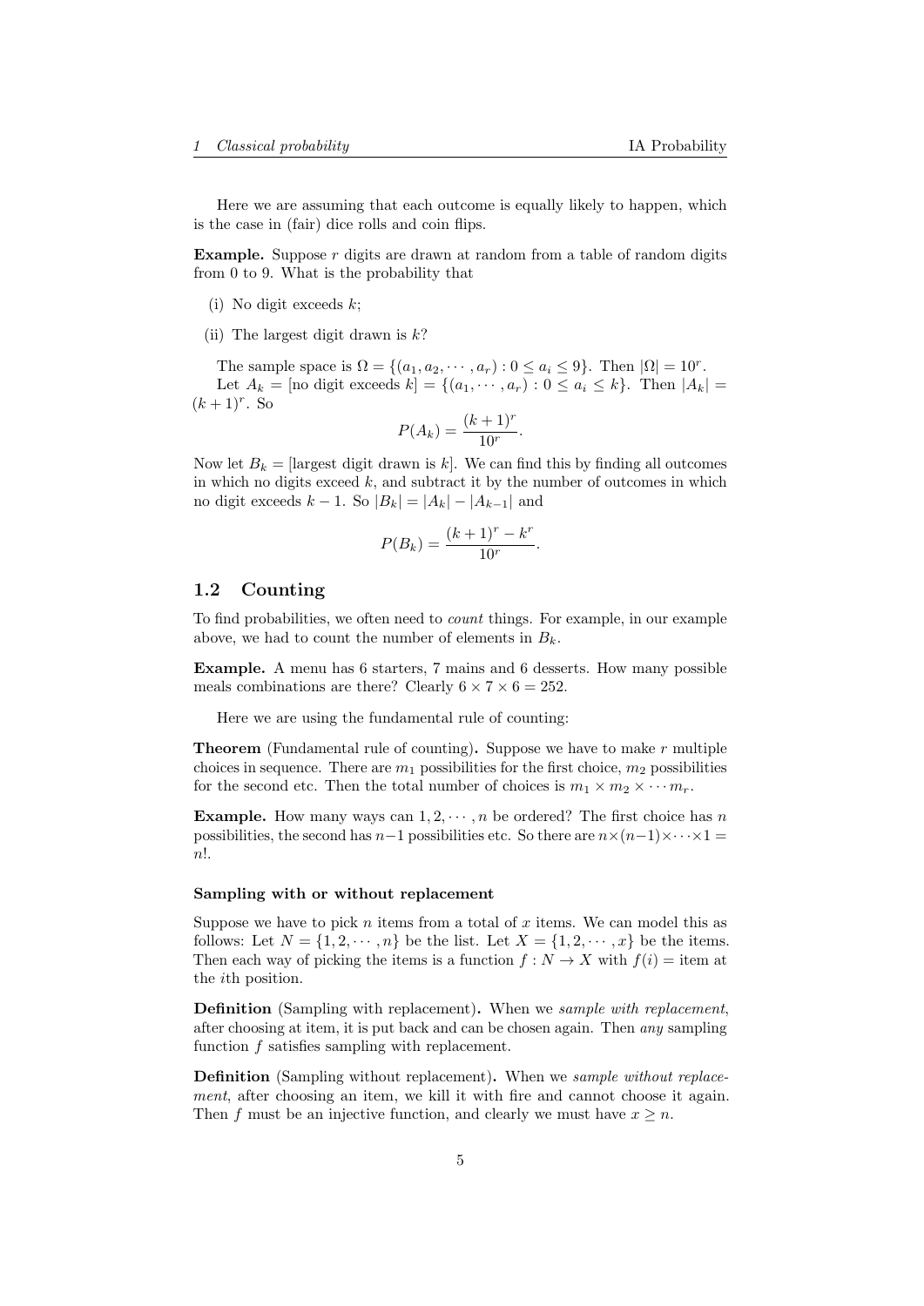Here we are assuming that each outcome is equally likely to happen, which is the case in (fair) dice rolls and coin flips.

**Example.** Suppose $r$ digits are drawn at random from a table of random digits from 0 to 9. What is the probability that

(i) No digit exceeds $k$;

(ii) The largest digit drawn is $k$?

The sample space is $\Omega = \{(a_1, a_2, \cdots, a_r) : 0 \leq a_i \leq 9\}$. Then $|\Omega| = 10^r$.

Let $A_k = [\text{no digit exceeds } k] = \{(a_1, \cdots, a_r) : 0 \leq a_i \leq k\}$. Then $|A_k| = (k+1)^r$. So

$$P(A_k) = \frac{(k+1)^r}{10^r}.$$

Now let $B_k = [\text{largest digit drawn is } k]$. We can find this by finding all outcomes in which no digits exceed $k$, and subtract it by the number of outcomes in which no digit exceeds $k - 1$. So $|B_k| = |A_k| - |A_{k-1}|$ and

$$P(B_k) = \frac{(k+1)^r - k^r}{10^r}.$$

## 1.2 Counting

To find probabilities, we often need to *count* things. For example, in our example above, we had to count the number of elements in $B_k$.

**Example.** A menu has 6 starters, 7 mains and 6 desserts. How many possible meals combinations are there? Clearly $6 \times 7 \times 6 = 252$.

Here we are using the fundamental rule of counting:

**Theorem** (Fundamental rule of counting)**.** Suppose we have to make $r$ multiple choices in sequence. There are $m_1$ possibilities for the first choice, $m_2$ possibilities for the second etc. Then the total number of choices is $m_1 \times m_2 \times \cdots m_r$.

**Example.** How many ways can $1, 2, \cdots, n$ be ordered? The first choice has $n$ possibilities, the second has $n-1$ possibilities etc. So there are $n \times (n-1) \times \cdots \times 1 = n!$.

#### Sampling with or without replacement

Suppose we have to pick $n$ items from a total of $x$ items. We can model this as follows: Let $N = \{1, 2, \cdots, n\}$ be the list. Let $X = \{1, 2, \cdots, x\}$ be the items. Then each way of picking the items is a function $f : N \to X$ with $f(i) = $ item at the $i$th position.

**Definition** (Sampling with replacement)**.** When we *sample with replacement*, after choosing at item, it is put back and can be chosen again. Then *any* sampling function $f$ satisfies sampling with replacement.

**Definition** (Sampling without replacement)**.** When we *sample without replacement*, after choosing an item, we kill it with fire and cannot choose it again. Then $f$ must be an injective function, and clearly we must have $x \geq n$.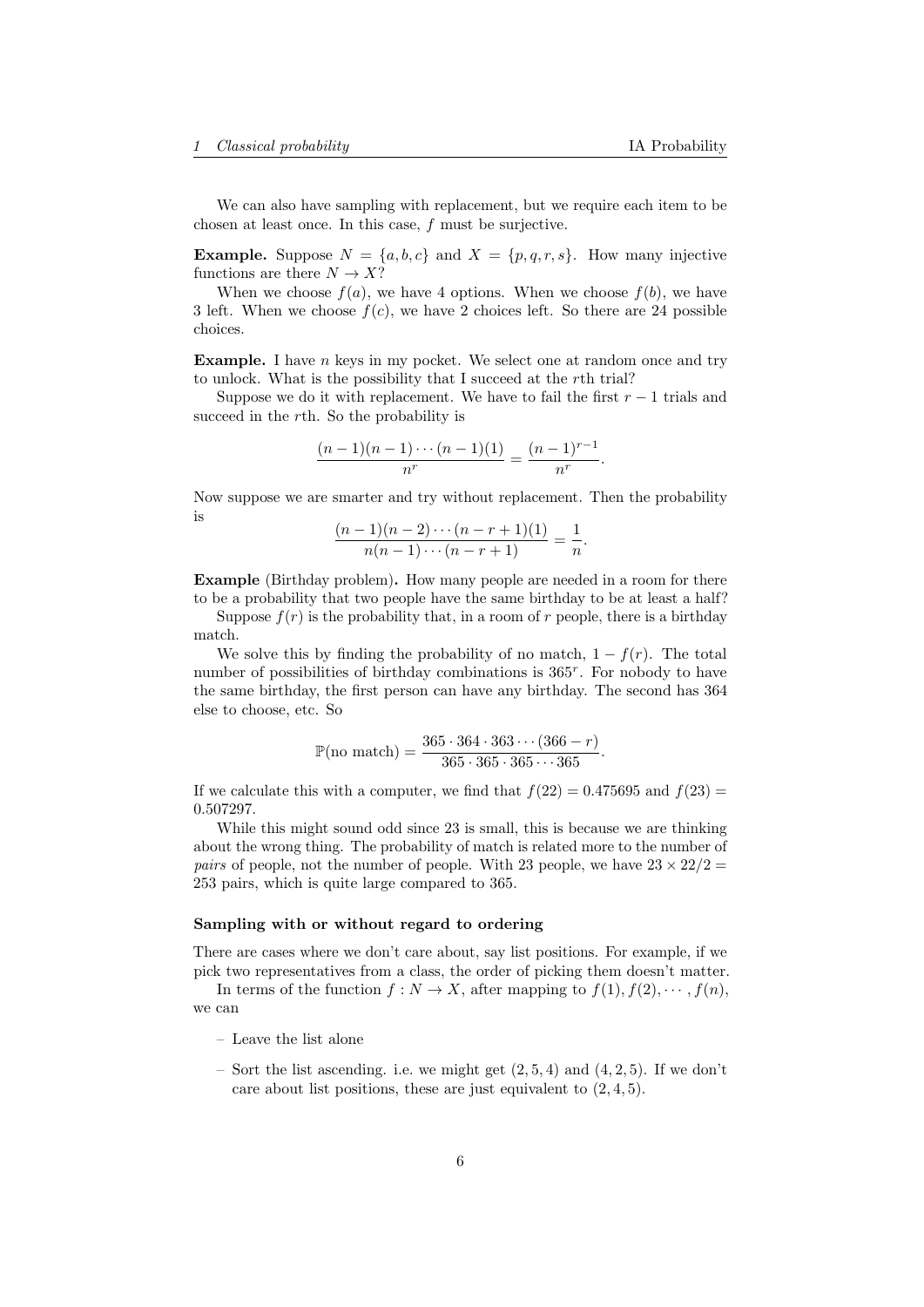We can also have sampling with replacement, but we require each item to be chosen at least once. In this case, $f$ must be surjective.

**Example.** Suppose $N = \{a, b, c\}$ and $X = \{p, q, r, s\}$. How many injective functions are there $N \to X$?

When we choose $f(a)$, we have 4 options. When we choose $f(b)$, we have 3 left. When we choose $f(c)$, we have 2 choices left. So there are 24 possible choices.

**Example.** I have $n$ keys in my pocket. We select one at random once and try to unlock. What is the possibility that I succeed at the $r$th trial?

Suppose we do it with replacement. We have to fail the first $r-1$ trials and succeed in the $r$th. So the probability is

$$\frac{(n-1)(n-1)\cdots(n-1)(1)}{n^r} = \frac{(n-1)^{r-1}}{n^r}.$$

Now suppose we are smarter and try without replacement. Then the probability is

$$\frac{(n-1)(n-2)\cdots(n-r+1)(1)}{n(n-1)\cdots(n-r+1)} = \frac{1}{n}.$$

**Example** (Birthday problem)**.** How many people are needed in a room for there to be a probability that two people have the same birthday to be at least a half?

Suppose $f(r)$ is the probability that, in a room of $r$ people, there is a birthday match.

We solve this by finding the probability of no match, $1 - f(r)$. The total number of possibilities of birthday combinations is $365^r$. For nobody to have the same birthday, the first person can have any birthday. The second has 364 else to choose, etc. So

$$\mathbb{P}(\text{no match}) = \frac{365 \cdot 364 \cdot 363 \cdots (366 - r)}{365 \cdot 365 \cdot 365 \cdots 365}.$$

If we calculate this with a computer, we find that $f(22) = 0.475695$ and $f(23) = 0.507297$.

While this might sound odd since 23 is small, this is because we are thinking about the wrong thing. The probability of match is related more to the number of *pairs* of people, not the number of people. With 23 people, we have $23 \times 22/2 = 253$ pairs, which is quite large compared to 365.

#### Sampling with or without regard to ordering

There are cases where we don't care about, say list positions. For example, if we pick two representatives from a class, the order of picking them doesn't matter.

In terms of the function $f : N \to X$, after mapping to $f(1), f(2), \cdots, f(n)$, we can

- Leave the list alone
- Sort the list ascending. i.e. we might get $(2, 5, 4)$ and $(4, 2, 5)$. If we don't care about list positions, these are just equivalent to $(2, 4, 5)$.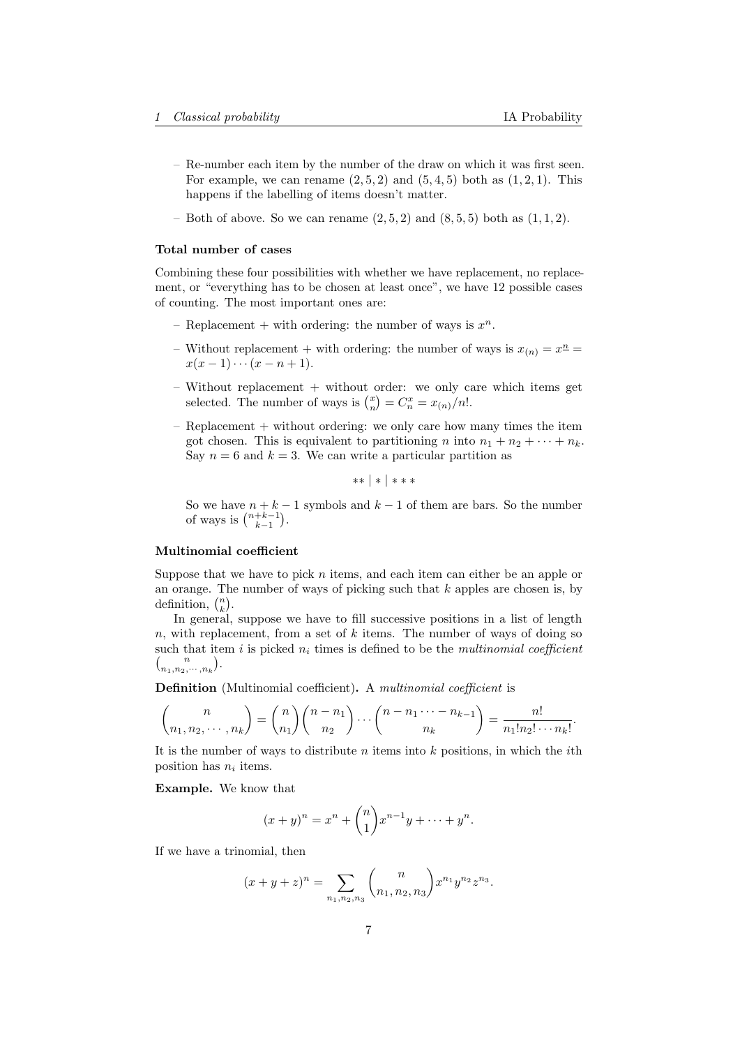- Re-number each item by the number of the draw on which it was first seen. For example, we can rename $(2, 5, 2)$ and $(5, 4, 5)$ both as $(1, 2, 1)$. This happens if the labelling of items doesn't matter.
- Both of above. So we can rename $(2, 5, 2)$ and $(8, 5, 5)$ both as $(1, 1, 2)$.

#### Total number of cases

Combining these four possibilities with whether we have replacement, no replacement, or "everything has to be chosen at least once", we have 12 possible cases of counting. The most important ones are:

- Replacement + with ordering: the number of ways is $x^n$.
- Without replacement + with ordering: the number of ways is $x_{(n)} = x^{\underline{n}} = x(x-1)\cdots(x-n+1)$.
- Without replacement + without order: we only care which items get selected. The number of ways is $\binom{x}{n} = C_n^x = x_{(n)}/n!$.
- Replacement + without ordering: we only care how many times the item got chosen. This is equivalent to partitioning $n$ into $n_1 + n_2 + \cdots + n_k$. Say $n = 6$ and $k = 3$. We can write a particular partition as

  $$** \mid * \mid ***$$

  So we have $n + k - 1$ symbols and $k - 1$ of them are bars. So the number of ways is $\binom{n+k-1}{k-1}$.

#### Multinomial coefficient

Suppose that we have to pick $n$ items, and each item can either be an apple or an orange. The number of ways of picking such that $k$ apples are chosen is, by definition, $\binom{n}{k}$.

In general, suppose we have to fill successive positions in a list of length $n$, with replacement, from a set of $k$ items. The number of ways of doing so such that item $i$ is picked $n_i$ times is defined to be the *multinomial coefficient* $\binom{n}{n_1, n_2, \cdots, n_k}$.

**Definition** (Multinomial coefficient)**.** A *multinomial coefficient* is

$$\binom{n}{n_1, n_2, \cdots, n_k} = \binom{n}{n_1}\binom{n - n_1}{n_2}\cdots\binom{n - n_1 \cdots - n_{k-1}}{n_k} = \frac{n!}{n_1! n_2! \cdots n_k!}.$$

It is the number of ways to distribute $n$ items into $k$ positions, in which the $i$th position has $n_i$ items.

**Example.** We know that

$$(x + y)^n = x^n + \binom{n}{1}x^{n-1}y + \cdots + y^n.$$

If we have a trinomial, then

$$(x + y + z)^n = \sum_{n_1, n_2, n_3} \binom{n}{n_1, n_2, n_3} x^{n_1} y^{n_2} z^{n_3}.$$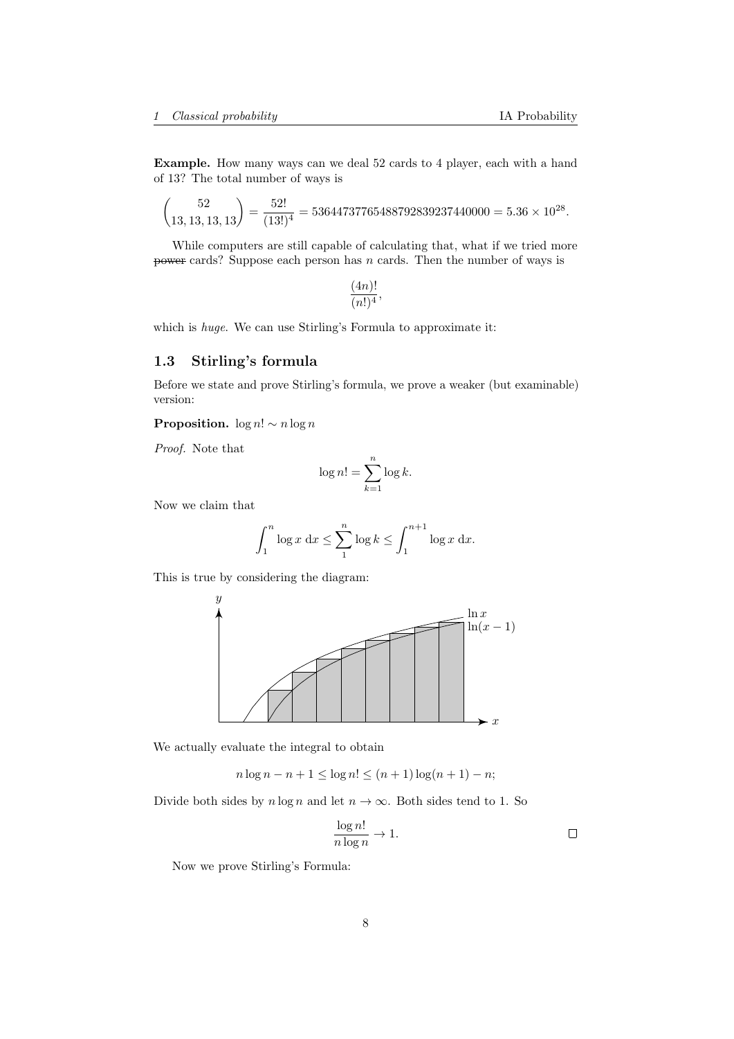**Example.** How many ways can we deal 52 cards to 4 player, each with a hand of 13? The total number of ways is

$$\binom{52}{13, 13, 13, 13} = \frac{52!}{(13!)^4} = 53644737765488792839237440000 = 5.36 \times 10^{28}.$$

While computers are still capable of calculating that, what if we tried more ~~power~~ cards? Suppose each person has $n$ cards. Then the number of ways is

$$\frac{(4n)!}{(n!)^4},$$

which is *huge*. We can use Stirling's Formula to approximate it:

## 1.3 Stirling's formula

Before we state and prove Stirling's formula, we prove a weaker (but examinable) version:

**Proposition.** $\log n! \sim n \log n$

*Proof.* Note that

$$\log n! = \sum_{k=1}^{n} \log k.$$

Now we claim that

$$\int_1^n \log x \, \mathrm{d}x \leq \sum_1^n \log k \leq \int_1^{n+1} \log x \, \mathrm{d}x.$$

This is true by considering the diagram:

We actually evaluate the integral to obtain

$$n \log n - n + 1 \leq \log n! \leq (n+1)\log(n+1) - n;$$

Divide both sides by $n \log n$ and let $n \to \infty$. Both sides tend to 1. So

$$\frac{\log n!}{n \log n} \to 1.$$

□

Now we prove Stirling's Formula: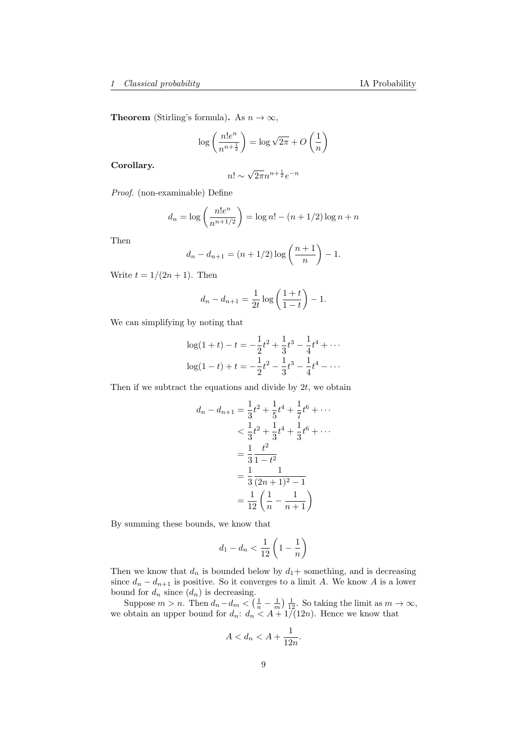**Theorem** (Stirling's formula)**.** As $n \to \infty$,

$$\log\left(\frac{n!e^n}{n^{n+\frac{1}{2}}}\right) = \log\sqrt{2\pi} + O\left(\frac{1}{n}\right)$$

**Corollary.**

$$n! \sim \sqrt{2\pi}n^{n+\frac{1}{2}}e^{-n}$$

*Proof.* (non-examinable) Define

$$d_n = \log\left(\frac{n!e^n}{n^{n+1/2}}\right) = \log n! - (n+1/2)\log n + n$$

Then

$$d_n - d_{n+1} = (n+1/2)\log\left(\frac{n+1}{n}\right) - 1.$$

Write $t = 1/(2n+1)$. Then

$$d_n - d_{n+1} = \frac{1}{2t}\log\left(\frac{1+t}{1-t}\right) - 1.$$

We can simplifying by noting that

$$\begin{aligned}
\log(1+t) - t &= -\frac{1}{2}t^2 + \frac{1}{3}t^3 - \frac{1}{4}t^4 + \cdots \\
\log(1-t) + t &= -\frac{1}{2}t^2 - \frac{1}{3}t^3 - \frac{1}{4}t^4 - \cdots
\end{aligned}$$

Then if we subtract the equations and divide by $2t$, we obtain

$$\begin{aligned}
d_n - d_{n+1} &= \frac{1}{3}t^2 + \frac{1}{5}t^4 + \frac{1}{7}t^6 + \cdots \\
&< \frac{1}{3}t^2 + \frac{1}{3}t^4 + \frac{1}{3}t^6 + \cdots \\
&= \frac{1}{3}\frac{t^2}{1-t^2} \\
&= \frac{1}{3}\frac{1}{(2n+1)^2 - 1} \\
&= \frac{1}{12}\left(\frac{1}{n} - \frac{1}{n+1}\right)
\end{aligned}$$

By summing these bounds, we know that

$$d_1 - d_n < \frac{1}{12}\left(1 - \frac{1}{n}\right)$$

Then we know that $d_n$ is bounded below by $d_1 +$ something, and is decreasing since $d_n - d_{n+1}$ is positive. So it converges to a limit $A$. We know $A$ is a lower bound for $d_n$ since $(d_n)$ is decreasing.

Suppose $m > n$. Then $d_n - d_m < \left(\frac{1}{n} - \frac{1}{m}\right)\frac{1}{12}$. So taking the limit as $m \to \infty$, we obtain an upper bound for $d_n$: $d_n < A + 1/(12n)$. Hence we know that

$$A < d_n < A + \frac{1}{12n}.$$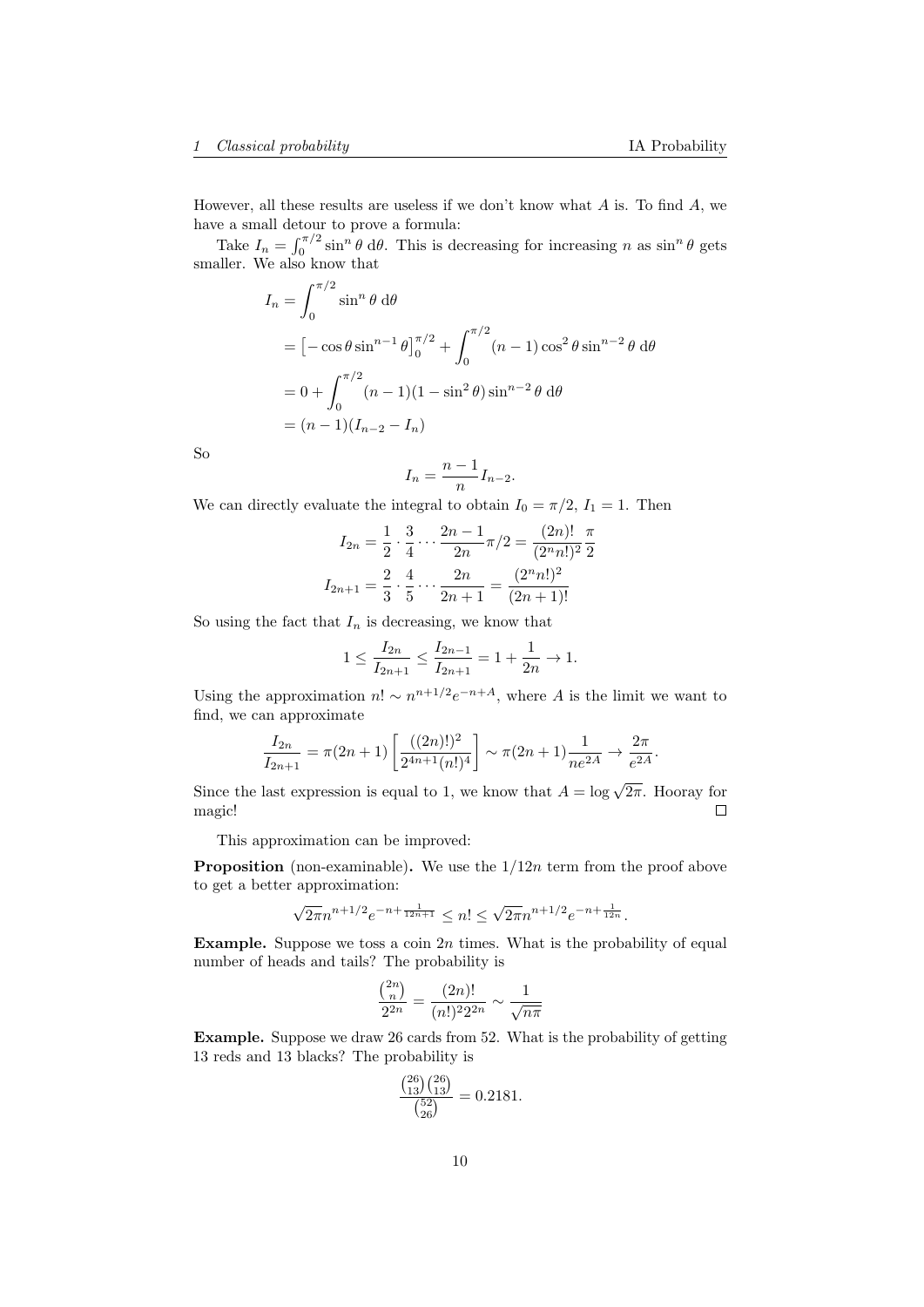However, all these results are useless if we don't know what $A$ is. To find $A$, we have a small detour to prove a formula:

Take $I_n = \int_0^{\pi/2} \sin^n \theta \, \mathrm{d}\theta$. This is decreasing for increasing $n$ as $\sin^n \theta$ gets smaller. We also know that

$$
\begin{aligned}
I_n &= \int_0^{\pi/2} \sin^n \theta \, \mathrm{d}\theta \\
&= \left[-\cos\theta \sin^{n-1}\theta\right]_0^{\pi/2} + \int_0^{\pi/2} (n-1)\cos^2\theta \sin^{n-2}\theta \, \mathrm{d}\theta \\
&= 0 + \int_0^{\pi/2} (n-1)(1-\sin^2\theta)\sin^{n-2}\theta \, \mathrm{d}\theta \\
&= (n-1)(I_{n-2} - I_n)
\end{aligned}
$$

So

$$
I_n = \frac{n-1}{n} I_{n-2}.
$$

We can directly evaluate the integral to obtain $I_0 = \pi/2$, $I_1 = 1$. Then

$$
\begin{aligned}
I_{2n} &= \frac{1}{2}\cdot\frac{3}{4}\cdots\frac{2n-1}{2n}\pi/2 = \frac{(2n)!}{(2^n n!)^2}\frac{\pi}{2} \\
I_{2n+1} &= \frac{2}{3}\cdot\frac{4}{5}\cdots\frac{2n}{2n+1} = \frac{(2^n n!)^2}{(2n+1)!}
\end{aligned}
$$

So using the fact that $I_n$ is decreasing, we know that

$$
1 \le \frac{I_{2n}}{I_{2n+1}} \le \frac{I_{2n-1}}{I_{2n+1}} = 1 + \frac{1}{2n} \to 1.
$$

Using the approximation $n! \sim n^{n+1/2}e^{-n+A}$, where $A$ is the limit we want to find, we can approximate

$$
\frac{I_{2n}}{I_{2n+1}} = \pi(2n+1)\left[\frac{((2n)!)^2}{2^{4n+1}(n!)^4}\right] \sim \pi(2n+1)\frac{1}{ne^{2A}} \to \frac{2\pi}{e^{2A}}.
$$

Since the last expression is equal to 1, we know that $A = \log\sqrt{2\pi}$. Hooray for magic! $\square$

This approximation can be improved:

**Proposition** (non-examinable)**.** We use the $1/12n$ term from the proof above to get a better approximation:

$$
\sqrt{2\pi}n^{n+1/2}e^{-n+\frac{1}{12n+1}} \le n! \le \sqrt{2\pi}n^{n+1/2}e^{-n+\frac{1}{12n}}.
$$

**Example.** Suppose we toss a coin $2n$ times. What is the probability of equal number of heads and tails? The probability is

$$
\frac{\binom{2n}{n}}{2^{2n}} = \frac{(2n)!}{(n!)^2 2^{2n}} \sim \frac{1}{\sqrt{n\pi}}
$$

**Example.** Suppose we draw 26 cards from 52. What is the probability of getting 13 reds and 13 blacks? The probability is

$$
\frac{\binom{26}{13}\binom{26}{13}}{\binom{52}{26}} = 0.2181.
$$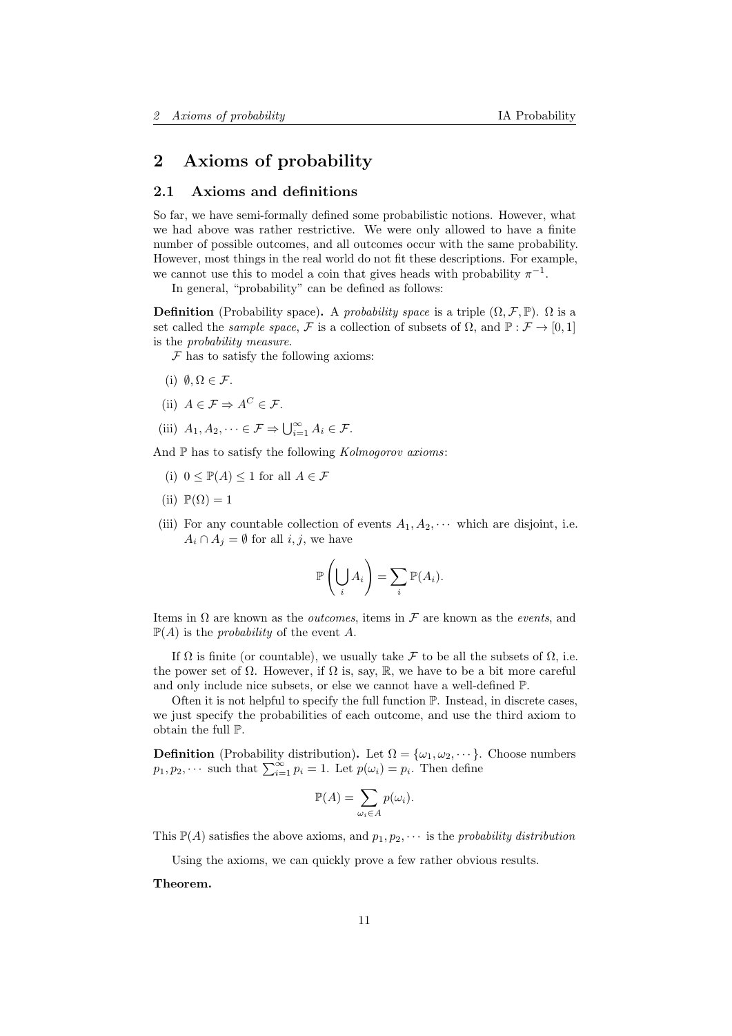# 2 Axioms of probability

## 2.1 Axioms and definitions

So far, we have semi-formally defined some probabilistic notions. However, what we had above was rather restrictive. We were only allowed to have a finite number of possible outcomes, and all outcomes occur with the same probability. However, most things in the real world do not fit these descriptions. For example, we cannot use this to model a coin that gives heads with probability $\pi^{-1}$.

In general, "probability" can be defined as follows:

**Definition** (Probability space)**.** A *probability space* is a triple $(\Omega, \mathcal{F}, \mathbb{P})$. $\Omega$ is a set called the *sample space*, $\mathcal{F}$ is a collection of subsets of $\Omega$, and $\mathbb{P} : \mathcal{F} \to [0, 1]$ is the *probability measure*.

$\mathcal{F}$ has to satisfy the following axioms:

(i) $\emptyset, \Omega \in \mathcal{F}$.

(ii) $A \in \mathcal{F} \Rightarrow A^C \in \mathcal{F}$.

(iii) $A_1, A_2, \cdots \in \mathcal{F} \Rightarrow \bigcup_{i=1}^{\infty} A_i \in \mathcal{F}$.

And $\mathbb{P}$ has to satisfy the following *Kolmogorov axioms*:

(i) $0 \leq \mathbb{P}(A) \leq 1$ for all $A \in \mathcal{F}$

(ii) $\mathbb{P}(\Omega) = 1$

(iii) For any countable collection of events $A_1, A_2, \cdots$ which are disjoint, i.e. $A_i \cap A_j = \emptyset$ for all $i, j$, we have

$$\mathbb{P}\left(\bigcup_i A_i\right) = \sum_i \mathbb{P}(A_i).$$

Items in $\Omega$ are known as the *outcomes*, items in $\mathcal{F}$ are known as the *events*, and $\mathbb{P}(A)$ is the *probability* of the event $A$.

If $\Omega$ is finite (or countable), we usually take $\mathcal{F}$ to be all the subsets of $\Omega$, i.e. the power set of $\Omega$. However, if $\Omega$ is, say, $\mathbb{R}$, we have to be a bit more careful and only include nice subsets, or else we cannot have a well-defined $\mathbb{P}$.

Often it is not helpful to specify the full function $\mathbb{P}$. Instead, in discrete cases, we just specify the probabilities of each outcome, and use the third axiom to obtain the full $\mathbb{P}$.

**Definition** (Probability distribution)**.** Let $\Omega = \{\omega_1, \omega_2, \cdots\}$. Choose numbers $p_1, p_2, \cdots$ such that $\sum_{i=1}^{\infty} p_i = 1$. Let $p(\omega_i) = p_i$. Then define

$$\mathbb{P}(A) = \sum_{\omega_i \in A} p(\omega_i).$$

This $\mathbb{P}(A)$ satisfies the above axioms, and $p_1, p_2, \cdots$ is the *probability distribution*

Using the axioms, we can quickly prove a few rather obvious results.

**Theorem.**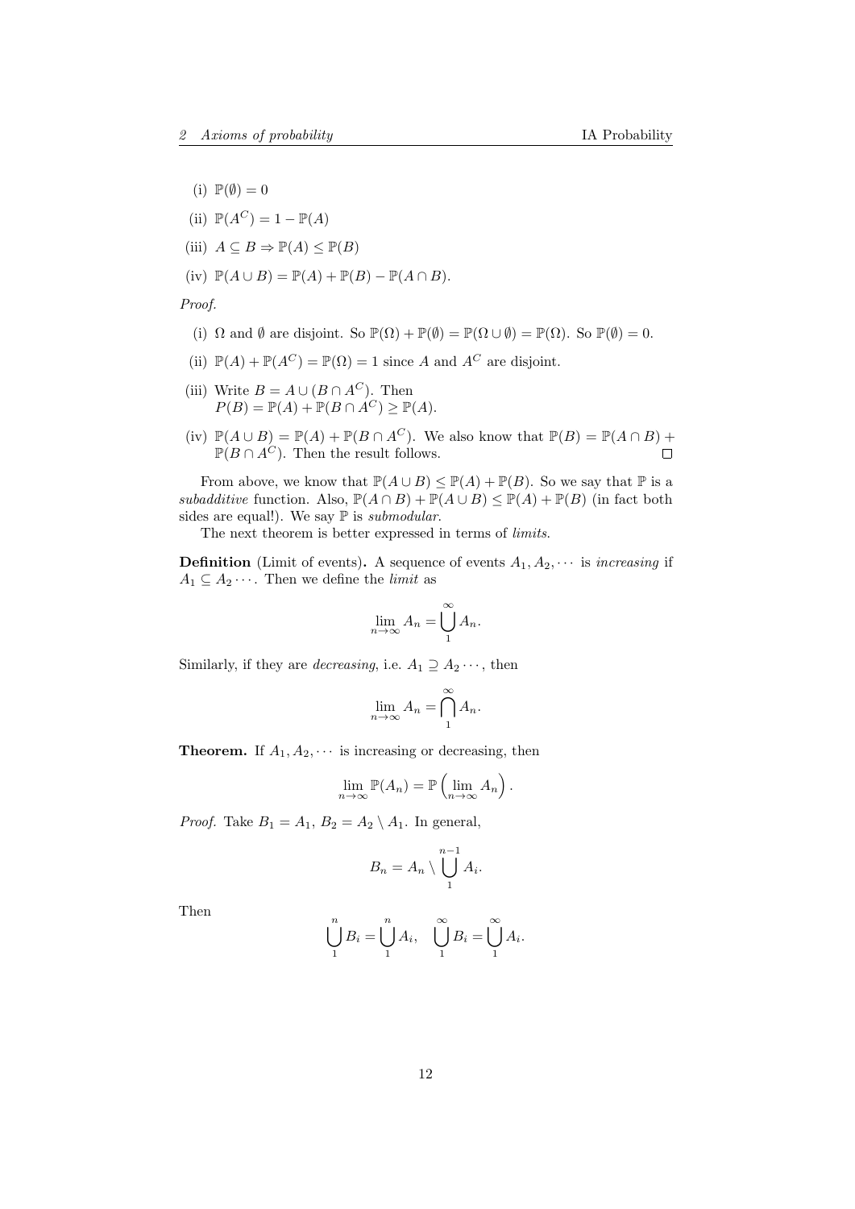(i) $\mathbb{P}(\emptyset) = 0$

(ii) $\mathbb{P}(A^C) = 1 - \mathbb{P}(A)$

(iii) $A \subseteq B \Rightarrow \mathbb{P}(A) \leq \mathbb{P}(B)$

(iv) $\mathbb{P}(A \cup B) = \mathbb{P}(A) + \mathbb{P}(B) - \mathbb{P}(A \cap B)$.

*Proof.*

(i) $\Omega$ and $\emptyset$ are disjoint. So $\mathbb{P}(\Omega) + \mathbb{P}(\emptyset) = \mathbb{P}(\Omega \cup \emptyset) = \mathbb{P}(\Omega)$. So $\mathbb{P}(\emptyset) = 0$.

(ii) $\mathbb{P}(A) + \mathbb{P}(A^C) = \mathbb{P}(\Omega) = 1$ since $A$ and $A^C$ are disjoint.

(iii) Write $B = A \cup (B \cap A^C)$. Then
$P(B) = \mathbb{P}(A) + \mathbb{P}(B \cap A^C) \geq \mathbb{P}(A)$.

(iv) $\mathbb{P}(A \cup B) = \mathbb{P}(A) + \mathbb{P}(B \cap A^C)$. We also know that $\mathbb{P}(B) = \mathbb{P}(A \cap B) + \mathbb{P}(B \cap A^C)$. Then the result follows. □

From above, we know that $\mathbb{P}(A \cup B) \leq \mathbb{P}(A) + \mathbb{P}(B)$. So we say that $\mathbb{P}$ is a *subadditive* function. Also, $\mathbb{P}(A \cap B) + \mathbb{P}(A \cup B) \leq \mathbb{P}(A) + \mathbb{P}(B)$ (in fact both sides are equal!). We say $\mathbb{P}$ is *submodular*.

The next theorem is better expressed in terms of *limits*.

**Definition** (Limit of events)**.** A sequence of events $A_1, A_2, \cdots$ is *increasing* if $A_1 \subseteq A_2 \cdots$. Then we define the *limit* as

$$\lim_{n \to \infty} A_n = \bigcup_1^\infty A_n.$$

Similarly, if they are *decreasing*, i.e. $A_1 \supseteq A_2 \cdots$, then

$$\lim_{n \to \infty} A_n = \bigcap_1^\infty A_n.$$

**Theorem.** If $A_1, A_2, \cdots$ is increasing or decreasing, then

$$\lim_{n \to \infty} \mathbb{P}(A_n) = \mathbb{P}\left(\lim_{n \to \infty} A_n\right).$$

*Proof.* Take $B_1 = A_1$, $B_2 = A_2 \setminus A_1$. In general,

$$B_n = A_n \setminus \bigcup_1^{n-1} A_i.$$

Then

$$\bigcup_1^n B_i = \bigcup_1^n A_i, \quad \bigcup_1^\infty B_i = \bigcup_1^\infty A_i.$$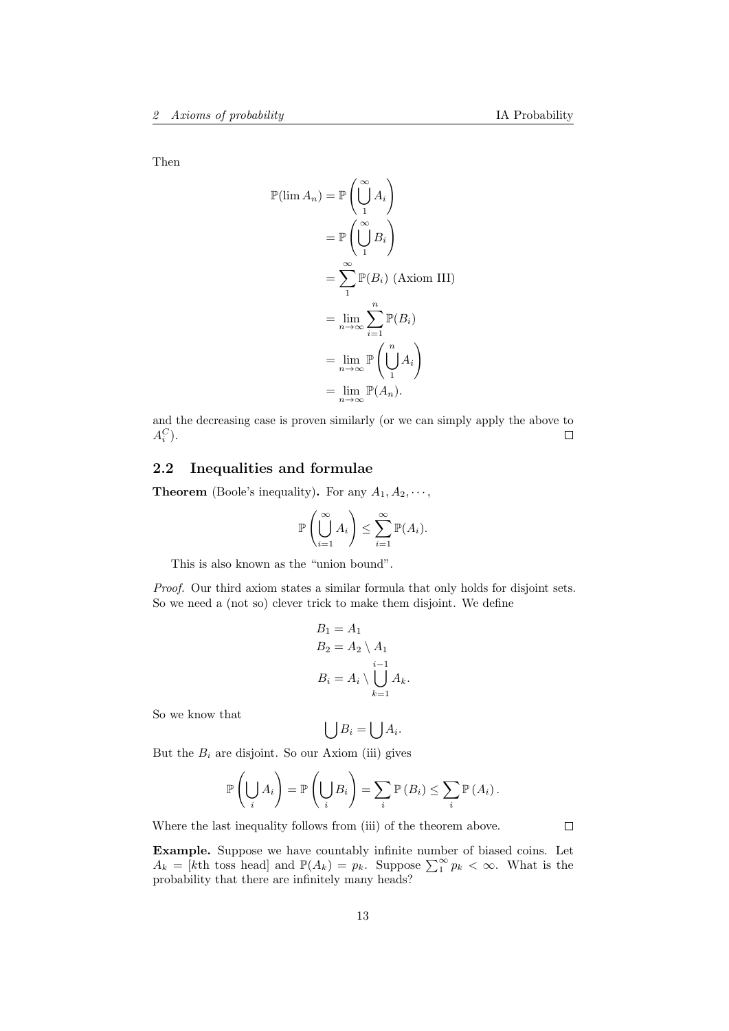Then

$$\begin{aligned}
\mathbb{P}(\lim A_n) &= \mathbb{P}\left(\bigcup_1^\infty A_i\right) \\
&= \mathbb{P}\left(\bigcup_1^\infty B_i\right) \\
&= \sum_1^\infty \mathbb{P}(B_i) \text{ (Axiom III)} \\
&= \lim_{n\to\infty} \sum_{i=1}^n \mathbb{P}(B_i) \\
&= \lim_{n\to\infty} \mathbb{P}\left(\bigcup_1^n A_i\right) \\
&= \lim_{n\to\infty} \mathbb{P}(A_n).
\end{aligned}$$

and the decreasing case is proven similarly (or we can simply apply the above to $A_i^C$). □

## 2.2 Inequalities and formulae

**Theorem** (Boole's inequality)**.** For any $A_1, A_2, \cdots$,

$$\mathbb{P}\left(\bigcup_{i=1}^\infty A_i\right) \leq \sum_{i=1}^\infty \mathbb{P}(A_i).$$

This is also known as the "union bound".

*Proof.* Our third axiom states a similar formula that only holds for disjoint sets. So we need a (not so) clever trick to make them disjoint. We define

$$\begin{aligned}
B_1 &= A_1 \\
B_2 &= A_2 \setminus A_1 \\
B_i &= A_i \setminus \bigcup_{k=1}^{i-1} A_k.
\end{aligned}$$

So we know that

$$\bigcup B_i = \bigcup A_i.$$

But the $B_i$ are disjoint. So our Axiom (iii) gives

$$\mathbb{P}\left(\bigcup_i A_i\right) = \mathbb{P}\left(\bigcup_i B_i\right) = \sum_i \mathbb{P}(B_i) \leq \sum_i \mathbb{P}(A_i).$$

Where the last inequality follows from (iii) of the theorem above. □

**Example.** Suppose we have countably infinite number of biased coins. Let $A_k = [k\text{th toss head}]$ and $\mathbb{P}(A_k) = p_k$. Suppose $\sum_1^\infty p_k < \infty$. What is the probability that there are infinitely many heads?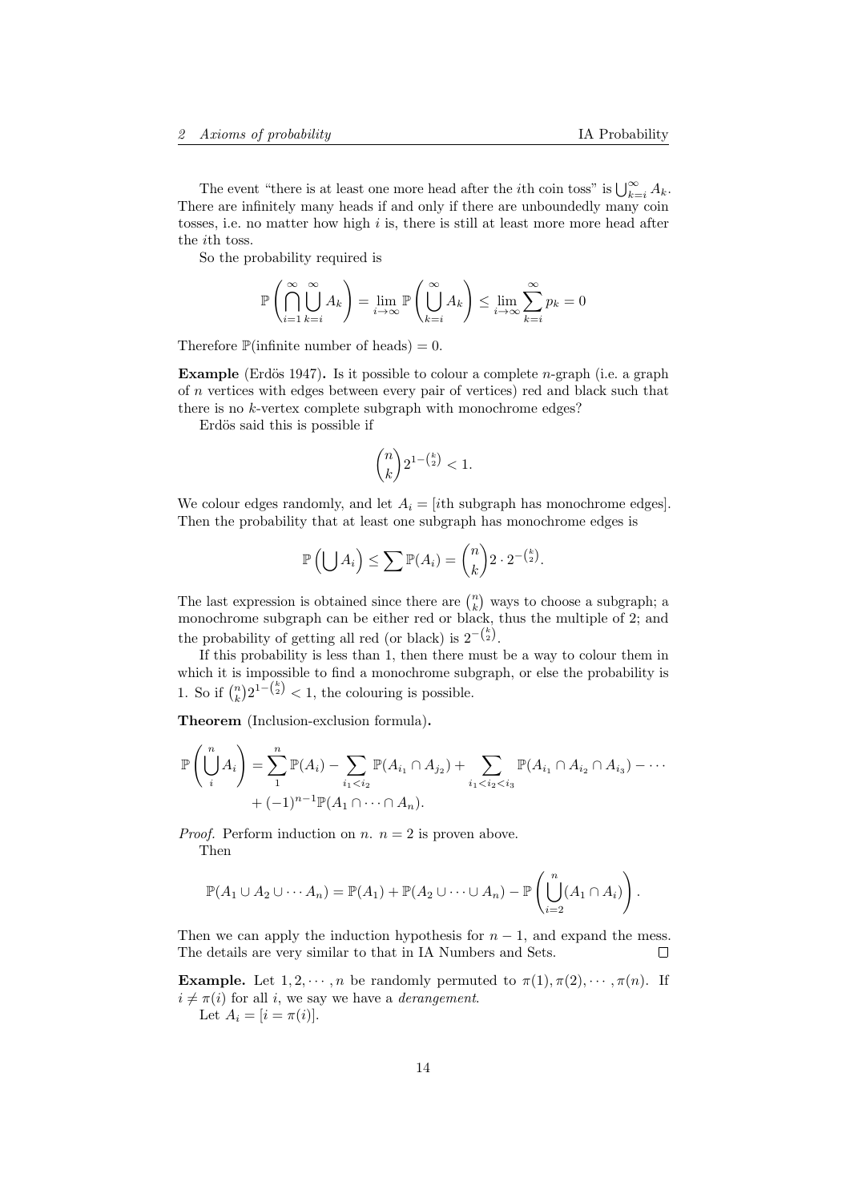The event "there is at least one more head after the $i$th coin toss" is $\bigcup_{k=i}^\infty A_k$. There are infinitely many heads if and only if there are unboundedly many coin tosses, i.e. no matter how high $i$ is, there is still at least more more head after the $i$th toss.

So the probability required is

$$\mathbb{P}\left(\bigcap_{i=1}^\infty \bigcup_{k=i}^\infty A_k\right) = \lim_{i\to\infty} \mathbb{P}\left(\bigcup_{k=i}^\infty A_k\right) \le \lim_{i\to\infty}\sum_{k=i}^\infty p_k = 0$$

Therefore $\mathbb{P}(\text{infinite number of heads}) = 0$.

**Example** (Erdös 1947)**.** Is it possible to colour a complete $n$-graph (i.e. a graph of $n$ vertices with edges between every pair of vertices) red and black such that there is no $k$-vertex complete subgraph with monochrome edges?

Erdös said this is possible if

$$\binom{n}{k}2^{1-\binom{k}{2}} < 1.$$

We colour edges randomly, and let $A_i = [i\text{th subgraph has monochrome edges}]$. Then the probability that at least one subgraph has monochrome edges is

$$\mathbb{P}\left(\bigcup A_i\right) \le \sum \mathbb{P}(A_i) = \binom{n}{k} 2\cdot 2^{-\binom{k}{2}}.$$

The last expression is obtained since there are $\binom{n}{k}$ ways to choose a subgraph; a monochrome subgraph can be either red or black, thus the multiple of 2; and the probability of getting all red (or black) is $2^{-\binom{k}{2}}$.

If this probability is less than 1, then there must be a way to colour them in which it is impossible to find a monochrome subgraph, or else the probability is 1. So if $\binom{n}{k}2^{1-\binom{k}{2}} < 1$, the colouring is possible.

**Theorem** (Inclusion-exclusion formula)**.**

$$\mathbb{P}\left(\bigcup_i^n A_i\right) = \sum_1^n \mathbb{P}(A_i) - \sum_{i_1<i_2}\mathbb{P}(A_{i_1}\cap A_{j_2}) + \sum_{i_1<i_2<i_3}\mathbb{P}(A_{i_1}\cap A_{i_2}\cap A_{i_3}) - \cdots$$
$$+ (-1)^{n-1}\mathbb{P}(A_1\cap\cdots\cap A_n).$$

*Proof.* Perform induction on $n$. $n = 2$ is proven above.

Then

$$\mathbb{P}(A_1\cup A_2\cup\cdots A_n) = \mathbb{P}(A_1) + \mathbb{P}(A_2\cup\cdots\cup A_n) - \mathbb{P}\left(\bigcup_{i=2}^n (A_1\cap A_i)\right).$$

Then we can apply the induction hypothesis for $n-1$, and expand the mess. The details are very similar to that in IA Numbers and Sets. $\square$

**Example.** Let $1, 2, \cdots, n$ be randomly permuted to $\pi(1), \pi(2), \cdots, \pi(n)$. If $i \ne \pi(i)$ for all $i$, we say we have a *derangement*.

Let $A_i = [i = \pi(i)]$.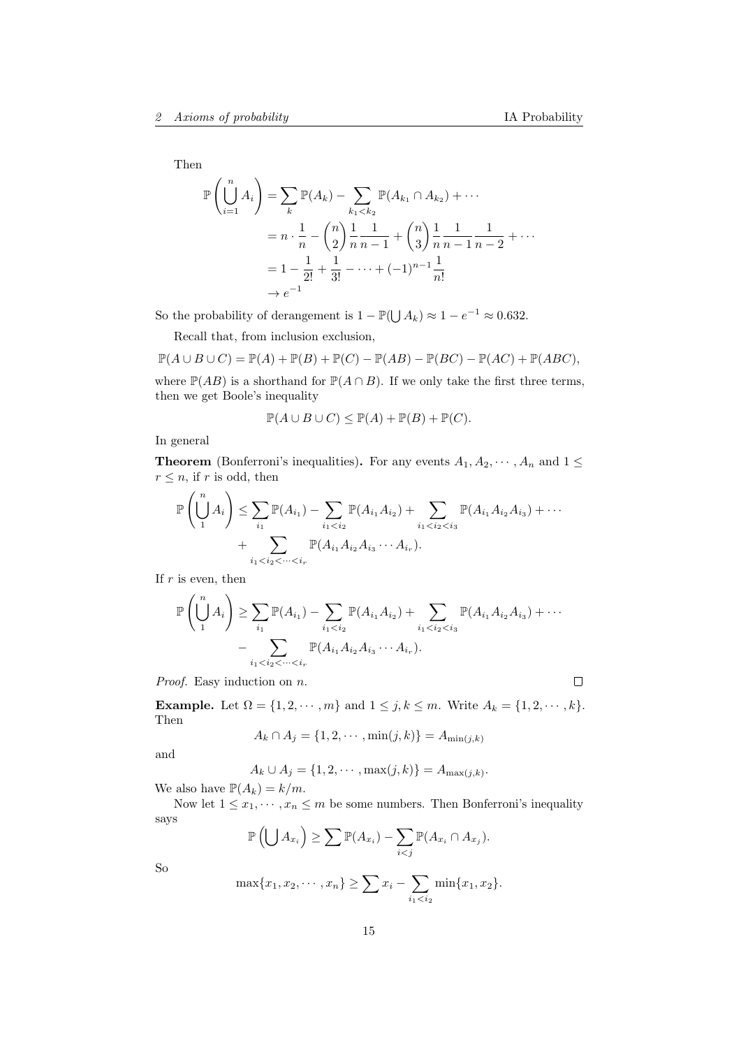Then

$$
\begin{aligned}
\mathbb{P}\left(\bigcup_{i=1}^{n} A_i\right) &= \sum_k \mathbb{P}(A_k) - \sum_{k_1<k_2} \mathbb{P}(A_{k_1} \cap A_{k_2}) + \cdots \\
&= n \cdot \frac{1}{n} - \binom{n}{2}\frac{1}{n}\frac{1}{n-1} + \binom{n}{3}\frac{1}{n}\frac{1}{n-1}\frac{1}{n-2} + \cdots \\
&= 1 - \frac{1}{2!} + \frac{1}{3!} - \cdots + (-1)^{n-1}\frac{1}{n!} \\
&\to e^{-1}
\end{aligned}
$$

So the probability of derangement is $1 - \mathbb{P}(\bigcup A_k) \approx 1 - e^{-1} \approx 0.632$.

Recall that, from inclusion exclusion,

$$
\mathbb{P}(A \cup B \cup C) = \mathbb{P}(A) + \mathbb{P}(B) + \mathbb{P}(C) - \mathbb{P}(AB) - \mathbb{P}(BC) - \mathbb{P}(AC) + \mathbb{P}(ABC),
$$

where $\mathbb{P}(AB)$ is a shorthand for $\mathbb{P}(A \cap B)$. If we only take the first three terms, then we get Boole's inequality

$$
\mathbb{P}(A \cup B \cup C) \leq \mathbb{P}(A) + \mathbb{P}(B) + \mathbb{P}(C).
$$

In general

**Theorem** (Bonferroni's inequalities)**.** For any events $A_1, A_2, \cdots, A_n$ and $1 \leq r \leq n$, if $r$ is odd, then

$$
\begin{aligned}
\mathbb{P}\left(\bigcup_1^n A_i\right) \leq \sum_{i_1} \mathbb{P}(A_{i_1}) &- \sum_{i_1<i_2} \mathbb{P}(A_{i_1}A_{i_2}) + \sum_{i_1<i_2<i_3} \mathbb{P}(A_{i_1}A_{i_2}A_{i_3}) + \cdots \\
&+ \sum_{i_1<i_2<\cdots<i_r} \mathbb{P}(A_{i_1}A_{i_2}A_{i_3}\cdots A_{i_r}).
\end{aligned}
$$

If $r$ is even, then

$$
\begin{aligned}
\mathbb{P}\left(\bigcup_1^n A_i\right) \geq \sum_{i_1} \mathbb{P}(A_{i_1}) &- \sum_{i_1<i_2} \mathbb{P}(A_{i_1}A_{i_2}) + \sum_{i_1<i_2<i_3} \mathbb{P}(A_{i_1}A_{i_2}A_{i_3}) + \cdots \\
&- \sum_{i_1<i_2<\cdots<i_r} \mathbb{P}(A_{i_1}A_{i_2}A_{i_3}\cdots A_{i_r}).
\end{aligned}
$$

*Proof.* Easy induction on $n$. □

**Example.** Let $\Omega = \{1, 2, \cdots, m\}$ and $1 \leq j, k \leq m$. Write $A_k = \{1, 2, \cdots, k\}$. Then

$$
A_k \cap A_j = \{1, 2, \cdots, \min(j, k)\} = A_{\min(j,k)}
$$

and

$$
A_k \cup A_j = \{1, 2, \cdots, \max(j, k)\} = A_{\max(j,k)}.
$$

We also have $\mathbb{P}(A_k) = k/m$.

Now let $1 \leq x_1, \cdots, x_n \leq m$ be some numbers. Then Bonferroni's inequality says

$$
\mathbb{P}\left(\bigcup A_{x_i}\right) \geq \sum \mathbb{P}(A_{x_i}) - \sum_{i<j} \mathbb{P}(A_{x_i} \cap A_{x_j}).
$$

So

$$
\max\{x_1, x_2, \cdots, x_n\} \geq \sum x_i - \sum_{i_1<i_2} \min\{x_1, x_2\}.
$$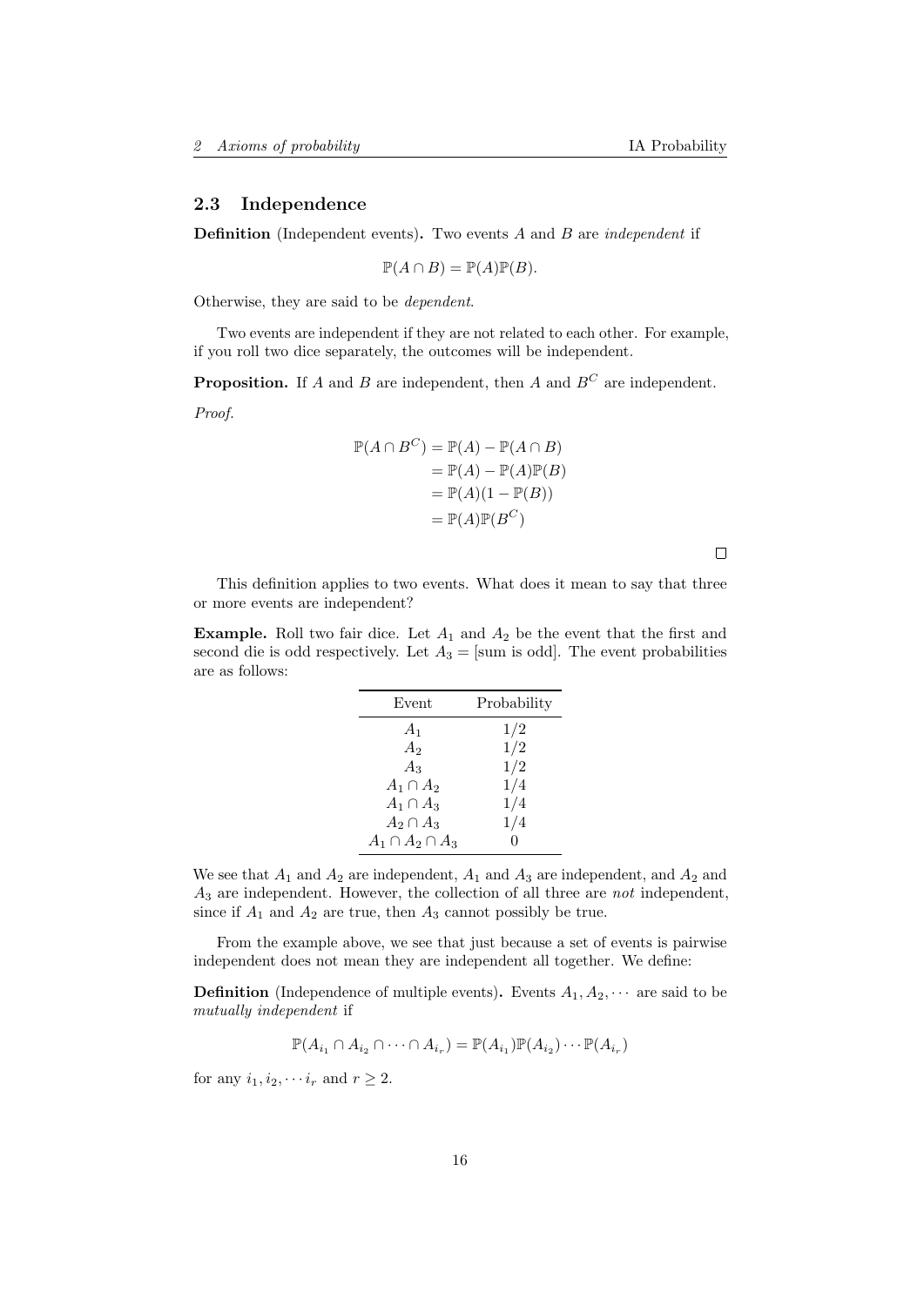## 2.3 Independence

**Definition** (Independent events)**.** Two events $A$ and $B$ are *independent* if

$$\mathbb{P}(A \cap B) = \mathbb{P}(A)\mathbb{P}(B).$$

Otherwise, they are said to be *dependent*.

Two events are independent if they are not related to each other. For example, if you roll two dice separately, the outcomes will be independent.

**Proposition.** If $A$ and $B$ are independent, then $A$ and $B^C$ are independent.

*Proof.*

$$\begin{aligned}
\mathbb{P}(A \cap B^C) &= \mathbb{P}(A) - \mathbb{P}(A \cap B) \\
&= \mathbb{P}(A) - \mathbb{P}(A)\mathbb{P}(B) \\
&= \mathbb{P}(A)(1 - \mathbb{P}(B)) \\
&= \mathbb{P}(A)\mathbb{P}(B^C)
\end{aligned}$$

□

This definition applies to two events. What does it mean to say that three or more events are independent?

**Example.** Roll two fair dice. Let $A_1$ and $A_2$ be the event that the first and second die is odd respectively. Let $A_3 =$ [sum is odd]. The event probabilities are as follows:

| Event | Probability |
|---|---|
| $A_1$ | $1/2$ |
| $A_2$ | $1/2$ |
| $A_3$ | $1/2$ |
| $A_1 \cap A_2$ | $1/4$ |
| $A_1 \cap A_3$ | $1/4$ |
| $A_2 \cap A_3$ | $1/4$ |
| $A_1 \cap A_2 \cap A_3$ | $0$ |

We see that $A_1$ and $A_2$ are independent, $A_1$ and $A_3$ are independent, and $A_2$ and $A_3$ are independent. However, the collection of all three are *not* independent, since if $A_1$ and $A_2$ are true, then $A_3$ cannot possibly be true.

From the example above, we see that just because a set of events is pairwise independent does not mean they are independent all together. We define:

**Definition** (Independence of multiple events)**.** Events $A_1, A_2, \cdots$ are said to be *mutually independent* if

$$\mathbb{P}(A_{i_1} \cap A_{i_2} \cap \cdots \cap A_{i_r}) = \mathbb{P}(A_{i_1})\mathbb{P}(A_{i_2}) \cdots \mathbb{P}(A_{i_r})$$

for any $i_1, i_2, \cdots i_r$ and $r \geq 2$.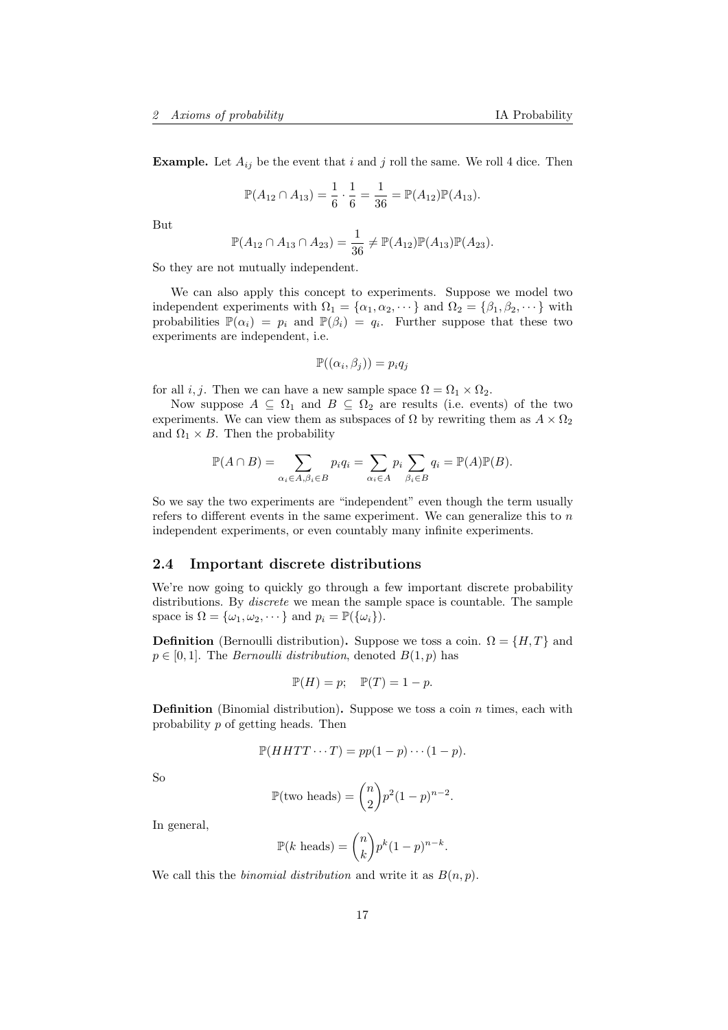**Example.** Let $A_{ij}$ be the event that $i$ and $j$ roll the same. We roll 4 dice. Then

$$\mathbb{P}(A_{12} \cap A_{13}) = \frac{1}{6} \cdot \frac{1}{6} = \frac{1}{36} = \mathbb{P}(A_{12})\mathbb{P}(A_{13}).$$

But

$$\mathbb{P}(A_{12} \cap A_{13} \cap A_{23}) = \frac{1}{36} \neq \mathbb{P}(A_{12})\mathbb{P}(A_{13})\mathbb{P}(A_{23}).$$

So they are not mutually independent.

We can also apply this concept to experiments. Suppose we model two independent experiments with $\Omega_1 = \{\alpha_1, \alpha_2, \cdots\}$ and $\Omega_2 = \{\beta_1, \beta_2, \cdots\}$ with probabilities $\mathbb{P}(\alpha_i) = p_i$ and $\mathbb{P}(\beta_i) = q_i$. Further suppose that these two experiments are independent, i.e.

$$\mathbb{P}((\alpha_i, \beta_j)) = p_i q_j$$

for all $i, j$. Then we can have a new sample space $\Omega = \Omega_1 \times \Omega_2$.

Now suppose $A \subseteq \Omega_1$ and $B \subseteq \Omega_2$ are results (i.e. events) of the two experiments. We can view them as subspaces of $\Omega$ by rewriting them as $A \times \Omega_2$ and $\Omega_1 \times B$. Then the probability

$$\mathbb{P}(A \cap B) = \sum_{\alpha_i \in A, \beta_i \in B} p_i q_i = \sum_{\alpha_i \in A} p_i \sum_{\beta_i \in B} q_i = \mathbb{P}(A)\mathbb{P}(B).$$

So we say the two experiments are "independent" even though the term usually refers to different events in the same experiment. We can generalize this to $n$ independent experiments, or even countably many infinite experiments.

## 2.4 Important discrete distributions

We're now going to quickly go through a few important discrete probability distributions. By *discrete* we mean the sample space is countable. The sample space is $\Omega = \{\omega_1, \omega_2, \cdots\}$ and $p_i = \mathbb{P}(\{\omega_i\})$.

**Definition** (Bernoulli distribution)**.** Suppose we toss a coin. $\Omega = \{H, T\}$ and $p \in [0, 1]$. The *Bernoulli distribution*, denoted $B(1, p)$ has

$$\mathbb{P}(H) = p; \quad \mathbb{P}(T) = 1 - p.$$

**Definition** (Binomial distribution)**.** Suppose we toss a coin $n$ times, each with probability $p$ of getting heads. Then

$$\mathbb{P}(HHTT \cdots T) = pp(1-p)\cdots(1-p).$$

So

$$\mathbb{P}(\text{two heads}) = \binom{n}{2} p^2 (1-p)^{n-2}.$$

In general,

$$\mathbb{P}(k \text{ heads}) = \binom{n}{k} p^k (1-p)^{n-k}.$$

We call this the *binomial distribution* and write it as $B(n, p)$.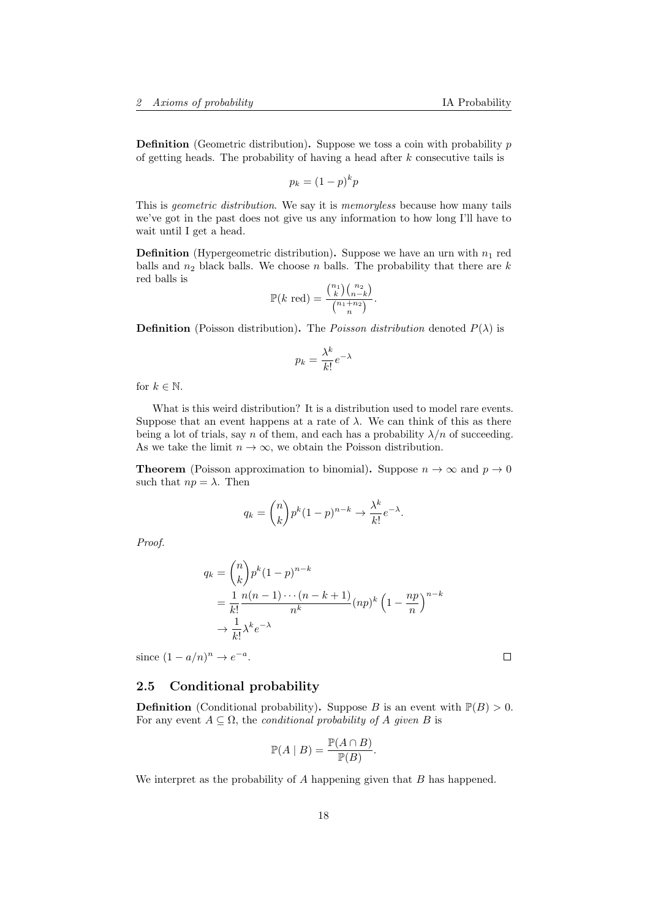**Definition** (Geometric distribution)**.** Suppose we toss a coin with probability $p$ of getting heads. The probability of having a head after $k$ consecutive tails is

$$p_k = (1-p)^k p$$

This is *geometric distribution*. We say it is *memoryless* because how many tails we've got in the past does not give us any information to how long I'll have to wait until I get a head.

**Definition** (Hypergeometric distribution)**.** Suppose we have an urn with $n_1$ red balls and $n_2$ black balls. We choose $n$ balls. The probability that there are $k$ red balls is

$$\mathbb{P}(k \text{ red}) = \frac{\binom{n_1}{k}\binom{n_2}{n-k}}{\binom{n_1+n_2}{n}}.$$

**Definition** (Poisson distribution)**.** The *Poisson distribution* denoted $P(\lambda)$ is

$$p_k = \frac{\lambda^k}{k!}e^{-\lambda}$$

for $k \in \mathbb{N}$.

What is this weird distribution? It is a distribution used to model rare events. Suppose that an event happens at a rate of $\lambda$. We can think of this as there being a lot of trials, say $n$ of them, and each has a probability $\lambda/n$ of succeeding. As we take the limit $n \to \infty$, we obtain the Poisson distribution.

**Theorem** (Poisson approximation to binomial)**.** Suppose $n \to \infty$ and $p \to 0$ such that $np = \lambda$. Then

$$q_k = \binom{n}{k}p^k(1-p)^{n-k} \to \frac{\lambda^k}{k!}e^{-\lambda}.$$

*Proof.*

$$\begin{aligned}
q_k &= \binom{n}{k}p^k(1-p)^{n-k} \\
&= \frac{1}{k!}\frac{n(n-1)\cdots(n-k+1)}{n^k}(np)^k\left(1 - \frac{np}{n}\right)^{n-k} \\
&\to \frac{1}{k!}\lambda^k e^{-\lambda}
\end{aligned}$$

since $(1 - a/n)^n \to e^{-a}$. $\square$

## 2.5 Conditional probability

**Definition** (Conditional probability)**.** Suppose $B$ is an event with $\mathbb{P}(B) > 0$. For any event $A \subseteq \Omega$, the *conditional probability of $A$ given $B$* is

$$\mathbb{P}(A \mid B) = \frac{\mathbb{P}(A \cap B)}{\mathbb{P}(B)}.$$

We interpret as the probability of $A$ happening given that $B$ has happened.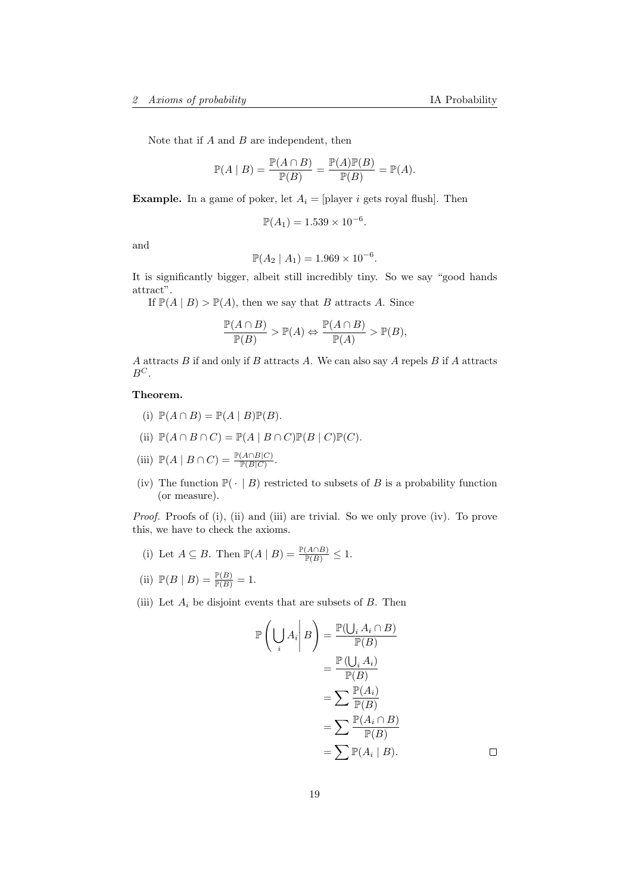Note that if $A$ and $B$ are independent, then

$$\mathbb{P}(A \mid B) = \frac{\mathbb{P}(A \cap B)}{\mathbb{P}(B)} = \frac{\mathbb{P}(A)\mathbb{P}(B)}{\mathbb{P}(B)} = \mathbb{P}(A).$$

**Example.** In a game of poker, let $A_i =$ [player $i$ gets royal flush]. Then

$$\mathbb{P}(A_1) = 1.539 \times 10^{-6}.$$

and

$$\mathbb{P}(A_2 \mid A_1) = 1.969 \times 10^{-6}.$$

It is significantly bigger, albeit still incredibly tiny. So we say "good hands attract".

If $\mathbb{P}(A \mid B) > \mathbb{P}(A)$, then we say that $B$ attracts $A$. Since

$$\frac{\mathbb{P}(A \cap B)}{\mathbb{P}(B)} > \mathbb{P}(A) \Leftrightarrow \frac{\mathbb{P}(A \cap B)}{\mathbb{P}(A)} > \mathbb{P}(B),$$

$A$ attracts $B$ if and only if $B$ attracts $A$. We can also say $A$ repels $B$ if $A$ attracts $B^C$.

**Theorem.**

(i) $\mathbb{P}(A \cap B) = \mathbb{P}(A \mid B)\mathbb{P}(B)$.

(ii) $\mathbb{P}(A \cap B \cap C) = \mathbb{P}(A \mid B \cap C)\mathbb{P}(B \mid C)\mathbb{P}(C)$.

(iii) $\mathbb{P}(A \mid B \cap C) = \frac{\mathbb{P}(A \cap B \mid C)}{\mathbb{P}(B \mid C)}$.

(iv) The function $\mathbb{P}(\,\cdot \mid B)$ restricted to subsets of $B$ is a probability function (or measure).

*Proof.* Proofs of (i), (ii) and (iii) are trivial. So we only prove (iv). To prove this, we have to check the axioms.

(i) Let $A \subseteq B$. Then $\mathbb{P}(A \mid B) = \frac{\mathbb{P}(A \cap B)}{\mathbb{P}(B)} \leq 1$.

(ii) $\mathbb{P}(B \mid B) = \frac{\mathbb{P}(B)}{\mathbb{P}(B)} = 1$.

(iii) Let $A_i$ be disjoint events that are subsets of $B$. Then

$$\begin{aligned}
\mathbb{P}\left(\bigcup_i A_i \,\middle|\, B\right) &= \frac{\mathbb{P}(\bigcup_i A_i \cap B)}{\mathbb{P}(B)} \\
&= \frac{\mathbb{P}\left(\bigcup_i A_i\right)}{\mathbb{P}(B)} \\
&= \sum \frac{\mathbb{P}(A_i)}{\mathbb{P}(B)} \\
&= \sum \frac{\mathbb{P}(A_i \cap B)}{\mathbb{P}(B)} \\
&= \sum \mathbb{P}(A_i \mid B).
\end{aligned}$$

∎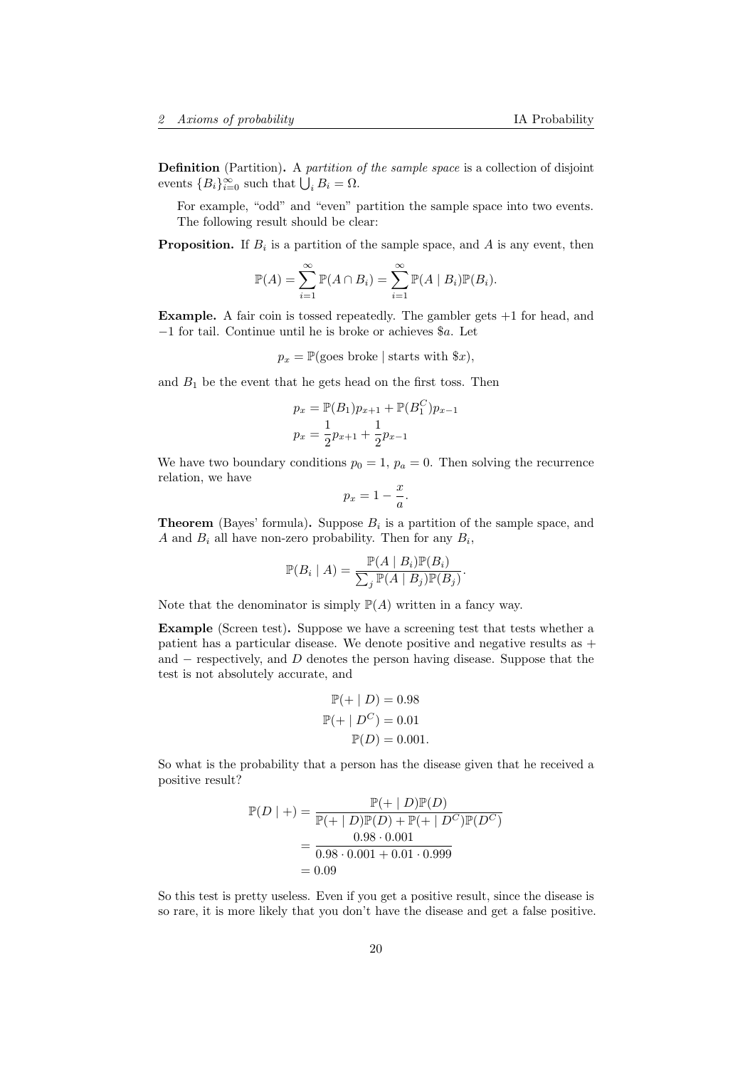**Definition** (Partition)**.** A *partition of the sample space* is a collection of disjoint events $\{B_i\}_{i=0}^{\infty}$ such that $\bigcup_i B_i = \Omega$.

For example, "odd" and "even" partition the sample space into two events. The following result should be clear:

**Proposition.** If $B_i$ is a partition of the sample space, and $A$ is any event, then

$$\mathbb{P}(A) = \sum_{i=1}^{\infty} \mathbb{P}(A \cap B_i) = \sum_{i=1}^{\infty} \mathbb{P}(A \mid B_i)\mathbb{P}(B_i).$$

**Example.** A fair coin is tossed repeatedly. The gambler gets $+1$ for head, and $-1$ for tail. Continue until he is broke or achieves \$$a$. Let

$$p_x = \mathbb{P}(\text{goes broke} \mid \text{starts with } \$x),$$

and $B_1$ be the event that he gets head on the first toss. Then

$$\begin{aligned}
p_x &= \mathbb{P}(B_1)p_{x+1} + \mathbb{P}(B_1^C)p_{x-1} \\
p_x &= \frac{1}{2}p_{x+1} + \frac{1}{2}p_{x-1}
\end{aligned}$$

We have two boundary conditions $p_0 = 1$, $p_a = 0$. Then solving the recurrence relation, we have

$$p_x = 1 - \frac{x}{a}.$$

**Theorem** (Bayes' formula)**.** Suppose $B_i$ is a partition of the sample space, and $A$ and $B_i$ all have non-zero probability. Then for any $B_i$,

$$\mathbb{P}(B_i \mid A) = \frac{\mathbb{P}(A \mid B_i)\mathbb{P}(B_i)}{\sum_j \mathbb{P}(A \mid B_j)\mathbb{P}(B_j)}.$$

Note that the denominator is simply $\mathbb{P}(A)$ written in a fancy way.

**Example** (Screen test)**.** Suppose we have a screening test that tests whether a patient has a particular disease. We denote positive and negative results as $+$ and $-$ respectively, and $D$ denotes the person having disease. Suppose that the test is not absolutely accurate, and

$$\begin{aligned}
\mathbb{P}(+ \mid D) &= 0.98 \\
\mathbb{P}(+ \mid D^C) &= 0.01 \\
\mathbb{P}(D) &= 0.001.
\end{aligned}$$

So what is the probability that a person has the disease given that he received a positive result?

$$\begin{aligned}
\mathbb{P}(D \mid +) &= \frac{\mathbb{P}(+ \mid D)\mathbb{P}(D)}{\mathbb{P}(+ \mid D)\mathbb{P}(D) + \mathbb{P}(+ \mid D^C)\mathbb{P}(D^C)} \\
&= \frac{0.98 \cdot 0.001}{0.98 \cdot 0.001 + 0.01 \cdot 0.999} \\
&= 0.09
\end{aligned}$$

So this test is pretty useless. Even if you get a positive result, since the disease is so rare, it is more likely that you don't have the disease and get a false positive.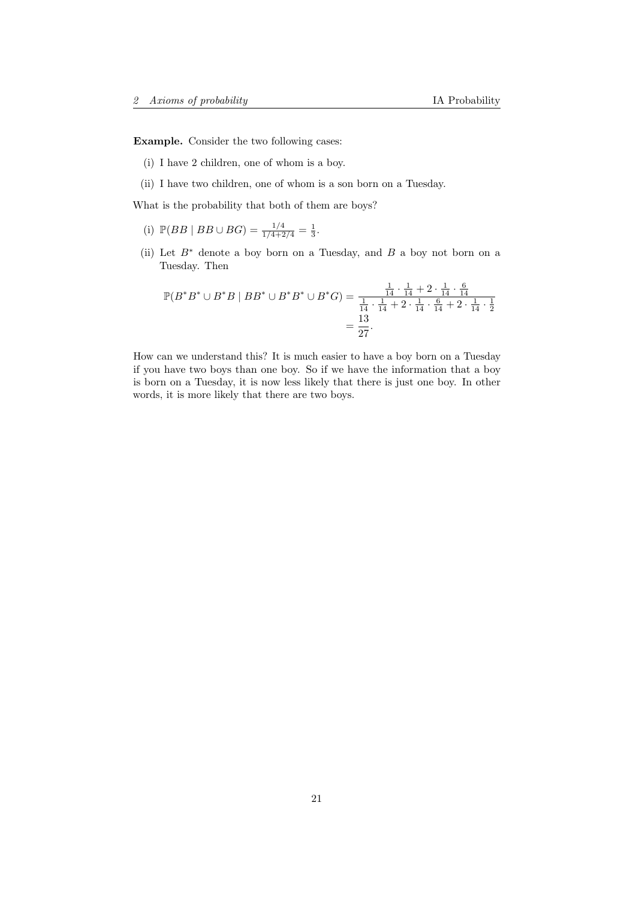**Example.** Consider the two following cases:

(i) I have 2 children, one of whom is a boy.

(ii) I have two children, one of whom is a son born on a Tuesday.

What is the probability that both of them are boys?

(i) $\mathbb{P}(BB \mid BB \cup BG) = \frac{1/4}{1/4 + 2/4} = \frac{1}{3}$.

(ii) Let $B^*$ denote a boy born on a Tuesday, and $B$ a boy not born on a Tuesday. Then

$$\begin{aligned}\mathbb{P}(B^*B^* \cup B^*B \mid BB^* \cup B^*B^* \cup B^*G) &= \frac{\frac{1}{14}\cdot\frac{1}{14} + 2\cdot\frac{1}{14}\cdot\frac{6}{14}}{\frac{1}{14}\cdot\frac{1}{14} + 2\cdot\frac{1}{14}\cdot\frac{6}{14} + 2\cdot\frac{1}{14}\cdot\frac{1}{2}} \\ &= \frac{13}{27}.\end{aligned}$$

How can we understand this? It is much easier to have a boy born on a Tuesday if you have two boys than one boy. So if we have the information that a boy is born on a Tuesday, it is now less likely that there is just one boy. In other words, it is more likely that there are two boys.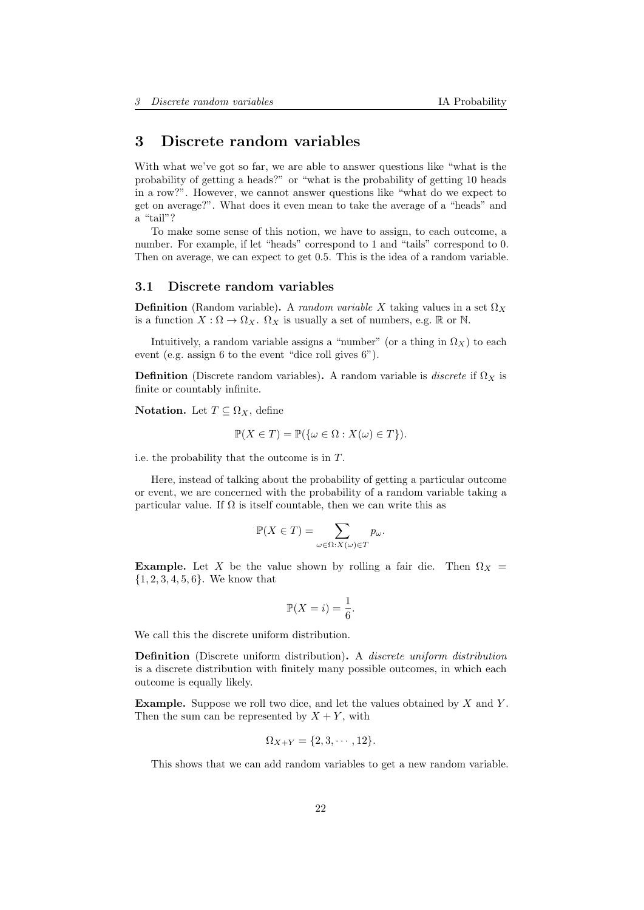# 3 Discrete random variables

With what we've got so far, we are able to answer questions like "what is the probability of getting a heads?" or "what is the probability of getting 10 heads in a row?". However, we cannot answer questions like "what do we expect to get on average?". What does it even mean to take the average of a "heads" and a "tail"?

To make some sense of this notion, we have to assign, to each outcome, a number. For example, if let "heads" correspond to 1 and "tails" correspond to 0. Then on average, we can expect to get 0.5. This is the idea of a random variable.

## 3.1 Discrete random variables

**Definition** (Random variable)**.** A *random variable* $X$ taking values in a set $\Omega_X$ is a function $X : \Omega \to \Omega_X$. $\Omega_X$ is usually a set of numbers, e.g. $\mathbb{R}$ or $\mathbb{N}$.

Intuitively, a random variable assigns a "number" (or a thing in $\Omega_X$) to each event (e.g. assign 6 to the event "dice roll gives 6").

**Definition** (Discrete random variables)**.** A random variable is *discrete* if $\Omega_X$ is finite or countably infinite.

**Notation.** Let $T \subseteq \Omega_X$, define

$$\mathbb{P}(X \in T) = \mathbb{P}(\{\omega \in \Omega : X(\omega) \in T\}).$$

i.e. the probability that the outcome is in $T$.

Here, instead of talking about the probability of getting a particular outcome or event, we are concerned with the probability of a random variable taking a particular value. If $\Omega$ is itself countable, then we can write this as

$$\mathbb{P}(X \in T) = \sum_{\omega \in \Omega : X(\omega) \in T} p_\omega.$$

**Example.** Let $X$ be the value shown by rolling a fair die. Then $\Omega_X = \{1, 2, 3, 4, 5, 6\}$. We know that

$$\mathbb{P}(X = i) = \frac{1}{6}.$$

We call this the discrete uniform distribution.

**Definition** (Discrete uniform distribution)**.** A *discrete uniform distribution* is a discrete distribution with finitely many possible outcomes, in which each outcome is equally likely.

**Example.** Suppose we roll two dice, and let the values obtained by $X$ and $Y$. Then the sum can be represented by $X + Y$, with

$$\Omega_{X+Y} = \{2, 3, \cdots, 12\}.$$

This shows that we can add random variables to get a new random variable.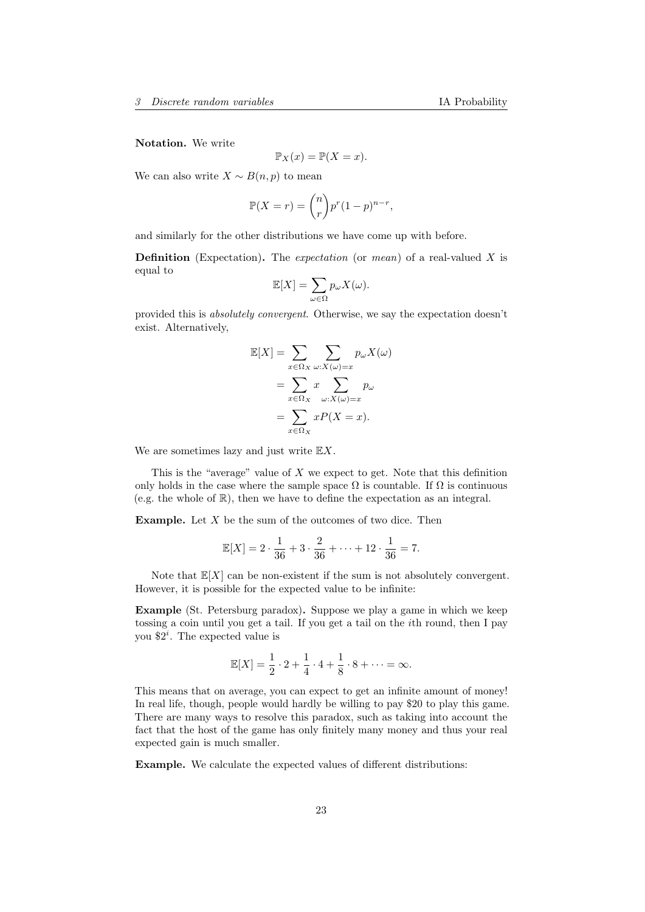**Notation.** We write

$$\mathbb{P}_X(x) = \mathbb{P}(X = x).$$

We can also write $X \sim B(n, p)$ to mean

$$\mathbb{P}(X = r) = \binom{n}{r} p^r (1-p)^{n-r},$$

and similarly for the other distributions we have come up with before.

**Definition** (Expectation)**.** The *expectation* (or *mean*) of a real-valued $X$ is equal to

$$\mathbb{E}[X] = \sum_{\omega \in \Omega} p_\omega X(\omega).$$

provided this is *absolutely convergent*. Otherwise, we say the expectation doesn't exist. Alternatively,

$$\begin{aligned}
\mathbb{E}[X] &= \sum_{x \in \Omega_X} \sum_{\omega : X(\omega) = x} p_\omega X(\omega) \\
&= \sum_{x \in \Omega_X} x \sum_{\omega : X(\omega) = x} p_\omega \\
&= \sum_{x \in \Omega_X} x P(X = x).
\end{aligned}$$

We are sometimes lazy and just write $\mathbb{E}X$.

This is the "average" value of $X$ we expect to get. Note that this definition only holds in the case where the sample space $\Omega$ is countable. If $\Omega$ is continuous (e.g. the whole of $\mathbb{R}$), then we have to define the expectation as an integral.

**Example.** Let $X$ be the sum of the outcomes of two dice. Then

$$\mathbb{E}[X] = 2 \cdot \frac{1}{36} + 3 \cdot \frac{2}{36} + \cdots + 12 \cdot \frac{1}{36} = 7.$$

Note that $\mathbb{E}[X]$ can be non-existent if the sum is not absolutely convergent. However, it is possible for the expected value to be infinite:

**Example** (St. Petersburg paradox)**.** Suppose we play a game in which we keep tossing a coin until you get a tail. If you get a tail on the $i$th round, then I pay you \$$2^i$. The expected value is

$$\mathbb{E}[X] = \frac{1}{2} \cdot 2 + \frac{1}{4} \cdot 4 + \frac{1}{8} \cdot 8 + \cdots = \infty.$$

This means that on average, you can expect to get an infinite amount of money! In real life, though, people would hardly be willing to pay \$20 to play this game. There are many ways to resolve this paradox, such as taking into account the fact that the host of the game has only finitely many money and thus your real expected gain is much smaller.

**Example.** We calculate the expected values of different distributions: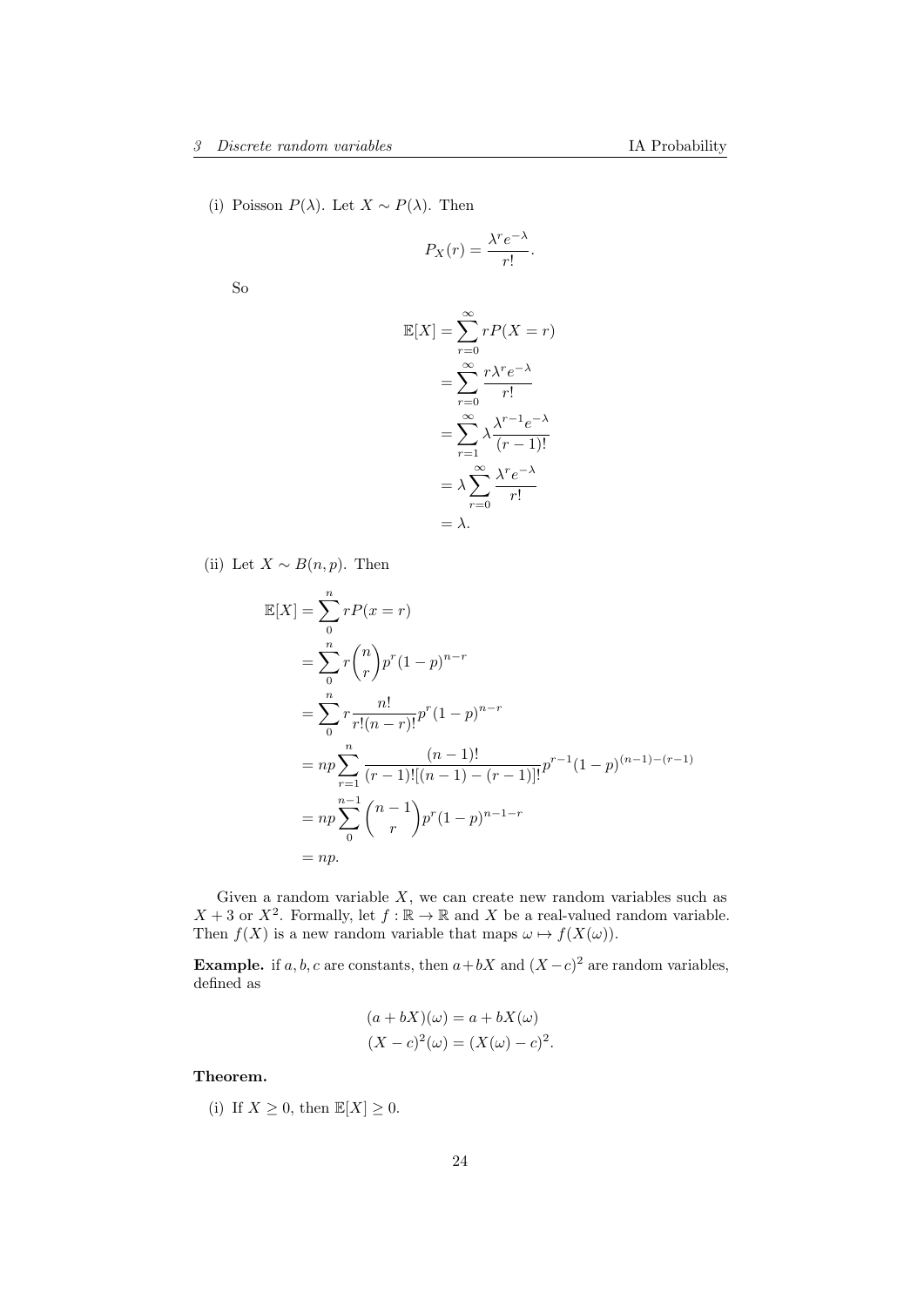(i) Poisson $P(\lambda)$. Let $X \sim P(\lambda)$. Then

$$P_X(r) = \frac{\lambda^r e^{-\lambda}}{r!}.$$

So

$$\begin{aligned}
\mathbb{E}[X] &= \sum_{r=0}^{\infty} rP(X = r) \\
&= \sum_{r=0}^{\infty} \frac{r\lambda^r e^{-\lambda}}{r!} \\
&= \sum_{r=1}^{\infty} \lambda \frac{\lambda^{r-1} e^{-\lambda}}{(r-1)!} \\
&= \lambda \sum_{r=0}^{\infty} \frac{\lambda^r e^{-\lambda}}{r!} \\
&= \lambda.
\end{aligned}$$

(ii) Let $X \sim B(n, p)$. Then

$$\begin{aligned}
\mathbb{E}[X] &= \sum_0^n rP(x = r) \\
&= \sum_0^n r\binom{n}{r} p^r (1-p)^{n-r} \\
&= \sum_0^n r\frac{n!}{r!(n-r)!} p^r (1-p)^{n-r} \\
&= np\sum_{r=1}^n \frac{(n-1)!}{(r-1)![(n-1)-(r-1)]!} p^{r-1}(1-p)^{(n-1)-(r-1)} \\
&= np\sum_0^{n-1} \binom{n-1}{r} p^r (1-p)^{n-1-r} \\
&= np.
\end{aligned}$$

Given a random variable $X$, we can create new random variables such as $X + 3$ or $X^2$. Formally, let $f : \mathbb{R} \to \mathbb{R}$ and $X$ be a real-valued random variable. Then $f(X)$ is a new random variable that maps $\omega \mapsto f(X(\omega))$.

**Example.** if $a, b, c$ are constants, then $a + bX$ and $(X - c)^2$ are random variables, defined as

$$\begin{aligned}
(a + bX)(\omega) &= a + bX(\omega) \\
(X - c)^2(\omega) &= (X(\omega) - c)^2.
\end{aligned}$$

**Theorem.**

(i) If $X \geq 0$, then $\mathbb{E}[X] \geq 0$.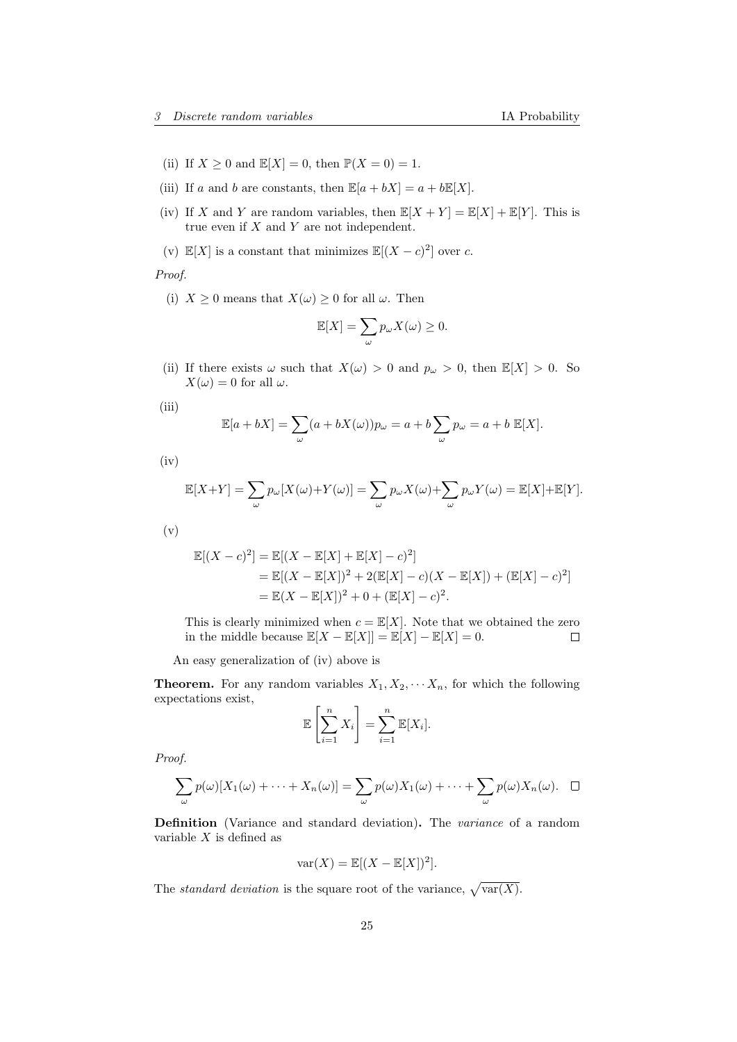(ii) If $X \geq 0$ and $\mathbb{E}[X] = 0$, then $\mathbb{P}(X = 0) = 1$.

(iii) If $a$ and $b$ are constants, then $\mathbb{E}[a + bX] = a + b\mathbb{E}[X]$.

(iv) If $X$ and $Y$ are random variables, then $\mathbb{E}[X + Y] = \mathbb{E}[X] + \mathbb{E}[Y]$. This is true even if $X$ and $Y$ are not independent.

(v) $\mathbb{E}[X]$ is a constant that minimizes $\mathbb{E}[(X - c)^2]$ over $c$.

*Proof.*

(i) $X \geq 0$ means that $X(\omega) \geq 0$ for all $\omega$. Then

$$\mathbb{E}[X] = \sum_\omega p_\omega X(\omega) \geq 0.$$

(ii) If there exists $\omega$ such that $X(\omega) > 0$ and $p_\omega > 0$, then $\mathbb{E}[X] > 0$. So $X(\omega) = 0$ for all $\omega$.

(iii)

$$\mathbb{E}[a + bX] = \sum_\omega (a + bX(\omega))p_\omega = a + b\sum_\omega p_\omega = a + b\ \mathbb{E}[X].$$

(iv)

$$\mathbb{E}[X+Y] = \sum_\omega p_\omega[X(\omega)+Y(\omega)] = \sum_\omega p_\omega X(\omega)+\sum_\omega p_\omega Y(\omega) = \mathbb{E}[X]+\mathbb{E}[Y].$$

(v)

$$\begin{aligned}
\mathbb{E}[(X - c)^2] &= \mathbb{E}[(X - \mathbb{E}[X] + \mathbb{E}[X] - c)^2] \\
&= \mathbb{E}[(X - \mathbb{E}[X])^2 + 2(\mathbb{E}[X] - c)(X - \mathbb{E}[X]) + (\mathbb{E}[X] - c)^2] \\
&= \mathbb{E}(X - \mathbb{E}[X])^2 + 0 + (\mathbb{E}[X] - c)^2.
\end{aligned}$$

This is clearly minimized when $c = \mathbb{E}[X]$. Note that we obtained the zero in the middle because $\mathbb{E}[X - \mathbb{E}[X]] = \mathbb{E}[X] - \mathbb{E}[X] = 0$. □

An easy generalization of (iv) above is

**Theorem.** For any random variables $X_1, X_2, \cdots X_n$, for which the following expectations exist,

$$\mathbb{E}\left[\sum_{i=1}^n X_i\right] = \sum_{i=1}^n \mathbb{E}[X_i].$$

*Proof.*

$$\sum_\omega p(\omega)[X_1(\omega) + \cdots + X_n(\omega)] = \sum_\omega p(\omega)X_1(\omega) + \cdots + \sum_\omega p(\omega)X_n(\omega). \quad \square$$

**Definition** (Variance and standard deviation)**.** The *variance* of a random variable $X$ is defined as

$$\mathrm{var}(X) = \mathbb{E}[(X - \mathbb{E}[X])^2].$$

The *standard deviation* is the square root of the variance, $\sqrt{\mathrm{var}(X)}$.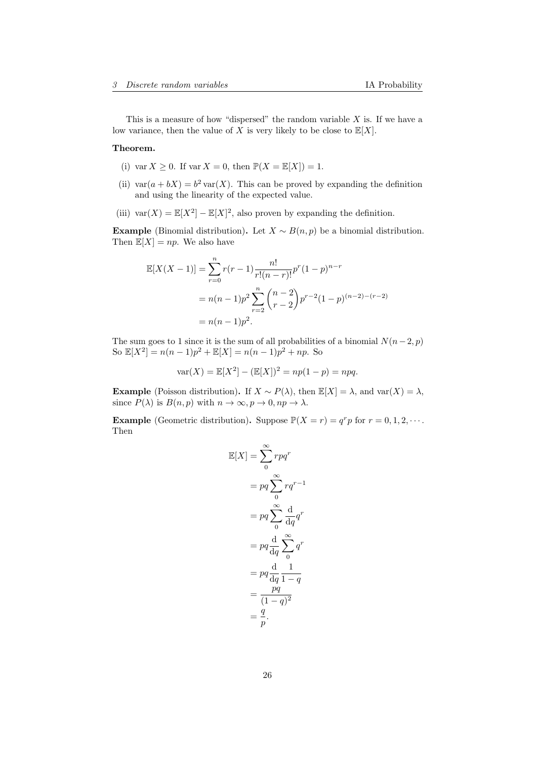This is a measure of how "dispersed" the random variable $X$ is. If we have a low variance, then the value of $X$ is very likely to be close to $\mathbb{E}[X]$.

**Theorem.**

(i) $\operatorname{var} X \geq 0$. If $\operatorname{var} X = 0$, then $\mathbb{P}(X = \mathbb{E}[X]) = 1$.

(ii) $\operatorname{var}(a + bX) = b^2 \operatorname{var}(X)$. This can be proved by expanding the definition and using the linearity of the expected value.

(iii) $\operatorname{var}(X) = \mathbb{E}[X^2] - \mathbb{E}[X]^2$, also proven by expanding the definition.

**Example** (Binomial distribution)**.** Let $X \sim B(n, p)$ be a binomial distribution. Then $\mathbb{E}[X] = np$. We also have

$$
\begin{aligned}
\mathbb{E}[X(X-1)] &= \sum_{r=0}^{n} r(r-1) \frac{n!}{r!(n-r)!} p^r (1-p)^{n-r} \\
&= n(n-1)p^2 \sum_{r=2}^{n} \binom{n-2}{r-2} p^{r-2} (1-p)^{(n-2)-(r-2)} \\
&= n(n-1)p^2.
\end{aligned}
$$

The sum goes to 1 since it is the sum of all probabilities of a binomial $N(n-2, p)$ So $\mathbb{E}[X^2] = n(n-1)p^2 + \mathbb{E}[X] = n(n-1)p^2 + np$. So

$$
\operatorname{var}(X) = \mathbb{E}[X^2] - (\mathbb{E}[X])^2 = np(1-p) = npq.
$$

**Example** (Poisson distribution)**.** If $X \sim P(\lambda)$, then $\mathbb{E}[X] = \lambda$, and $\operatorname{var}(X) = \lambda$, since $P(\lambda)$ is $B(n, p)$ with $n \to \infty, p \to 0, np \to \lambda$.

**Example** (Geometric distribution)**.** Suppose $\mathbb{P}(X = r) = q^r p$ for $r = 0, 1, 2, \cdots$. Then

$$
\begin{aligned}
\mathbb{E}[X] &= \sum_{0}^{\infty} rpq^r \\
&= pq \sum_{0}^{\infty} rq^{r-1} \\
&= pq \sum_{0}^{\infty} \frac{\mathrm{d}}{\mathrm{d}q} q^r \\
&= pq \frac{\mathrm{d}}{\mathrm{d}q} \sum_{0}^{\infty} q^r \\
&= pq \frac{\mathrm{d}}{\mathrm{d}q} \frac{1}{1-q} \\
&= \frac{pq}{(1-q)^2} \\
&= \frac{q}{p}.
\end{aligned}
$$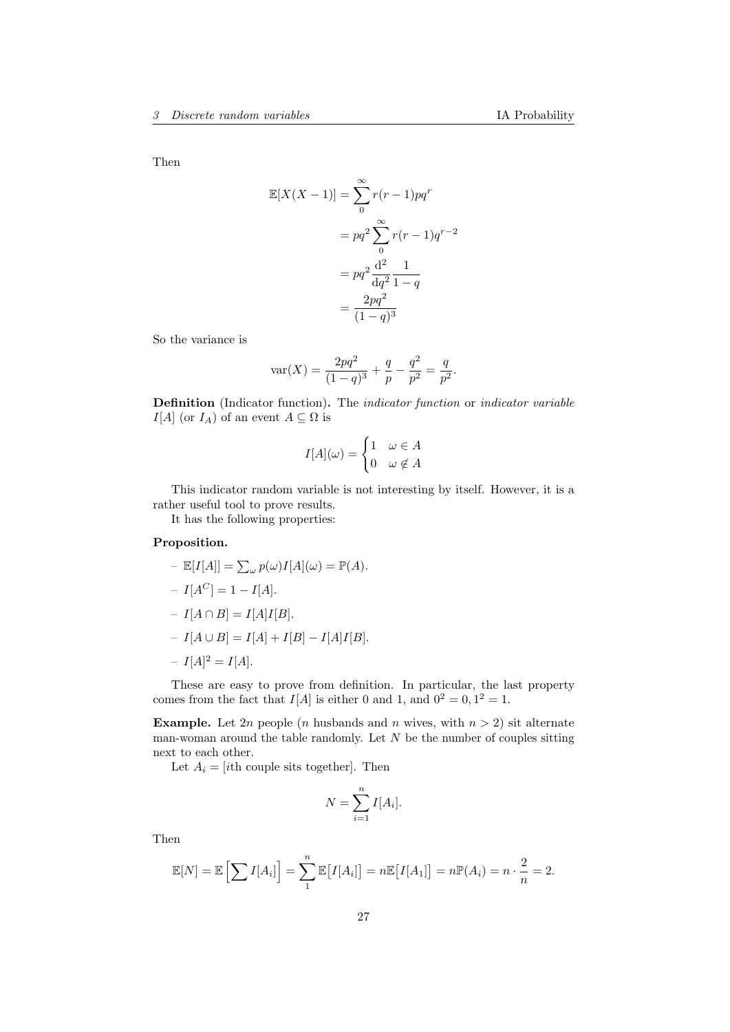Then

$$\begin{aligned}
\mathbb{E}[X(X-1)] &= \sum_0^\infty r(r-1)pq^r \\
&= pq^2 \sum_0^\infty r(r-1)q^{r-2} \\
&= pq^2 \frac{\mathrm{d}^2}{\mathrm{d}q^2}\frac{1}{1-q} \\
&= \frac{2pq^2}{(1-q)^3}
\end{aligned}$$

So the variance is

$$\mathrm{var}(X) = \frac{2pq^2}{(1-q)^3} + \frac{q}{p} - \frac{q^2}{p^2} = \frac{q}{p^2}.$$

**Definition** (Indicator function)**.** The *indicator function* or *indicator variable* $I[A]$ (or $I_A$) of an event $A \subseteq \Omega$ is

$$I[A](\omega) = \begin{cases} 1 & \omega \in A \\ 0 & \omega \not\in A \end{cases}$$

This indicator random variable is not interesting by itself. However, it is a rather useful tool to prove results.

It has the following properties:

**Proposition.**

- $\mathbb{E}[I[A]] = \sum_\omega p(\omega) I[A](\omega) = \mathbb{P}(A)$.
- $I[A^C] = 1 - I[A]$.
- $I[A \cap B] = I[A]I[B]$.
- $I[A \cup B] = I[A] + I[B] - I[A]I[B]$.
- $I[A]^2 = I[A]$.

These are easy to prove from definition. In particular, the last property comes from the fact that $I[A]$ is either 0 and 1, and $0^2 = 0, 1^2 = 1$.

**Example.** Let $2n$ people ($n$ husbands and $n$ wives, with $n > 2$) sit alternate man-woman around the table randomly. Let $N$ be the number of couples sitting next to each other.

Let $A_i = [i\text{th couple sits together}]$. Then

$$N = \sum_{i=1}^n I[A_i].$$

Then

$$\mathbb{E}[N] = \mathbb{E}\left[\sum I[A_i]\right] = \sum_1^n \mathbb{E}\big[I[A_i]\big] = n\mathbb{E}\big[I[A_1]\big] = n\mathbb{P}(A_i) = n \cdot \frac{2}{n} = 2.$$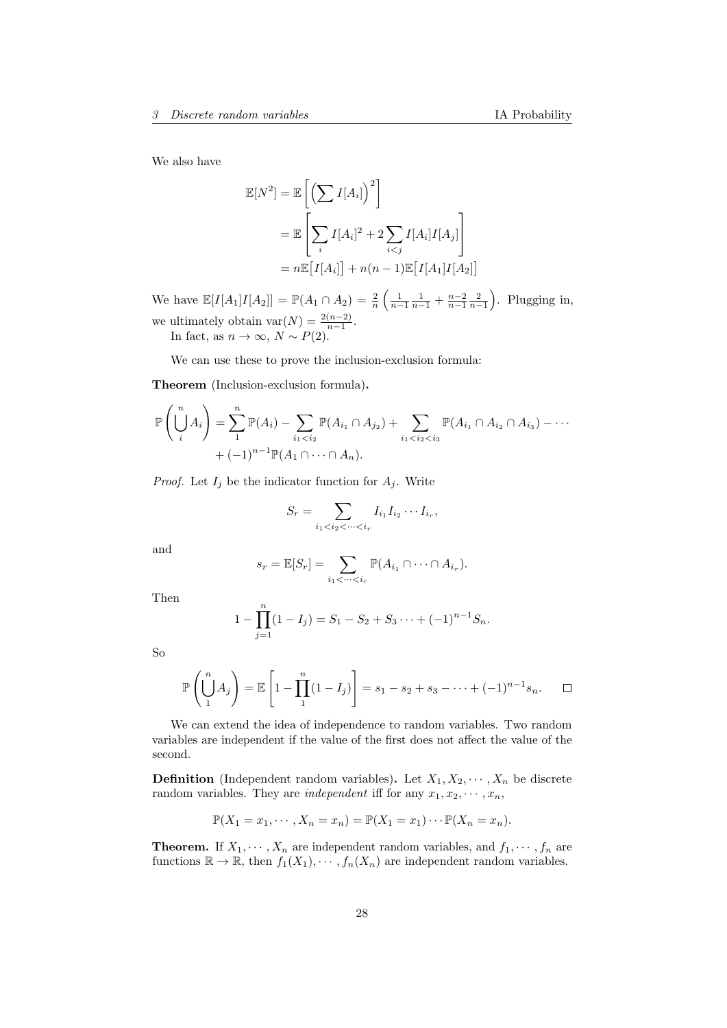We also have

$$
\begin{aligned}
\mathbb{E}[N^2] &= \mathbb{E}\left[\left(\sum I[A_i]\right)^2\right] \\
&= \mathbb{E}\left[\sum_i I[A_i]^2 + 2\sum_{i<j} I[A_i]I[A_j]\right] \\
&= n\mathbb{E}\big[I[A_i]\big] + n(n-1)\mathbb{E}\big[I[A_1]I[A_2]\big]
\end{aligned}
$$

We have $\mathbb{E}[I[A_1]I[A_2]] = \mathbb{P}(A_1 \cap A_2) = \frac{2}{n}\left(\frac{1}{n-1}\frac{1}{n-1} + \frac{n-2}{n-1}\frac{2}{n-1}\right)$. Plugging in, we ultimately obtain $\operatorname{var}(N) = \frac{2(n-2)}{n-1}$.

In fact, as $n \to \infty$, $N \sim P(2)$.

We can use these to prove the inclusion-exclusion formula:

**Theorem** (Inclusion-exclusion formula)**.**

$$
\begin{aligned}
\mathbb{P}\left(\bigcup_i^n A_i\right) = \sum_1^n \mathbb{P}(A_i) - \sum_{i_1<i_2}\mathbb{P}(A_{i_1}\cap A_{j_2}) + \sum_{i_1<i_2<i_3}\mathbb{P}(A_{i_1}\cap A_{i_2}\cap A_{i_3}) - \cdots \\
+ (-1)^{n-1}\mathbb{P}(A_1\cap\cdots\cap A_n).
\end{aligned}
$$

*Proof.* Let $I_j$ be the indicator function for $A_j$. Write

$$
S_r = \sum_{i_1<i_2<\cdots<i_r} I_{i_1}I_{i_2}\cdots I_{i_r},
$$

and

$$
s_r = \mathbb{E}[S_r] = \sum_{i_1<\cdots<i_r}\mathbb{P}(A_{i_1}\cap\cdots\cap A_{i_r}).
$$

Then

$$
1 - \prod_{j=1}^n (1 - I_j) = S_1 - S_2 + S_3 \cdots + (-1)^{n-1}S_n.
$$

So

$$
\mathbb{P}\left(\bigcup_1^n A_j\right) = \mathbb{E}\left[1 - \prod_1^n (1 - I_j)\right] = s_1 - s_2 + s_3 - \cdots + (-1)^{n-1}s_n. \qquad \square
$$

We can extend the idea of independence to random variables. Two random variables are independent if the value of the first does not affect the value of the second.

**Definition** (Independent random variables)**.** Let $X_1, X_2, \cdots, X_n$ be discrete random variables. They are *independent* iff for any $x_1, x_2, \cdots, x_n$,

$$
\mathbb{P}(X_1 = x_1, \cdots, X_n = x_n) = \mathbb{P}(X_1 = x_1)\cdots\mathbb{P}(X_n = x_n).
$$

**Theorem.** If $X_1, \cdots, X_n$ are independent random variables, and $f_1, \cdots, f_n$ are functions $\mathbb{R} \to \mathbb{R}$, then $f_1(X_1), \cdots, f_n(X_n)$ are independent random variables.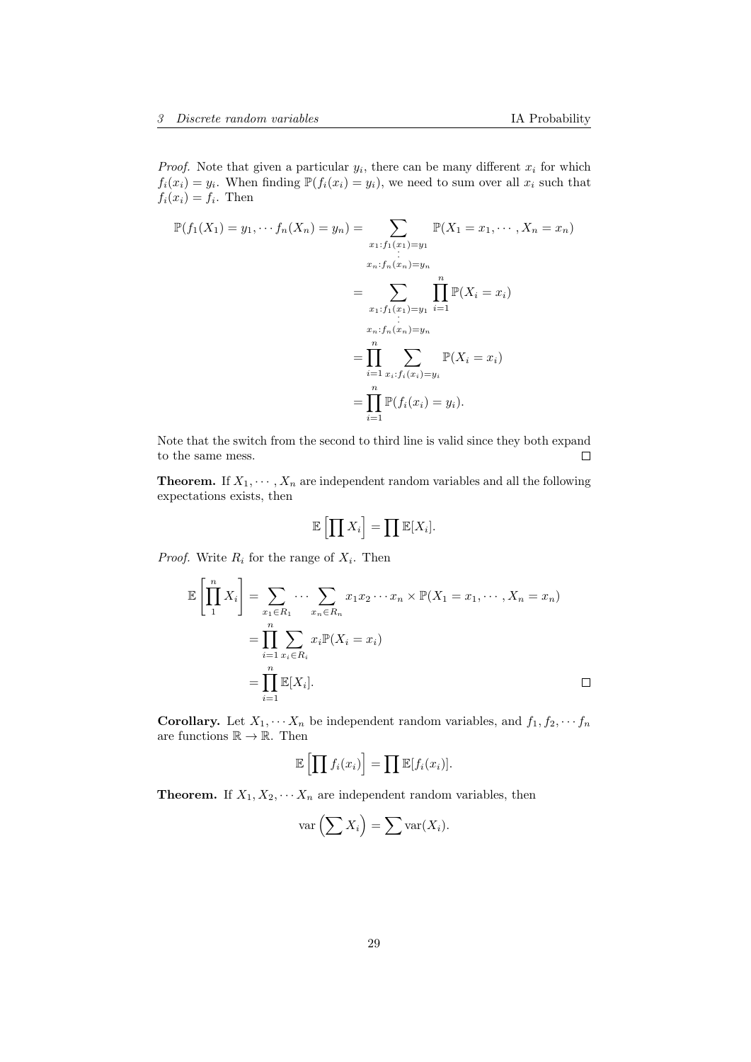*Proof.* Note that given a particular $y_i$, there can be many different $x_i$ for which $f_i(x_i) = y_i$. When finding $\mathbb{P}(f_i(x_i) = y_i)$, we need to sum over all $x_i$ such that $f_i(x_i) = f_i$. Then

$$
\begin{aligned}
\mathbb{P}(f_1(X_1) = y_1, \cdots f_n(X_n) = y_n) &= \sum_{\substack{x_1 : f_1(x_1) = y_1 \\ \vdots \\ x_n : f_n(x_n) = y_n}} \mathbb{P}(X_1 = x_1, \cdots, X_n = x_n) \\
&= \sum_{\substack{x_1 : f_1(x_1) = y_1 \\ \vdots \\ x_n : f_n(x_n) = y_n}} \prod_{i=1}^n \mathbb{P}(X_i = x_i) \\
&= \prod_{i=1}^n \sum_{x_i : f_i(x_i) = y_i} \mathbb{P}(X_i = x_i) \\
&= \prod_{i=1}^n \mathbb{P}(f_i(x_i) = y_i).
\end{aligned}
$$

Note that the switch from the second to third line is valid since they both expand to the same mess. □

**Theorem.** If $X_1, \cdots, X_n$ are independent random variables and all the following expectations exists, then

$$\mathbb{E}\left[\prod X_i\right] = \prod \mathbb{E}[X_i].$$

*Proof.* Write $R_i$ for the range of $X_i$. Then

$$
\begin{aligned}
\mathbb{E}\left[\prod_1^n X_i\right] &= \sum_{x_1 \in R_1} \cdots \sum_{x_n \in R_n} x_1 x_2 \cdots x_n \times \mathbb{P}(X_1 = x_1, \cdots, X_n = x_n) \\
&= \prod_{i=1}^n \sum_{x_i \in R_i} x_i \mathbb{P}(X_i = x_i) \\
&= \prod_{i=1}^n \mathbb{E}[X_i].
\end{aligned}
$$

□

**Corollary.** Let $X_1, \cdots X_n$ be independent random variables, and $f_1, f_2, \cdots f_n$ are functions $\mathbb{R} \to \mathbb{R}$. Then

$$\mathbb{E}\left[\prod f_i(x_i)\right] = \prod \mathbb{E}[f_i(x_i)].$$

**Theorem.** If $X_1, X_2, \cdots X_n$ are independent random variables, then

$$\operatorname{var}\left(\sum X_i\right) = \sum \operatorname{var}(X_i).$$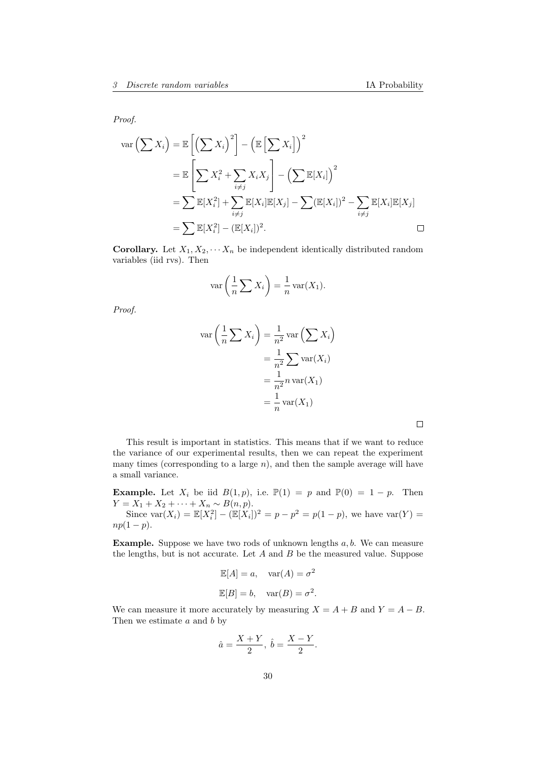*Proof.*

$$
\begin{aligned}
\operatorname{var}\left(\sum X_i\right) &= \mathbb{E}\left[\left(\sum X_i\right)^2\right] - \left(\mathbb{E}\left[\sum X_i\right]\right)^2 \\
&= \mathbb{E}\left[\sum X_i^2 + \sum_{i \neq j} X_i X_j\right] - \left(\sum \mathbb{E}[X_i]\right)^2 \\
&= \sum \mathbb{E}[X_i^2] + \sum_{i\neq j} \mathbb{E}[X_i]\mathbb{E}[X_j] - \sum (\mathbb{E}[X_i])^2 - \sum_{i \neq j} \mathbb{E}[X_i]\mathbb{E}[X_j] \\
&= \sum \mathbb{E}[X_i^2] - (\mathbb{E}[X_i])^2.
\end{aligned}
$$

□

**Corollary.** Let $X_1, X_2, \cdots X_n$ be independent identically distributed random variables (iid rvs). Then

$$
\operatorname{var}\left(\frac{1}{n}\sum X_i\right) = \frac{1}{n}\operatorname{var}(X_1).
$$

*Proof.*

$$
\begin{aligned}
\operatorname{var}\left(\frac{1}{n}\sum X_i\right) &= \frac{1}{n^2}\operatorname{var}\left(\sum X_i\right) \\
&= \frac{1}{n^2}\sum \operatorname{var}(X_i) \\
&= \frac{1}{n^2} n \operatorname{var}(X_1) \\
&= \frac{1}{n}\operatorname{var}(X_1)
\end{aligned}
$$

□

This result is important in statistics. This means that if we want to reduce the variance of our experimental results, then we can repeat the experiment many times (corresponding to a large $n$), and then the sample average will have a small variance.

**Example.** Let $X_i$ be iid $B(1, p)$, i.e. $\mathbb{P}(1) = p$ and $\mathbb{P}(0) = 1 - p$. Then $Y = X_1 + X_2 + \cdots + X_n \sim B(n, p)$.

Since $\operatorname{var}(X_i) = \mathbb{E}[X_i^2] - (\mathbb{E}[X_i])^2 = p - p^2 = p(1-p)$, we have $\operatorname{var}(Y) = np(1-p)$.

**Example.** Suppose we have two rods of unknown lengths $a, b$. We can measure the lengths, but is not accurate. Let $A$ and $B$ be the measured value. Suppose

$$
\mathbb{E}[A] = a, \quad \operatorname{var}(A) = \sigma^2
$$

$$
\mathbb{E}[B] = b, \quad \operatorname{var}(B) = \sigma^2.
$$

We can measure it more accurately by measuring $X = A + B$ and $Y = A - B$. Then we estimate $a$ and $b$ by

$$
\hat{a} = \frac{X+Y}{2},\ \hat{b} = \frac{X-Y}{2}.
$$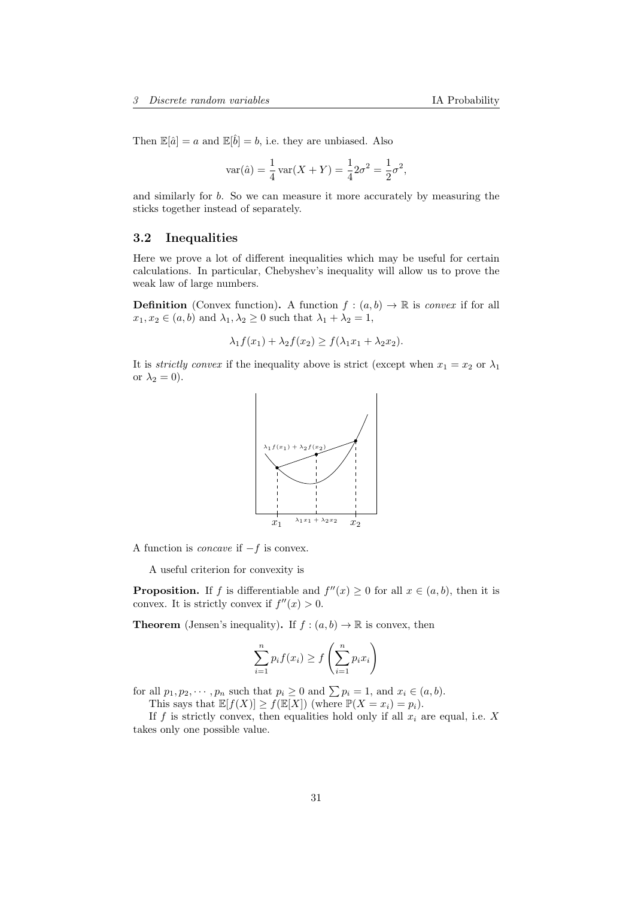Then $\mathbb{E}[\hat{a}] = a$ and $\mathbb{E}[\hat{b}] = b$, i.e. they are unbiased. Also

$$\text{var}(\hat{a}) = \frac{1}{4}\text{var}(X+Y) = \frac{1}{4}2\sigma^2 = \frac{1}{2}\sigma^2,$$

and similarly for $b$. So we can measure it more accurately by measuring the sticks together instead of separately.

## 3.2 Inequalities

Here we prove a lot of different inequalities which may be useful for certain calculations. In particular, Chebyshev's inequality will allow us to prove the weak law of large numbers.

**Definition** (Convex function)**.** A function $f : (a, b) \to \mathbb{R}$ is *convex* if for all $x_1, x_2 \in (a, b)$ and $\lambda_1, \lambda_2 \geq 0$ such that $\lambda_1 + \lambda_2 = 1$,

$$\lambda_1 f(x_1) + \lambda_2 f(x_2) \geq f(\lambda_1 x_1 + \lambda_2 x_2).$$

It is *strictly convex* if the inequality above is strict (except when $x_1 = x_2$ or $\lambda_1$ or $\lambda_2 = 0$).

A function is *concave* if $-f$ is convex.

A useful criterion for convexity is

**Proposition.** If $f$ is differentiable and $f''(x) \geq 0$ for all $x \in (a, b)$, then it is convex. It is strictly convex if $f''(x) > 0$.

**Theorem** (Jensen's inequality)**.** If $f : (a, b) \to \mathbb{R}$ is convex, then

$$\sum_{i=1}^{n} p_i f(x_i) \geq f\left(\sum_{i=1}^{n} p_i x_i\right)$$

for all $p_1, p_2, \cdots, p_n$ such that $p_i \geq 0$ and $\sum p_i = 1$, and $x_i \in (a, b)$.

This says that $\mathbb{E}[f(X)] \geq f(\mathbb{E}[X])$ (where $\mathbb{P}(X = x_i) = p_i$).

If $f$ is strictly convex, then equalities hold only if all $x_i$ are equal, i.e. $X$ takes only one possible value.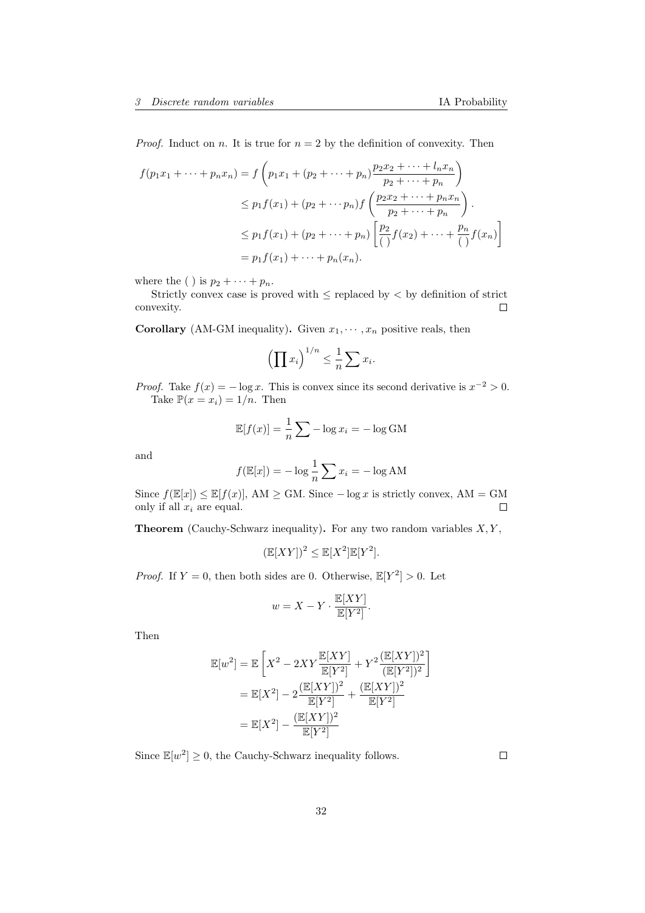*Proof.* Induct on $n$. It is true for $n = 2$ by the definition of convexity. Then

$$
\begin{aligned}
f(p_1 x_1 + \cdots + p_n x_n) &= f\left(p_1 x_1 + (p_2 + \cdots + p_n)\frac{p_2 x_2 + \cdots + l_n x_n}{p_2 + \cdots + p_n}\right) \\
&\leq p_1 f(x_1) + (p_2 + \cdots p_n) f\left(\frac{p_2 x_2 + \cdots + p_n x_n}{p_2 + \cdots + p_n}\right). \\
&\leq p_1 f(x_1) + (p_2 + \cdots + p_n)\left[\frac{p_2}{(\;)} f(x_2) + \cdots + \frac{p_n}{(\;)} f(x_n)\right] \\
&= p_1 f(x_1) + \cdots + p_n(x_n).
\end{aligned}
$$

where the ( ) is $p_2 + \cdots + p_n$.

Strictly convex case is proved with $\leq$ replaced by $<$ by definition of strict convexity. □

**Corollary** (AM-GM inequality)**.** Given $x_1, \cdots, x_n$ positive reals, then

$$\left(\prod x_i\right)^{1/n} \leq \frac{1}{n}\sum x_i.$$

*Proof.* Take $f(x) = -\log x$. This is convex since its second derivative is $x^{-2} > 0$.

Take $\mathbb{P}(x = x_i) = 1/n$. Then

$$\mathbb{E}[f(x)] = \frac{1}{n}\sum -\log x_i = -\log \mathrm{GM}$$

and

$$f(\mathbb{E}[x]) = -\log \frac{1}{n}\sum x_i = -\log \mathrm{AM}$$

Since $f(\mathbb{E}[x]) \leq \mathbb{E}[f(x)]$, AM $\geq$ GM. Since $-\log x$ is strictly convex, AM = GM only if all $x_i$ are equal. □

**Theorem** (Cauchy-Schwarz inequality)**.** For any two random variables $X, Y$,

$$(\mathbb{E}[XY])^2 \leq \mathbb{E}[X^2]\mathbb{E}[Y^2].$$

*Proof.* If $Y = 0$, then both sides are 0. Otherwise, $\mathbb{E}[Y^2] > 0$. Let

$$w = X - Y \cdot \frac{\mathbb{E}[XY]}{\mathbb{E}[Y^2]}.$$

Then

$$
\begin{aligned}
\mathbb{E}[w^2] &= \mathbb{E}\left[X^2 - 2XY\frac{\mathbb{E}[XY]}{\mathbb{E}[Y^2]} + Y^2\frac{(\mathbb{E}[XY])^2}{(\mathbb{E}[Y^2])^2}\right] \\
&= \mathbb{E}[X^2] - 2\frac{(\mathbb{E}[XY])^2}{\mathbb{E}[Y^2]} + \frac{(\mathbb{E}[XY])^2}{\mathbb{E}[Y^2]} \\
&= \mathbb{E}[X^2] - \frac{(\mathbb{E}[XY])^2}{\mathbb{E}[Y^2]}
\end{aligned}
$$

Since $\mathbb{E}[w^2] \geq 0$, the Cauchy-Schwarz inequality follows. □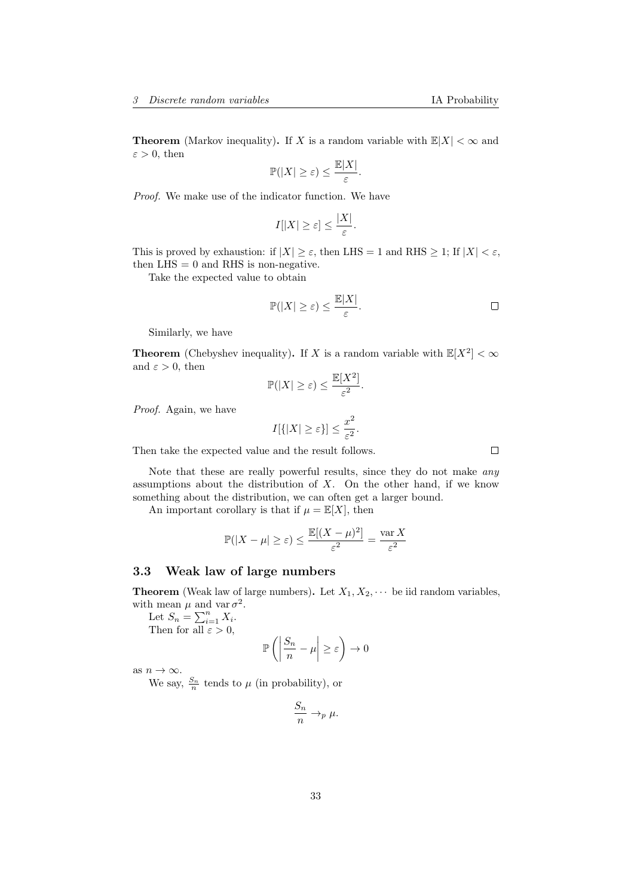**Theorem** (Markov inequality)**.** If $X$ is a random variable with $\mathbb{E}|X| < \infty$ and $\varepsilon > 0$, then

$$\mathbb{P}(|X| \geq \varepsilon) \leq \frac{\mathbb{E}|X|}{\varepsilon}.$$

*Proof.* We make use of the indicator function. We have

$$I[|X| \geq \varepsilon] \leq \frac{|X|}{\varepsilon}.$$

This is proved by exhaustion: if $|X| \geq \varepsilon$, then LHS $= 1$ and RHS $\geq 1$; If $|X| < \varepsilon$, then LHS $= 0$ and RHS is non-negative.

Take the expected value to obtain

$$\mathbb{P}(|X| \geq \varepsilon) \leq \frac{\mathbb{E}|X|}{\varepsilon}. \qquad \square$$

Similarly, we have

**Theorem** (Chebyshev inequality)**.** If $X$ is a random variable with $\mathbb{E}[X^2] < \infty$ and $\varepsilon > 0$, then

$$\mathbb{P}(|X| \geq \varepsilon) \leq \frac{\mathbb{E}[X^2]}{\varepsilon^2}.$$

*Proof.* Again, we have

$$I[\{|X| \geq \varepsilon\}] \leq \frac{x^2}{\varepsilon^2}.$$

Then take the expected value and the result follows. $\square$

Note that these are really powerful results, since they do not make *any* assumptions about the distribution of $X$. On the other hand, if we know something about the distribution, we can often get a larger bound.

An important corollary is that if $\mu = \mathbb{E}[X]$, then

$$\mathbb{P}(|X - \mu| \geq \varepsilon) \leq \frac{\mathbb{E}[(X-\mu)^2]}{\varepsilon^2} = \frac{\operatorname{var} X}{\varepsilon^2}$$

## 3.3 Weak law of large numbers

**Theorem** (Weak law of large numbers)**.** Let $X_1, X_2, \cdots$ be iid random variables, with mean $\mu$ and $\operatorname{var} \sigma^2$.

Let $S_n = \sum_{i=1}^n X_i$.

Then for all $\varepsilon > 0$,

$$\mathbb{P}\left(\left|\frac{S_n}{n} - \mu\right| \geq \varepsilon\right) \to 0$$

as $n \to \infty$.

We say, $\frac{S_n}{n}$ tends to $\mu$ (in probability), or

$$\frac{S_n}{n} \to_p \mu.$$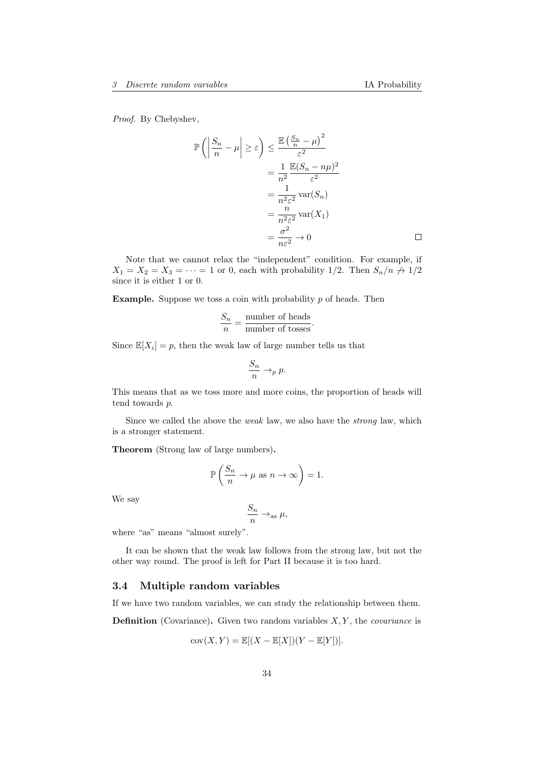*Proof.* By Chebyshev,

$$\begin{aligned}
\mathbb{P}\left(\left|\frac{S_n}{n} - \mu\right| \geq \varepsilon\right) &\leq \frac{\mathbb{E}\left(\frac{S_n}{n} - \mu\right)^2}{\varepsilon^2} \\
&= \frac{1}{n^2}\frac{\mathbb{E}(S_n - n\mu)^2}{\varepsilon^2} \\
&= \frac{1}{n^2\varepsilon^2}\operatorname{var}(S_n) \\
&= \frac{n}{n^2\varepsilon^2}\operatorname{var}(X_1) \\
&= \frac{\sigma^2}{n\varepsilon^2} \to 0
\end{aligned}$$

□

Note that we cannot relax the "independent" condition. For example, if $X_1 = X_2 = X_3 = \cdots = 1$ or 0, each with probability 1/2. Then $S_n/n \not\to 1/2$ since it is either 1 or 0.

**Example.** Suppose we toss a coin with probability $p$ of heads. Then

$$\frac{S_n}{n} = \frac{\text{number of heads}}{\text{number of tosses}}.$$

Since $\mathbb{E}[X_i] = p$, then the weak law of large number tells us that

$$\frac{S_n}{n} \to_p p.$$

This means that as we toss more and more coins, the proportion of heads will tend towards $p$.

Since we called the above the *weak* law, we also have the *strong* law, which is a stronger statement.

**Theorem** (Strong law of large numbers)**.**

$$\mathbb{P}\left(\frac{S_n}{n} \to \mu \text{ as } n \to \infty\right) = 1.$$

We say

$$\frac{S_n}{n} \to_{\text{as}} \mu,$$

where "as" means "almost surely".

It can be shown that the weak law follows from the strong law, but not the other way round. The proof is left for Part II because it is too hard.

### 3.4 Multiple random variables

If we have two random variables, we can study the relationship between them.

**Definition** (Covariance)**.** Given two random variables $X, Y$, the *covariance* is

$$\operatorname{cov}(X, Y) = \mathbb{E}[(X - \mathbb{E}[X])(Y - \mathbb{E}[Y])].$$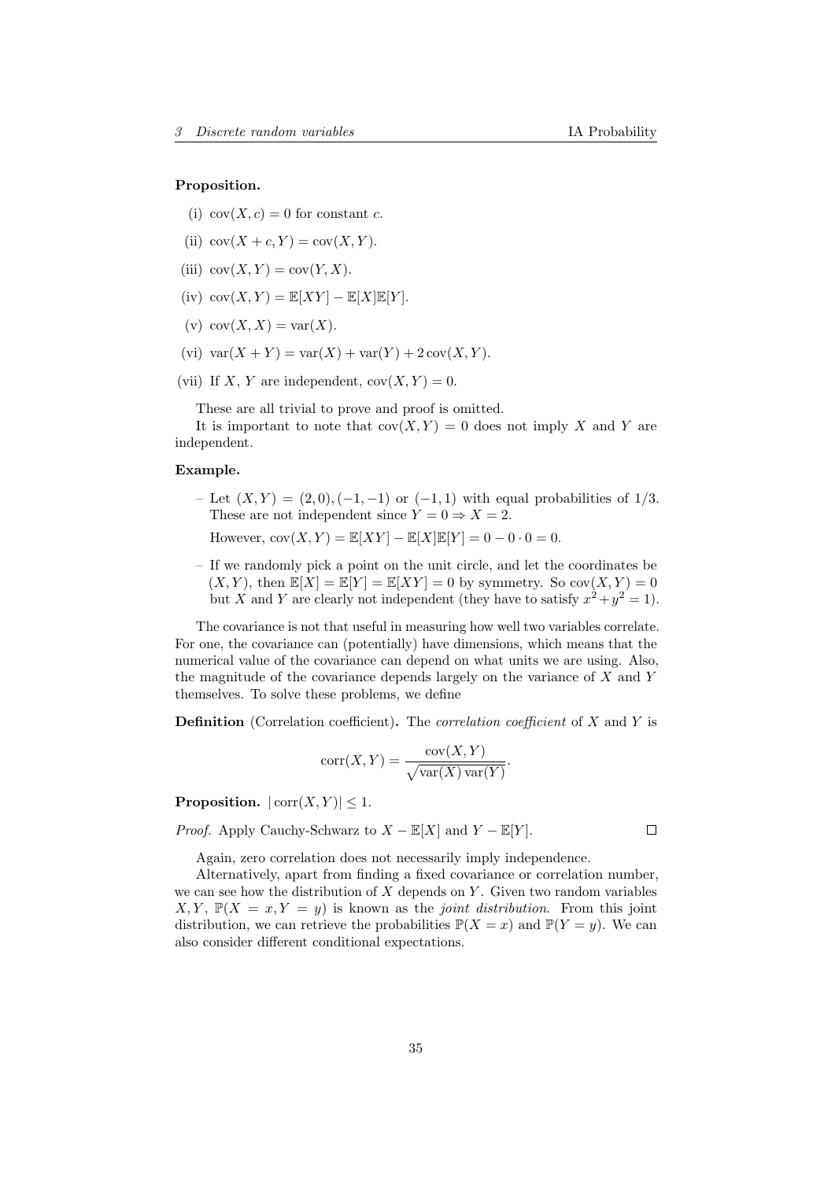**Proposition.**

(i) $\operatorname{cov}(X, c) = 0$ for constant $c$.

(ii) $\operatorname{cov}(X + c, Y) = \operatorname{cov}(X, Y)$.

(iii) $\operatorname{cov}(X, Y) = \operatorname{cov}(Y, X)$.

(iv) $\operatorname{cov}(X, Y) = \mathbb{E}[XY] - \mathbb{E}[X]\mathbb{E}[Y]$.

(v) $\operatorname{cov}(X, X) = \operatorname{var}(X)$.

(vi) $\operatorname{var}(X + Y) = \operatorname{var}(X) + \operatorname{var}(Y) + 2\operatorname{cov}(X, Y)$.

(vii) If $X$, $Y$ are independent, $\operatorname{cov}(X, Y) = 0$.

These are all trivial to prove and proof is omitted.

It is important to note that $\operatorname{cov}(X, Y) = 0$ does not imply $X$ and $Y$ are independent.

**Example.**

– Let $(X, Y) = (2, 0), (-1, -1)$ or $(-1, 1)$ with equal probabilities of $1/3$. These are not independent since $Y = 0 \Rightarrow X = 2$.

  However, $\operatorname{cov}(X, Y) = \mathbb{E}[XY] - \mathbb{E}[X]\mathbb{E}[Y] = 0 - 0 \cdot 0 = 0$.

– If we randomly pick a point on the unit circle, and let the coordinates be $(X, Y)$, then $\mathbb{E}[X] = \mathbb{E}[Y] = \mathbb{E}[XY] = 0$ by symmetry. So $\operatorname{cov}(X, Y) = 0$ but $X$ and $Y$ are clearly not independent (they have to satisfy $x^2 + y^2 = 1$).

The covariance is not that useful in measuring how well two variables correlate. For one, the covariance can (potentially) have dimensions, which means that the numerical value of the covariance can depend on what units we are using. Also, the magnitude of the covariance depends largely on the variance of $X$ and $Y$ themselves. To solve these problems, we define

**Definition** (Correlation coefficient)**.** The *correlation coefficient* of $X$ and $Y$ is

$$\operatorname{corr}(X, Y) = \frac{\operatorname{cov}(X, Y)}{\sqrt{\operatorname{var}(X)\operatorname{var}(Y)}}.$$

**Proposition.** $|\operatorname{corr}(X, Y)| \leq 1$.

*Proof.* Apply Cauchy-Schwarz to $X - \mathbb{E}[X]$ and $Y - \mathbb{E}[Y]$. $\square$

Again, zero correlation does not necessarily imply independence.

Alternatively, apart from finding a fixed covariance or correlation number, we can see how the distribution of $X$ depends on $Y$. Given two random variables $X, Y$, $\mathbb{P}(X = x, Y = y)$ is known as the *joint distribution*. From this joint distribution, we can retrieve the probabilities $\mathbb{P}(X = x)$ and $\mathbb{P}(Y = y)$. We can also consider different conditional expectations.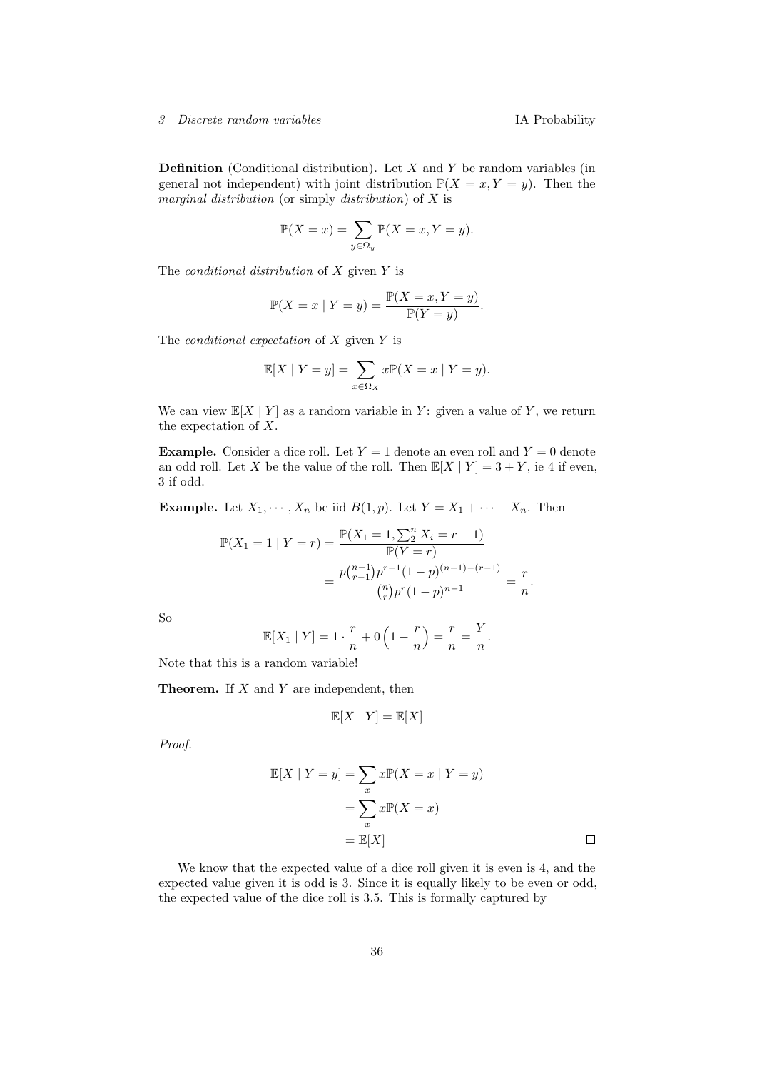**Definition** (Conditional distribution)**.** Let $X$ and $Y$ be random variables (in general not independent) with joint distribution $\mathbb{P}(X = x, Y = y)$. Then the *marginal distribution* (or simply *distribution*) of $X$ is

$$\mathbb{P}(X = x) = \sum_{y \in \Omega_y} \mathbb{P}(X = x, Y = y).$$

The *conditional distribution* of $X$ given $Y$ is

$$\mathbb{P}(X = x \mid Y = y) = \frac{\mathbb{P}(X = x, Y = y)}{\mathbb{P}(Y = y)}.$$

The *conditional expectation* of $X$ given $Y$ is

$$\mathbb{E}[X \mid Y = y] = \sum_{x \in \Omega_X} x\mathbb{P}(X = x \mid Y = y).$$

We can view $\mathbb{E}[X \mid Y]$ as a random variable in $Y$: given a value of $Y$, we return the expectation of $X$.

**Example.** Consider a dice roll. Let $Y = 1$ denote an even roll and $Y = 0$ denote an odd roll. Let $X$ be the value of the roll. Then $\mathbb{E}[X \mid Y] = 3 + Y$, ie 4 if even, 3 if odd.

**Example.** Let $X_1, \cdots, X_n$ be iid $B(1, p)$. Let $Y = X_1 + \cdots + X_n$. Then

$$\begin{aligned}
\mathbb{P}(X_1 = 1 \mid Y = r) &= \frac{\mathbb{P}(X_1 = 1, \sum_2^n X_i = r - 1)}{\mathbb{P}(Y = r)} \\
&= \frac{p\binom{n-1}{r-1}p^{r-1}(1-p)^{(n-1)-(r-1)}}{\binom{n}{r}p^r(1-p)^{n-1}} = \frac{r}{n}.
\end{aligned}$$

So

$$\mathbb{E}[X_1 \mid Y] = 1 \cdot \frac{r}{n} + 0\left(1 - \frac{r}{n}\right) = \frac{r}{n} = \frac{Y}{n}.$$

Note that this is a random variable!

**Theorem.** If $X$ and $Y$ are independent, then

$$\mathbb{E}[X \mid Y] = \mathbb{E}[X]$$

*Proof.*

$$\begin{aligned}
\mathbb{E}[X \mid Y = y] &= \sum_x x\mathbb{P}(X = x \mid Y = y) \\
&= \sum_x x\mathbb{P}(X = x) \\
&= \mathbb{E}[X]
\end{aligned}$$

∎

We know that the expected value of a dice roll given it is even is 4, and the expected value given it is odd is 3. Since it is equally likely to be even or odd, the expected value of the dice roll is 3.5. This is formally captured by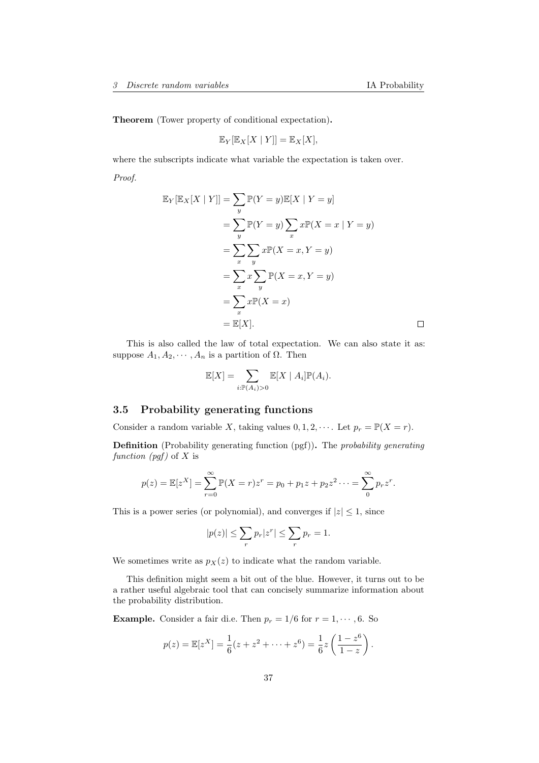**Theorem** (Tower property of conditional expectation)**.**

$$\mathbb{E}_Y[\mathbb{E}_X[X \mid Y]] = \mathbb{E}_X[X],$$

where the subscripts indicate what variable the expectation is taken over.

*Proof.*

$$\begin{aligned}
\mathbb{E}_Y[\mathbb{E}_X[X \mid Y]] &= \sum_y \mathbb{P}(Y = y)\mathbb{E}[X \mid Y = y] \\
&= \sum_y \mathbb{P}(Y = y) \sum_x x\mathbb{P}(X = x \mid Y = y) \\
&= \sum_x \sum_y x\mathbb{P}(X = x, Y = y) \\
&= \sum_x x \sum_y \mathbb{P}(X = x, Y = y) \\
&= \sum_x x\mathbb{P}(X = x) \\
&= \mathbb{E}[X].
\end{aligned}$$

□

This is also called the law of total expectation. We can also state it as: suppose $A_1, A_2, \cdots, A_n$ is a partition of $\Omega$. Then

$$\mathbb{E}[X] = \sum_{i:\mathbb{P}(A_i)>0} \mathbb{E}[X \mid A_i]\mathbb{P}(A_i).$$

## 3.5 Probability generating functions

Consider a random variable $X$, taking values $0, 1, 2, \cdots$. Let $p_r = \mathbb{P}(X = r)$.

**Definition** (Probability generating function (pgf))**.** The *probability generating function (pgf)* of $X$ is

$$p(z) = \mathbb{E}[z^X] = \sum_{r=0}^{\infty} \mathbb{P}(X = r)z^r = p_0 + p_1 z + p_2 z^2 \cdots = \sum_0^{\infty} p_r z^r.$$

This is a power series (or polynomial), and converges if $|z| \leq 1$, since

$$|p(z)| \leq \sum_r p_r |z^r| \leq \sum_r p_r = 1.$$

We sometimes write as $p_X(z)$ to indicate what the random variable.

This definition might seem a bit out of the blue. However, it turns out to be a rather useful algebraic tool that can concisely summarize information about the probability distribution.

**Example.** Consider a fair di.e. Then $p_r = 1/6$ for $r = 1, \cdots, 6$. So

$$p(z) = \mathbb{E}[z^X] = \frac{1}{6}(z + z^2 + \cdots + z^6) = \frac{1}{6}z\left(\frac{1 - z^6}{1 - z}\right).$$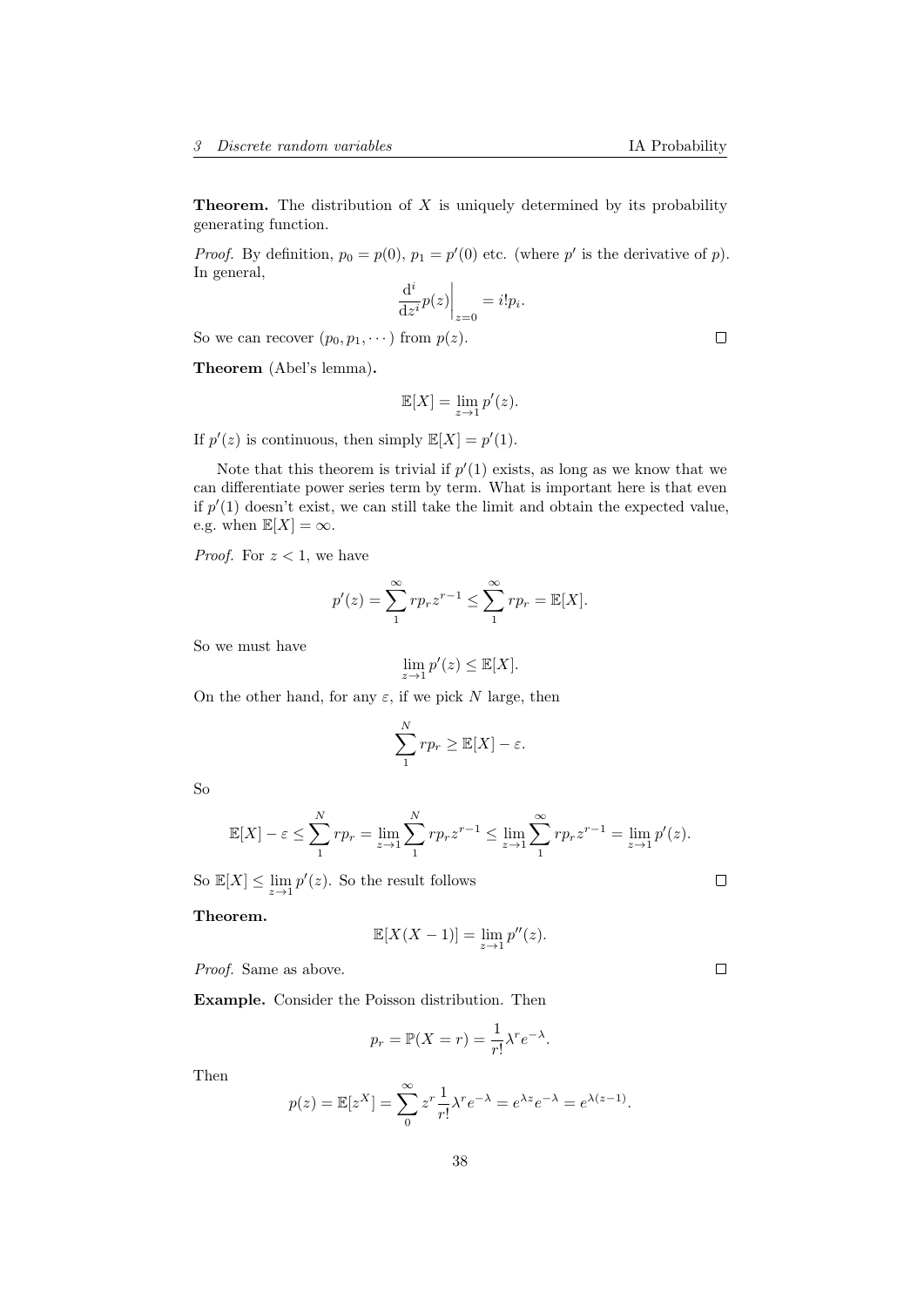**Theorem.** The distribution of $X$ is uniquely determined by its probability generating function.

*Proof.* By definition, $p_0 = p(0)$, $p_1 = p'(0)$ etc. (where $p'$ is the derivative of $p$). In general,

$$\left.\frac{\mathrm{d}^i}{\mathrm{d}z^i}p(z)\right|_{z=0} = i!p_i.$$

So we can recover $(p_0, p_1, \cdots)$ from $p(z)$. □

**Theorem** (Abel's lemma)**.**

$$\mathbb{E}[X] = \lim_{z \to 1} p'(z).$$

If $p'(z)$ is continuous, then simply $\mathbb{E}[X] = p'(1)$.

Note that this theorem is trivial if $p'(1)$ exists, as long as we know that we can differentiate power series term by term. What is important here is that even if $p'(1)$ doesn't exist, we can still take the limit and obtain the expected value, e.g. when $\mathbb{E}[X] = \infty$.

*Proof.* For $z < 1$, we have

$$p'(z) = \sum_1^\infty r p_r z^{r-1} \leq \sum_1^\infty r p_r = \mathbb{E}[X].$$

So we must have

$$\lim_{z \to 1} p'(z) \leq \mathbb{E}[X].$$

On the other hand, for any $\varepsilon$, if we pick $N$ large, then

$$\sum_1^N r p_r \geq \mathbb{E}[X] - \varepsilon.$$

So

$$\mathbb{E}[X] - \varepsilon \leq \sum_1^N r p_r = \lim_{z \to 1} \sum_1^N r p_r z^{r-1} \leq \lim_{z \to 1} \sum_1^\infty r p_r z^{r-1} = \lim_{z \to 1} p'(z).$$

So $\mathbb{E}[X] \leq \lim_{z \to 1} p'(z)$. So the result follows □

**Theorem.**

$$\mathbb{E}[X(X-1)] = \lim_{z \to 1} p''(z).$$

*Proof.* Same as above. □

**Example.** Consider the Poisson distribution. Then

$$p_r = \mathbb{P}(X = r) = \frac{1}{r!}\lambda^r e^{-\lambda}.$$

Then

$$p(z) = \mathbb{E}[z^X] = \sum_0^\infty z^r \frac{1}{r!}\lambda^r e^{-\lambda} = e^{\lambda z}e^{-\lambda} = e^{\lambda(z-1)}.$$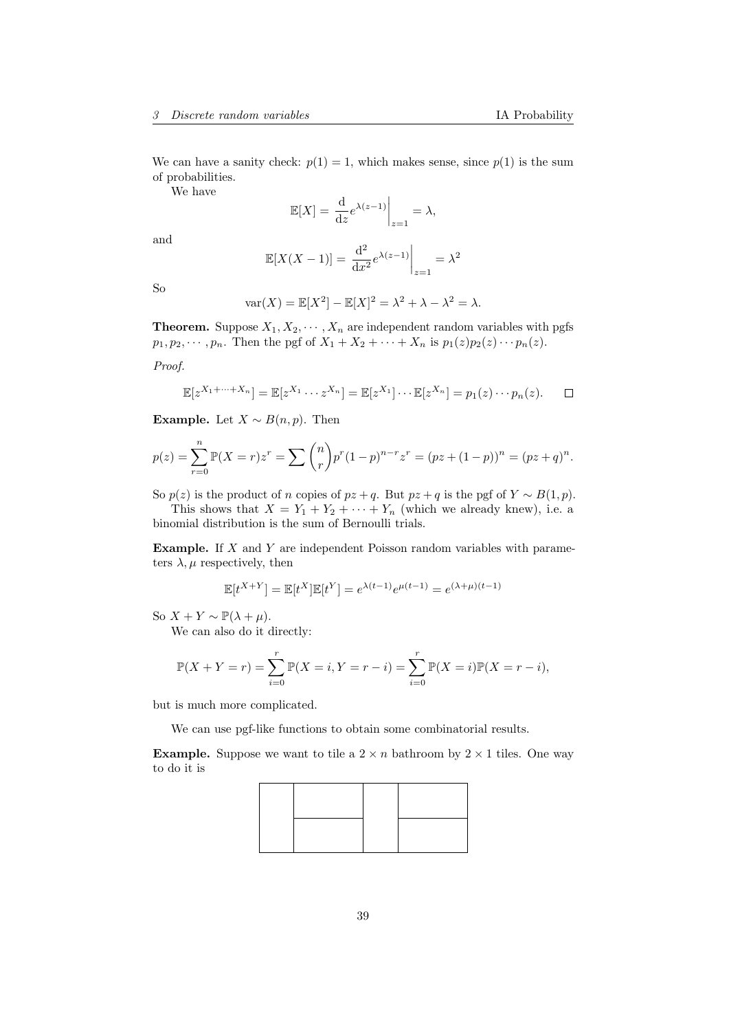We can have a sanity check: $p(1) = 1$, which makes sense, since $p(1)$ is the sum of probabilities.

We have

$$\mathbb{E}[X] = \left.\frac{\mathrm{d}}{\mathrm{d}z} e^{\lambda(z-1)}\right|_{z=1} = \lambda,$$

and

$$\mathbb{E}[X(X-1)] = \left.\frac{\mathrm{d}^2}{\mathrm{d}x^2} e^{\lambda(z-1)}\right|_{z=1} = \lambda^2$$

So

$$\mathrm{var}(X) = \mathbb{E}[X^2] - \mathbb{E}[X]^2 = \lambda^2 + \lambda - \lambda^2 = \lambda.$$

**Theorem.** Suppose $X_1, X_2, \cdots, X_n$ are independent random variables with pgfs $p_1, p_2, \cdots, p_n$. Then the pgf of $X_1 + X_2 + \cdots + X_n$ is $p_1(z)p_2(z)\cdots p_n(z)$.

*Proof.*

$$\mathbb{E}[z^{X_1+\cdots+X_n}] = \mathbb{E}[z^{X_1}\cdots z^{X_n}] = \mathbb{E}[z^{X_1}]\cdots\mathbb{E}[z^{X_n}] = p_1(z)\cdots p_n(z). \qquad \square$$

**Example.** Let $X \sim B(n, p)$. Then

$$p(z) = \sum_{r=0}^{n} \mathbb{P}(X = r)z^r = \sum \binom{n}{r} p^r (1-p)^{n-r} z^r = (pz + (1-p))^n = (pz+q)^n.$$

So $p(z)$ is the product of $n$ copies of $pz + q$. But $pz + q$ is the pgf of $Y \sim B(1, p)$.

This shows that $X = Y_1 + Y_2 + \cdots + Y_n$ (which we already knew), i.e. a binomial distribution is the sum of Bernoulli trials.

**Example.** If $X$ and $Y$ are independent Poisson random variables with parameters $\lambda, \mu$ respectively, then

$$\mathbb{E}[t^{X+Y}] = \mathbb{E}[t^X]\mathbb{E}[t^Y] = e^{\lambda(t-1)}e^{\mu(t-1)} = e^{(\lambda+\mu)(t-1)}$$

So $X + Y \sim \mathbb{P}(\lambda + \mu)$.

We can also do it directly:

$$\mathbb{P}(X + Y = r) = \sum_{i=0}^{r} \mathbb{P}(X = i, Y = r - i) = \sum_{i=0}^{r} \mathbb{P}(X = i)\mathbb{P}(X = r - i),$$

but is much more complicated.

We can use pgf-like functions to obtain some combinatorial results.

**Example.** Suppose we want to tile a $2 \times n$ bathroom by $2 \times 1$ tiles. One way to do it is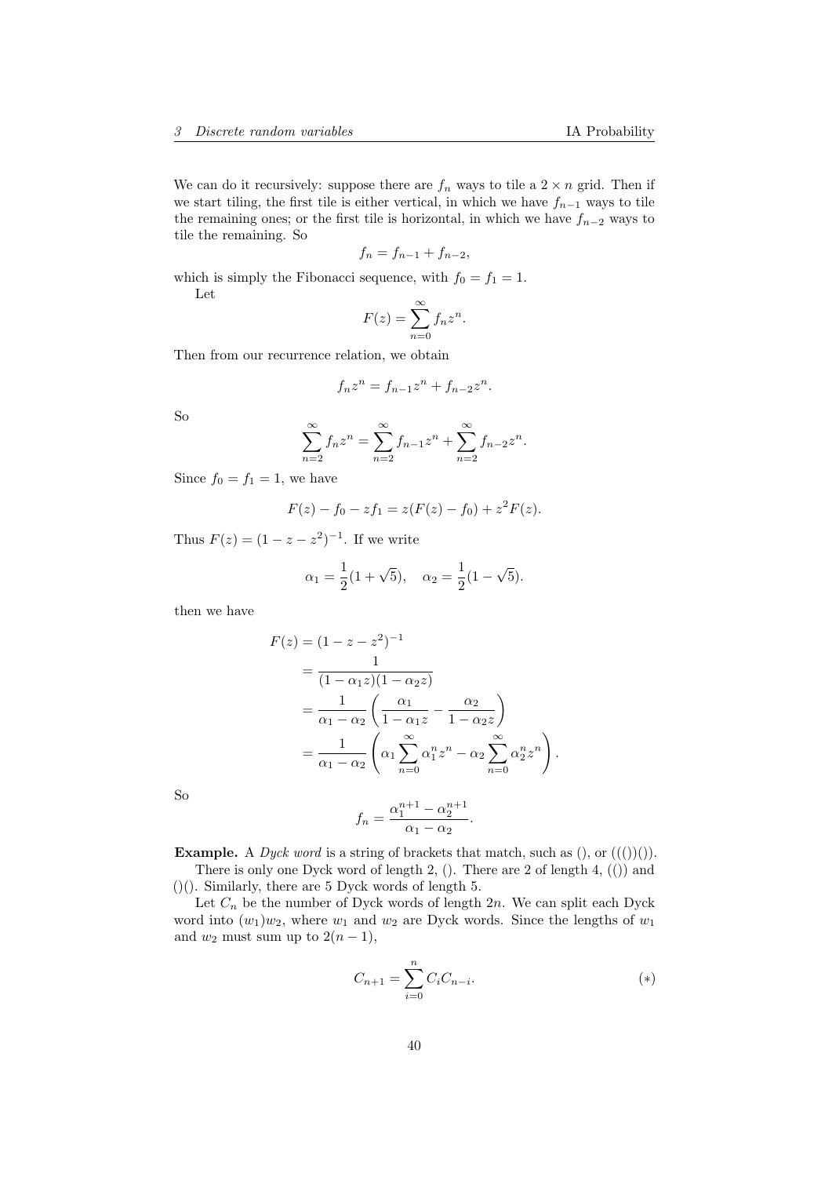We can do it recursively: suppose there are $f_n$ ways to tile a $2 \times n$ grid. Then if we start tiling, the first tile is either vertical, in which we have $f_{n-1}$ ways to tile the remaining ones; or the first tile is horizontal, in which we have $f_{n-2}$ ways to tile the remaining. So

$$f_n = f_{n-1} + f_{n-2},$$

which is simply the Fibonacci sequence, with $f_0 = f_1 = 1$.

Let

$$F(z) = \sum_{n=0}^{\infty} f_n z^n.$$

Then from our recurrence relation, we obtain

$$f_n z^n = f_{n-1} z^n + f_{n-2} z^n.$$

So

$$\sum_{n=2}^{\infty} f_n z^n = \sum_{n=2}^{\infty} f_{n-1} z^n + \sum_{n=2}^{\infty} f_{n-2} z^n.$$

Since $f_0 = f_1 = 1$, we have

$$F(z) - f_0 - z f_1 = z(F(z) - f_0) + z^2 F(z).$$

Thus $F(z) = (1 - z - z^2)^{-1}$. If we write

$$\alpha_1 = \frac{1}{2}(1 + \sqrt{5}), \quad \alpha_2 = \frac{1}{2}(1 - \sqrt{5}).$$

then we have

$$\begin{aligned}
F(z) &= (1 - z - z^2)^{-1} \\
&= \frac{1}{(1 - \alpha_1 z)(1 - \alpha_2 z)} \\
&= \frac{1}{\alpha_1 - \alpha_2}\left(\frac{\alpha_1}{1 - \alpha_1 z} - \frac{\alpha_2}{1 - \alpha_2 z}\right) \\
&= \frac{1}{\alpha_1 - \alpha_2}\left(\alpha_1 \sum_{n=0}^{\infty} \alpha_1^n z^n - \alpha_2 \sum_{n=0}^{\infty} \alpha_2^n z^n\right).
\end{aligned}$$

So

$$f_n = \frac{\alpha_1^{n+1} - \alpha_2^{n+1}}{\alpha_1 - \alpha_2}.$$

**Example.** A *Dyck word* is a string of brackets that match, such as (), or ((())()).

There is only one Dyck word of length 2, (). There are 2 of length 4, (()) and ()(). Similarly, there are 5 Dyck words of length 5.

Let $C_n$ be the number of Dyck words of length $2n$. We can split each Dyck word into $(w_1)w_2$, where $w_1$ and $w_2$ are Dyck words. Since the lengths of $w_1$ and $w_2$ must sum up to $2(n-1)$,

$$C_{n+1} = \sum_{i=0}^{n} C_i C_{n-i}. \qquad (*)$$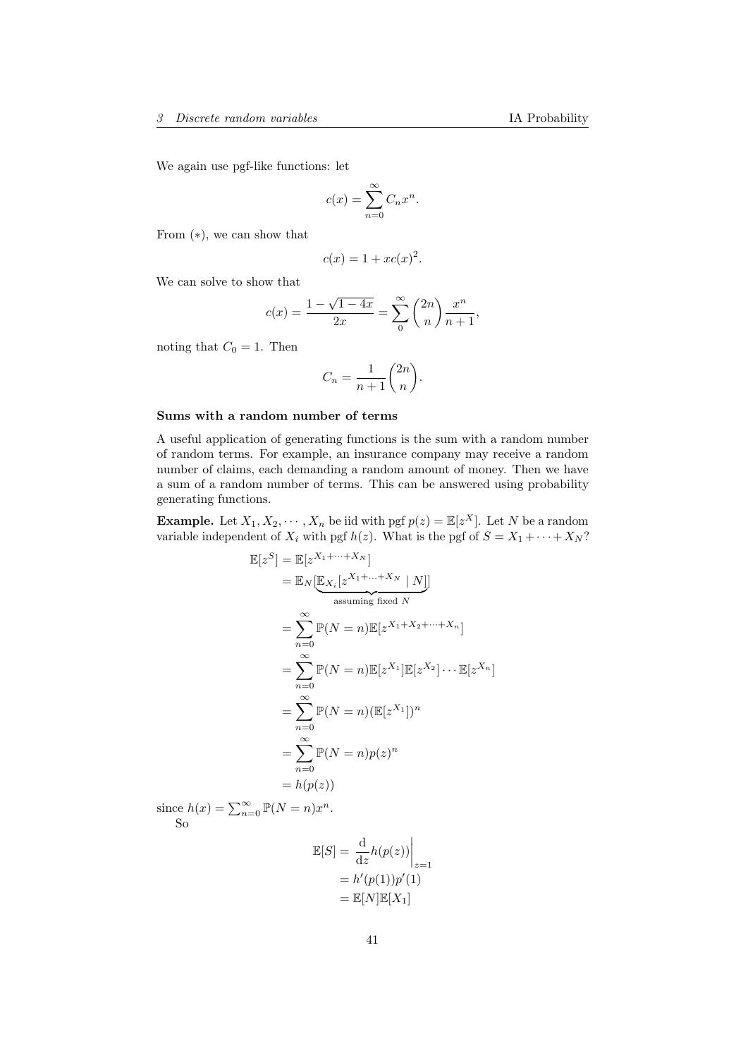We again use pgf-like functions: let

$$c(x) = \sum_{n=0}^{\infty} C_n x^n.$$

From $(*)$, we can show that

$$c(x) = 1 + xc(x)^2.$$

We can solve to show that

$$c(x) = \frac{1 - \sqrt{1-4x}}{2x} = \sum_{0}^{\infty} \binom{2n}{n} \frac{x^n}{n+1},$$

noting that $C_0 = 1$. Then

$$C_n = \frac{1}{n+1}\binom{2n}{n}.$$

#### Sums with a random number of terms

A useful application of generating functions is the sum with a random number of random terms. For example, an insurance company may receive a random number of claims, each demanding a random amount of money. Then we have a sum of a random number of terms. This can be answered using probability generating functions.

**Example.** Let $X_1, X_2, \cdots, X_n$ be iid with pgf $p(z) = \mathbb{E}[z^X]$. Let $N$ be a random variable independent of $X_i$ with pgf $h(z)$. What is the pgf of $S = X_1 + \cdots + X_N$?

$$\begin{aligned}
\mathbb{E}[z^S] &= \mathbb{E}[z^{X_1 + \cdots + X_N}] \\
&= \mathbb{E}_N[\underbrace{\mathbb{E}_{X_i}[z^{X_1 + \ldots + X_N} \mid N]}_{\text{assuming fixed } N}] \\
&= \sum_{n=0}^{\infty} \mathbb{P}(N = n)\mathbb{E}[z^{X_1 + X_2 + \cdots + X_n}] \\
&= \sum_{n=0}^{\infty} \mathbb{P}(N = n)\mathbb{E}[z^{X_1}]\mathbb{E}[z^{X_2}] \cdots \mathbb{E}[z^{X_n}] \\
&= \sum_{n=0}^{\infty} \mathbb{P}(N = n)(\mathbb{E}[z^{X_1}])^n \\
&= \sum_{n=0}^{\infty} \mathbb{P}(N = n)p(z)^n \\
&= h(p(z))
\end{aligned}$$

since $h(x) = \sum_{n=0}^{\infty} \mathbb{P}(N = n)x^n$.

So

$$\begin{aligned}
\mathbb{E}[S] &= \left.\frac{\mathrm{d}}{\mathrm{d}z} h(p(z))\right|_{z=1} \\
&= h'(p(1))p'(1) \\
&= \mathbb{E}[N]\mathbb{E}[X_1]
\end{aligned}$$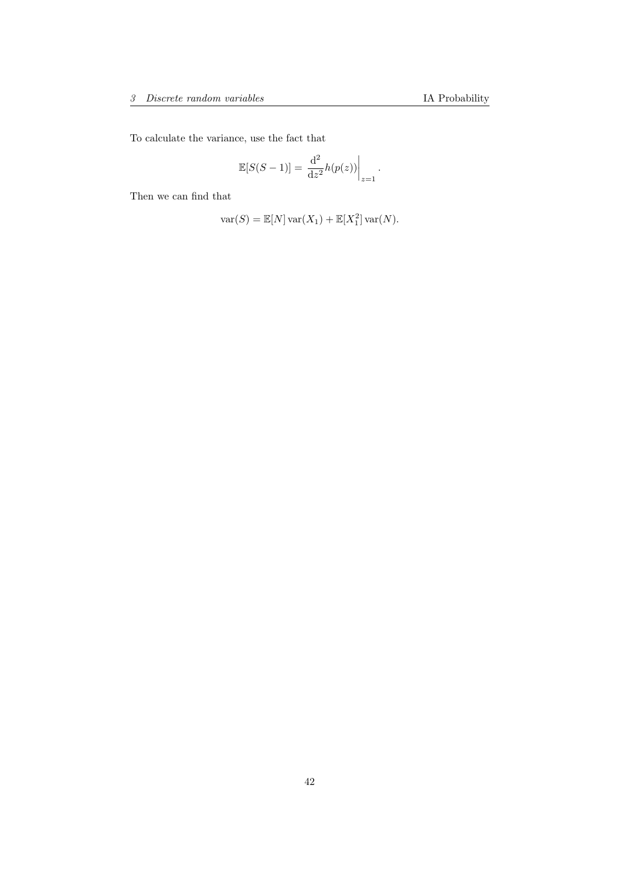To calculate the variance, use the fact that

$$\mathbb{E}[S(S-1)] = \left.\frac{\mathrm{d}^2}{\mathrm{d}z^2} h(p(z))\right|_{z=1}.$$

Then we can find that

$$\operatorname{var}(S) = \mathbb{E}[N]\operatorname{var}(X_1) + \mathbb{E}[X_1^2]\operatorname{var}(N).$$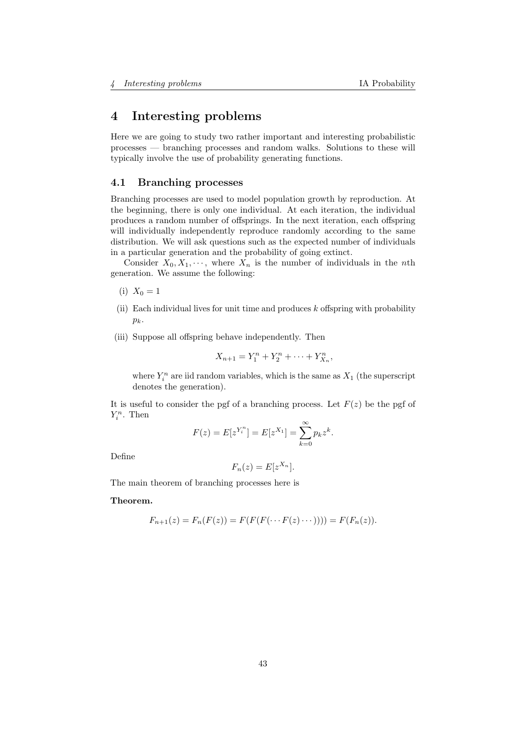# 4 Interesting problems

Here we are going to study two rather important and interesting probabilistic processes — branching processes and random walks. Solutions to these will typically involve the use of probability generating functions.

## 4.1 Branching processes

Branching processes are used to model population growth by reproduction. At the beginning, there is only one individual. At each iteration, the individual produces a random number of offsprings. In the next iteration, each offspring will individually independently reproduce randomly according to the same distribution. We will ask questions such as the expected number of individuals in a particular generation and the probability of going extinct.

Consider $X_0, X_1, \cdots$, where $X_n$ is the number of individuals in the $n$th generation. We assume the following:

(i) $X_0 = 1$

(ii) Each individual lives for unit time and produces $k$ offspring with probability $p_k$.

(iii) Suppose all offspring behave independently. Then

$$X_{n+1} = Y_1^n + Y_2^n + \cdots + Y_{X_n}^n,$$

where $Y_i^n$ are iid random variables, which is the same as $X_1$ (the superscript denotes the generation).

It is useful to consider the pgf of a branching process. Let $F(z)$ be the pgf of $Y_i^n$. Then

$$F(z) = E[z^{Y_i^n}] = E[z^{X_1}] = \sum_{k=0}^{\infty} p_k z^k.$$

Define

$$F_n(z) = E[z^{X_n}].$$

The main theorem of branching processes here is

**Theorem.**

$$F_{n+1}(z) = F_n(F(z)) = F(F(F(\cdots F(z) \cdots)))) = F(F_n(z)).$$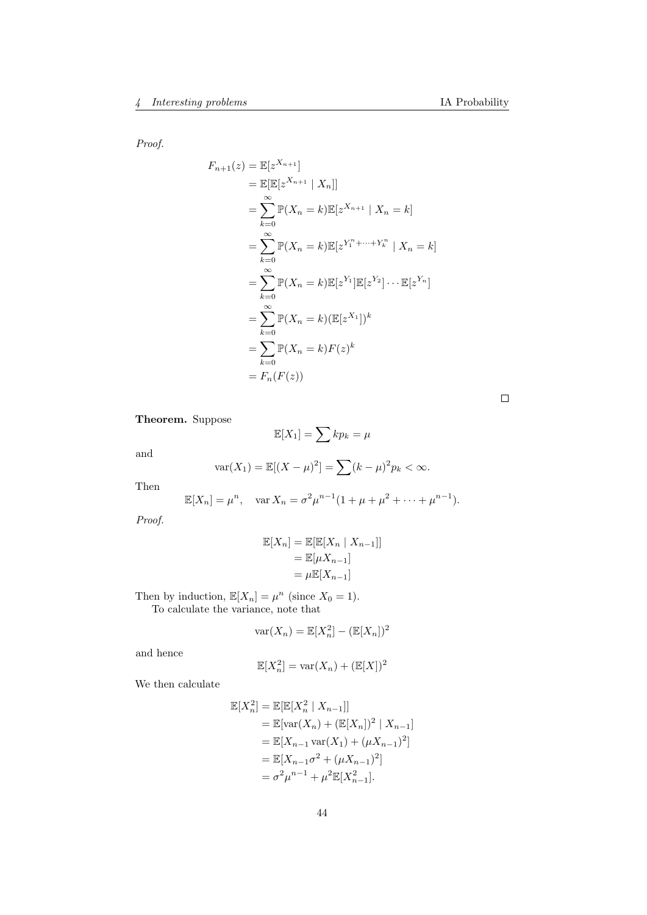*Proof.*

$$
\begin{aligned}
F_{n+1}(z) &= \mathbb{E}[z^{X_{n+1}}] \\
&= \mathbb{E}[\mathbb{E}[z^{X_{n+1}} \mid X_n]] \\
&= \sum_{k=0}^{\infty} \mathbb{P}(X_n = k)\mathbb{E}[z^{X_{n+1}} \mid X_n = k] \\
&= \sum_{k=0}^{\infty} \mathbb{P}(X_n = k)\mathbb{E}[z^{Y_1^n + \cdots + Y_k^n} \mid X_n = k] \\
&= \sum_{k=0}^{\infty} \mathbb{P}(X_n = k)\mathbb{E}[z^{Y_1}]\mathbb{E}[z^{Y_2}] \cdots \mathbb{E}[z^{Y_n}] \\
&= \sum_{k=0}^{\infty} \mathbb{P}(X_n = k)(\mathbb{E}[z^{X_1}])^k \\
&= \sum_{k=0} \mathbb{P}(X_n = k)F(z)^k \\
&= F_n(F(z))
\end{aligned}
$$

□

**Theorem.** Suppose

$$
\mathbb{E}[X_1] = \sum kp_k = \mu
$$

and

$$
\text{var}(X_1) = \mathbb{E}[(X - \mu)^2] = \sum (k - \mu)^2 p_k < \infty.
$$

Then

$$
\mathbb{E}[X_n] = \mu^n, \quad \text{var}\, X_n = \sigma^2 \mu^{n-1}(1 + \mu + \mu^2 + \cdots + \mu^{n-1}).
$$

*Proof.*

$$
\begin{aligned}
\mathbb{E}[X_n] &= \mathbb{E}[\mathbb{E}[X_n \mid X_{n-1}]] \\
&= \mathbb{E}[\mu X_{n-1}] \\
&= \mu \mathbb{E}[X_{n-1}]
\end{aligned}
$$

Then by induction, $\mathbb{E}[X_n] = \mu^n$ (since $X_0 = 1$).

To calculate the variance, note that

$$
\text{var}(X_n) = \mathbb{E}[X_n^2] - (\mathbb{E}[X_n])^2
$$

and hence

$$
\mathbb{E}[X_n^2] = \text{var}(X_n) + (\mathbb{E}[X])^2
$$

We then calculate

$$
\begin{aligned}
\mathbb{E}[X_n^2] &= \mathbb{E}[\mathbb{E}[X_n^2 \mid X_{n-1}]] \\
&= \mathbb{E}[\text{var}(X_n) + (\mathbb{E}[X_n])^2 \mid X_{n-1}] \\
&= \mathbb{E}[X_{n-1}\, \text{var}(X_1) + (\mu X_{n-1})^2] \\
&= \mathbb{E}[X_{n-1}\sigma^2 + (\mu X_{n-1})^2] \\
&= \sigma^2 \mu^{n-1} + \mu^2 \mathbb{E}[X_{n-1}^2].
\end{aligned}
$$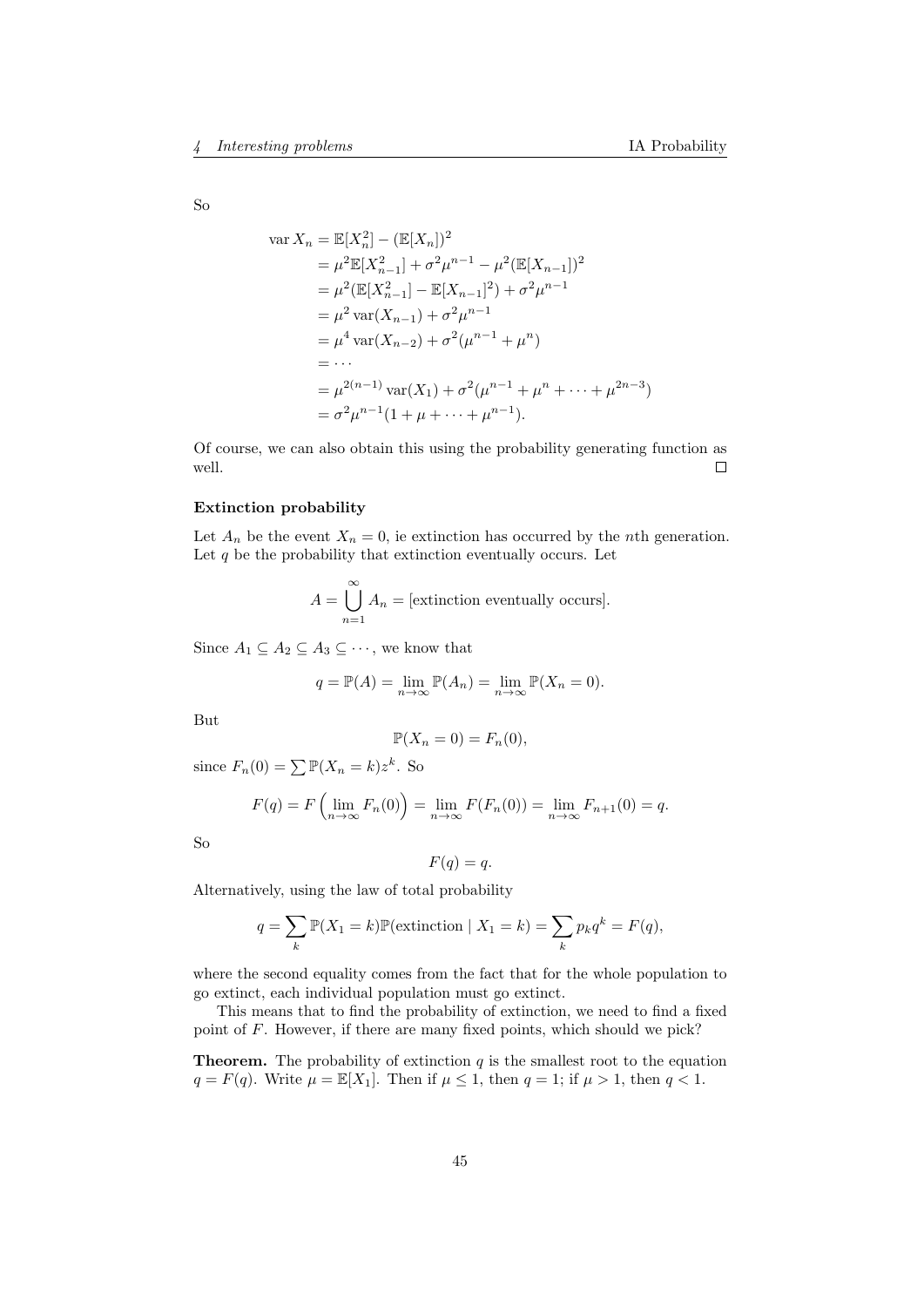So

$$
\begin{aligned}
\operatorname{var} X_n &= \mathbb{E}[X_n^2] - (\mathbb{E}[X_n])^2 \\
&= \mu^2 \mathbb{E}[X_{n-1}^2] + \sigma^2 \mu^{n-1} - \mu^2 (\mathbb{E}[X_{n-1}])^2 \\
&= \mu^2 (\mathbb{E}[X_{n-1}^2] - \mathbb{E}[X_{n-1}]^2) + \sigma^2 \mu^{n-1} \\
&= \mu^2 \operatorname{var}(X_{n-1}) + \sigma^2 \mu^{n-1} \\
&= \mu^4 \operatorname{var}(X_{n-2}) + \sigma^2 (\mu^{n-1} + \mu^n) \\
&= \cdots \\
&= \mu^{2(n-1)} \operatorname{var}(X_1) + \sigma^2 (\mu^{n-1} + \mu^n + \cdots + \mu^{2n-3}) \\
&= \sigma^2 \mu^{n-1} (1 + \mu + \cdots + \mu^{n-1}).
\end{aligned}
$$

Of course, we can also obtain this using the probability generating function as well. □

### Extinction probability

Let $A_n$ be the event $X_n = 0$, ie extinction has occurred by the $n$th generation. Let $q$ be the probability that extinction eventually occurs. Let

$$
A = \bigcup_{n=1}^{\infty} A_n = [\text{extinction eventually occurs}].
$$

Since $A_1 \subseteq A_2 \subseteq A_3 \subseteq \cdots$, we know that

$$
q = \mathbb{P}(A) = \lim_{n \to \infty} \mathbb{P}(A_n) = \lim_{n \to \infty} \mathbb{P}(X_n = 0).
$$

But

$$
\mathbb{P}(X_n = 0) = F_n(0),
$$

since $F_n(0) = \sum \mathbb{P}(X_n = k) z^k$. So

$$
F(q) = F\left(\lim_{n \to \infty} F_n(0)\right) = \lim_{n \to \infty} F(F_n(0)) = \lim_{n \to \infty} F_{n+1}(0) = q.
$$

So

$$
F(q) = q.
$$

Alternatively, using the law of total probability

$$
q = \sum_k \mathbb{P}(X_1 = k) \mathbb{P}(\text{extinction} \mid X_1 = k) = \sum_k p_k q^k = F(q),
$$

where the second equality comes from the fact that for the whole population to go extinct, each individual population must go extinct.

This means that to find the probability of extinction, we need to find a fixed point of $F$. However, if there are many fixed points, which should we pick?

**Theorem.** The probability of extinction $q$ is the smallest root to the equation $q = F(q)$. Write $\mu = \mathbb{E}[X_1]$. Then if $\mu \leq 1$, then $q = 1$; if $\mu > 1$, then $q < 1$.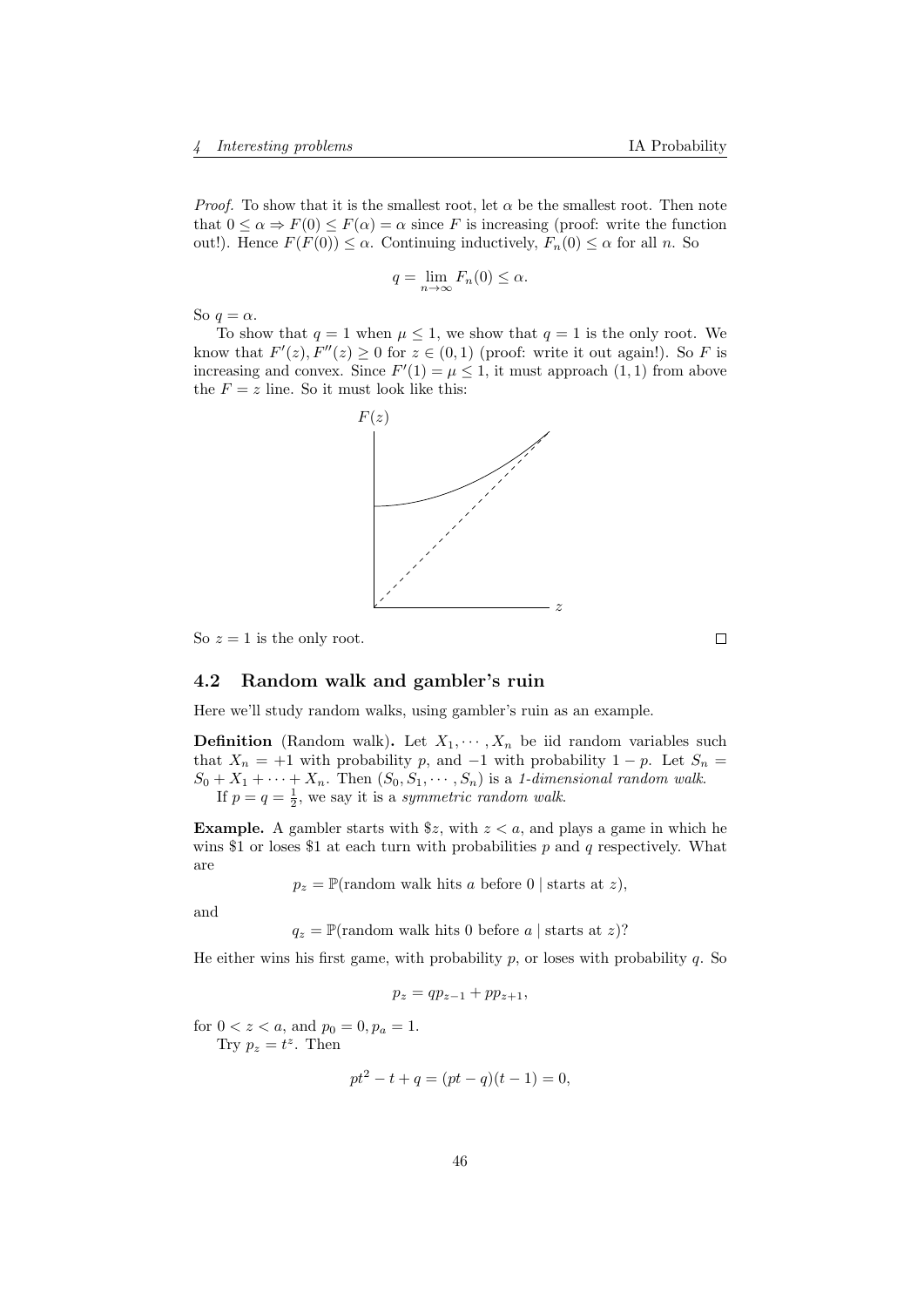*Proof.* To show that it is the smallest root, let $\alpha$ be the smallest root. Then note that $0 \leq \alpha \Rightarrow F(0) \leq F(\alpha) = \alpha$ since $F$ is increasing (proof: write the function out!). Hence $F(F(0)) \leq \alpha$. Continuing inductively, $F_n(0) \leq \alpha$ for all $n$. So

$$q = \lim_{n \to \infty} F_n(0) \leq \alpha.$$

So $q = \alpha$.

To show that $q = 1$ when $\mu \leq 1$, we show that $q = 1$ is the only root. We know that $F'(z), F''(z) \geq 0$ for $z \in (0, 1)$ (proof: write it out again!). So $F$ is increasing and convex. Since $F'(1) = \mu \leq 1$, it must approach $(1, 1)$ from above the $F = z$ line. So it must look like this:

So $z = 1$ is the only root. □

## 4.2 Random walk and gambler's ruin

Here we'll study random walks, using gambler's ruin as an example.

**Definition** (Random walk)**.** Let $X_1, \cdots, X_n$ be iid random variables such that $X_n = +1$ with probability $p$, and $-1$ with probability $1 - p$. Let $S_n = S_0 + X_1 + \cdots + X_n$. Then $(S_0, S_1, \cdots, S_n)$ is a *1-dimensional random walk*.

If $p = q = \frac{1}{2}$, we say it is a *symmetric random walk*.

**Example.** A gambler starts with \$$z$, with $z < a$, and plays a game in which he wins \$1 or loses \$1 at each turn with probabilities $p$ and $q$ respectively. What are

$$p_z = \mathbb{P}(\text{random walk hits } a \text{ before } 0 \mid \text{starts at } z),$$

and

$$q_z = \mathbb{P}(\text{random walk hits } 0 \text{ before } a \mid \text{starts at } z)?$$

He either wins his first game, with probability $p$, or loses with probability $q$. So

$$p_z = qp_{z-1} + pp_{z+1},$$

for $0 < z < a$, and $p_0 = 0, p_a = 1$.

Try $p_z = t^z$. Then

$$pt^2 - t + q = (pt - q)(t - 1) = 0,$$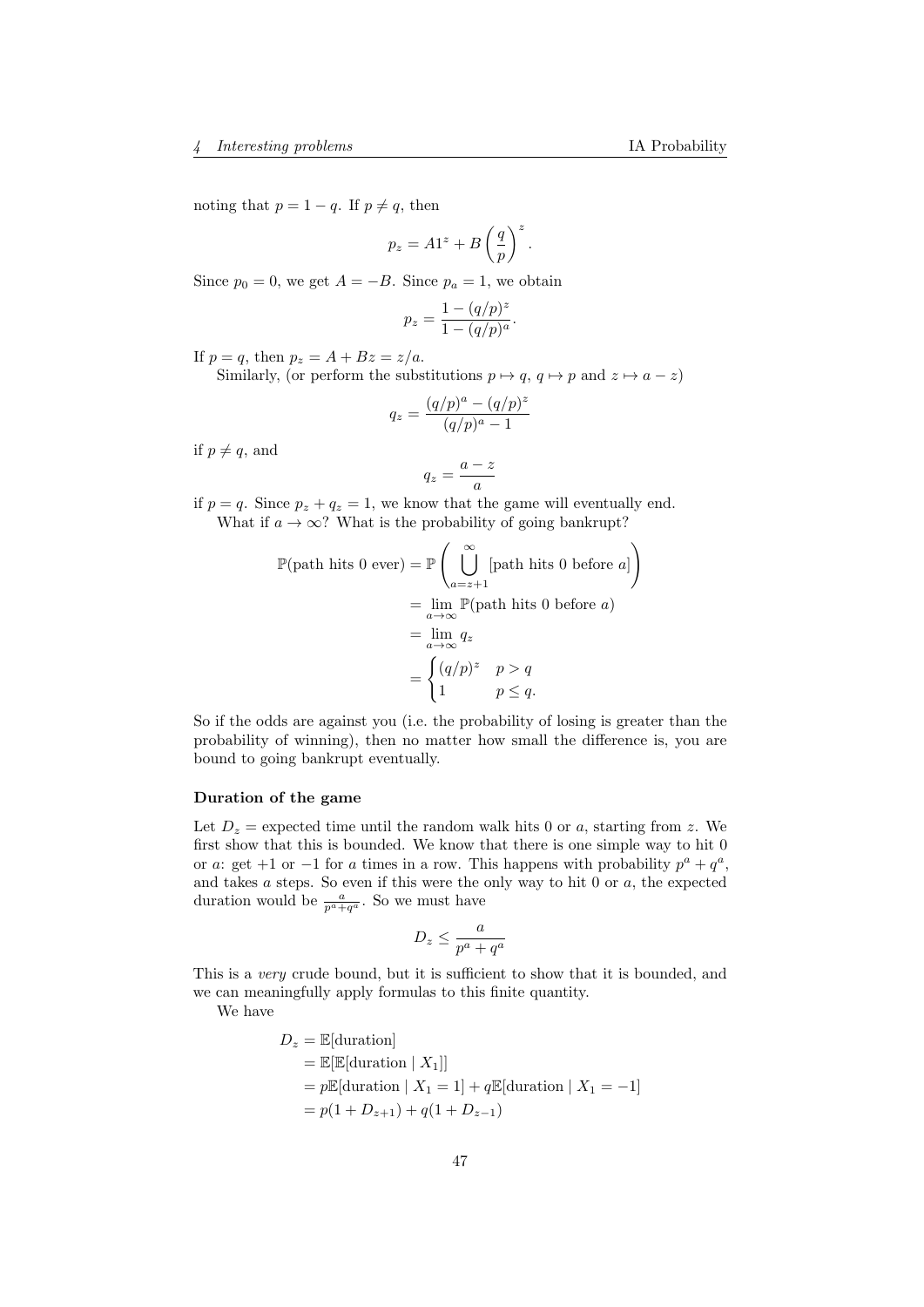noting that $p = 1 - q$. If $p \neq q$, then

$$p_z = A1^z + B\left(\frac{q}{p}\right)^z.$$

Since $p_0 = 0$, we get $A = -B$. Since $p_a = 1$, we obtain

$$p_z = \frac{1 - (q/p)^z}{1 - (q/p)^a}.$$

If $p = q$, then $p_z = A + Bz = z/a$.

Similarly, (or perform the substitutions $p \mapsto q$, $q \mapsto p$ and $z \mapsto a - z$)

$$q_z = \frac{(q/p)^a - (q/p)^z}{(q/p)^a - 1}$$

if $p \neq q$, and

$$q_z = \frac{a - z}{a}$$

if $p = q$. Since $p_z + q_z = 1$, we know that the game will eventually end.

What if $a \to \infty$? What is the probability of going bankrupt?

$$\begin{aligned}
\mathbb{P}(\text{path hits 0 ever}) &= \mathbb{P}\left(\bigcup_{a=z+1}^{\infty} [\text{path hits 0 before } a]\right) \\
&= \lim_{a\to\infty} \mathbb{P}(\text{path hits 0 before } a) \\
&= \lim_{a\to\infty} q_z \\
&= \begin{cases} (q/p)^z & p > q \\ 1 & p \leq q. \end{cases}
\end{aligned}$$

So if the odds are against you (i.e. the probability of losing is greater than the probability of winning), then no matter how small the difference is, you are bound to going bankrupt eventually.

**Duration of the game**

Let $D_z$ = expected time until the random walk hits 0 or $a$, starting from $z$. We first show that this is bounded. We know that there is one simple way to hit 0 or $a$: get $+1$ or $-1$ for $a$ times in a row. This happens with probability $p^a + q^a$, and takes $a$ steps. So even if this were the only way to hit 0 or $a$, the expected duration would be $\frac{a}{p^a+q^a}$. So we must have

$$D_z \leq \frac{a}{p^a + q^a}$$

This is a *very* crude bound, but it is sufficient to show that it is bounded, and we can meaningfully apply formulas to this finite quantity.

We have

$$\begin{aligned}
D_z &= \mathbb{E}[\text{duration}] \\
&= \mathbb{E}[\mathbb{E}[\text{duration} \mid X_1]] \\
&= p\mathbb{E}[\text{duration} \mid X_1 = 1] + q\mathbb{E}[\text{duration} \mid X_1 = -1] \\
&= p(1 + D_{z+1}) + q(1 + D_{z-1})
\end{aligned}$$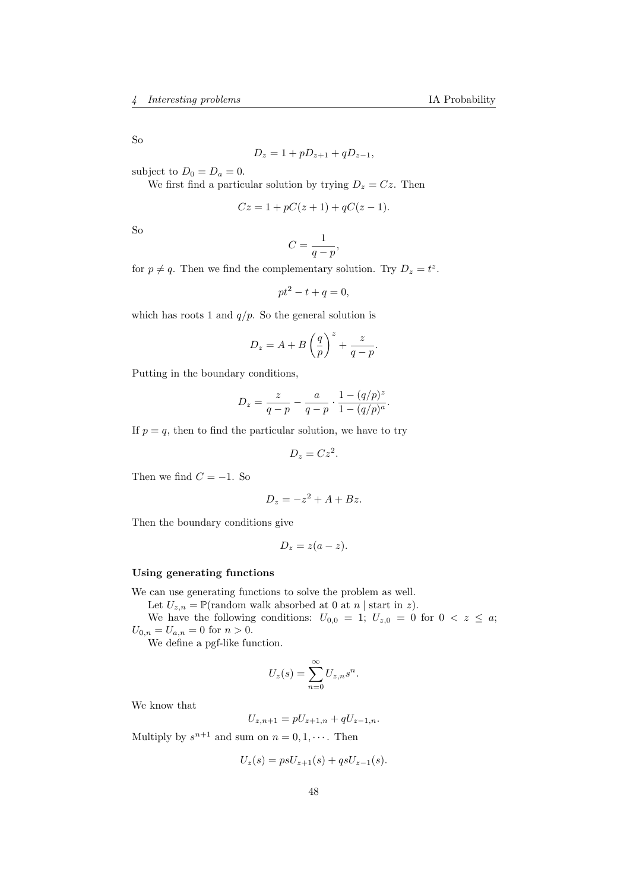So

$$D_z = 1 + pD_{z+1} + qD_{z-1},$$

subject to $D_0 = D_a = 0$.

We first find a particular solution by trying $D_z = Cz$. Then

$$Cz = 1 + pC(z+1) + qC(z-1).$$

So

$$C = \frac{1}{q-p},$$

for $p \neq q$. Then we find the complementary solution. Try $D_z = t^z$.

$$pt^2 - t + q = 0,$$

which has roots 1 and $q/p$. So the general solution is

$$D_z = A + B\left(\frac{q}{p}\right)^z + \frac{z}{q-p}.$$

Putting in the boundary conditions,

$$D_z = \frac{z}{q-p} - \frac{a}{q-p} \cdot \frac{1-(q/p)^z}{1-(q/p)^a}.$$

If $p = q$, then to find the particular solution, we have to try

$$D_z = Cz^2.$$

Then we find $C = -1$. So

$$D_z = -z^2 + A + Bz.$$

Then the boundary conditions give

$$D_z = z(a-z).$$

**Using generating functions**

We can use generating functions to solve the problem as well.

Let $U_{z,n} = \mathbb{P}(\text{random walk absorbed at 0 at } n \mid \text{start in } z)$.

We have the following conditions: $U_{0,0} = 1$; $U_{z,0} = 0$ for $0 < z \leq a$; $U_{0,n} = U_{a,n} = 0$ for $n > 0$.

We define a pgf-like function.

$$U_z(s) = \sum_{n=0}^{\infty} U_{z,n}s^n.$$

We know that

$$U_{z,n+1} = pU_{z+1,n} + qU_{z-1,n}.$$

Multiply by $s^{n+1}$ and sum on $n = 0, 1, \cdots$. Then

$$U_z(s) = psU_{z+1}(s) + qsU_{z-1}(s).$$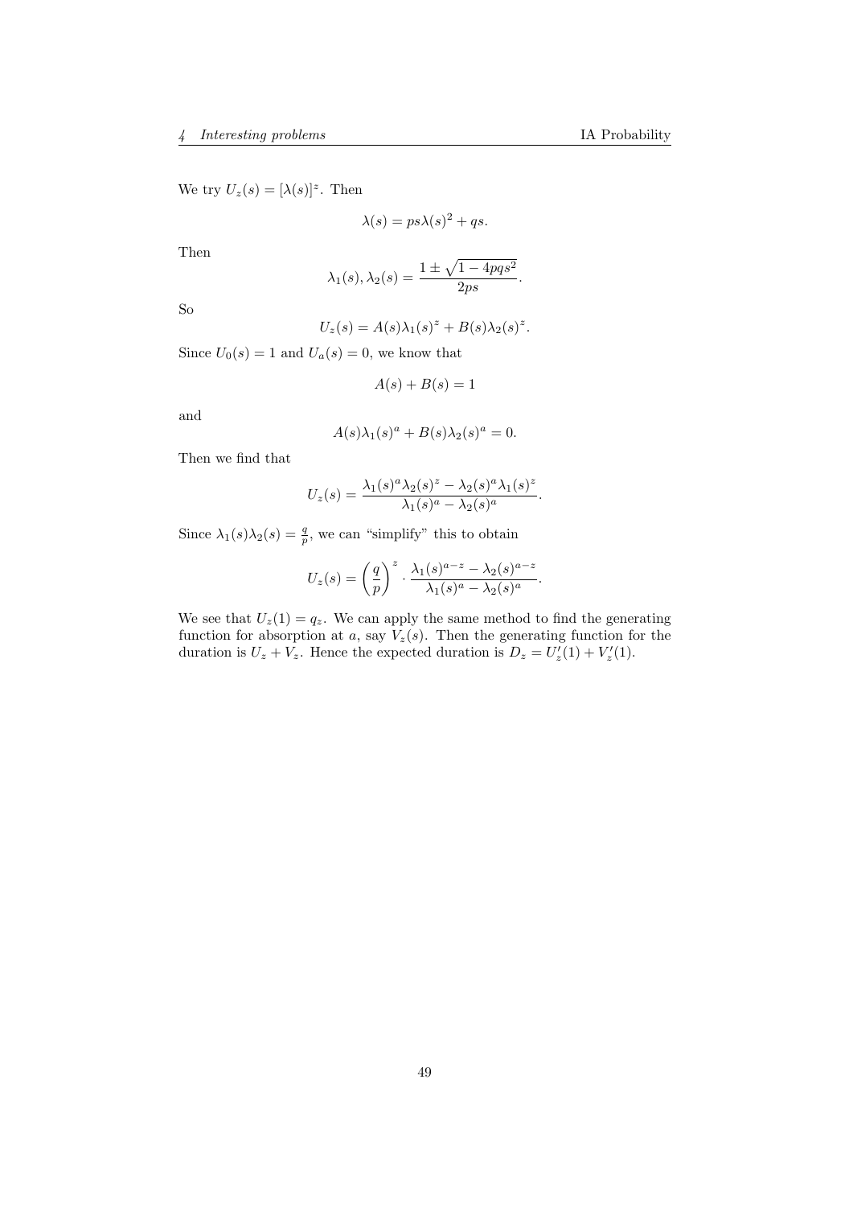We try $U_z(s) = [\lambda(s)]^z$. Then

$$\lambda(s) = ps\lambda(s)^2 + qs.$$

Then

$$\lambda_1(s), \lambda_2(s) = \frac{1 \pm \sqrt{1 - 4pqs^2}}{2ps}.$$

So

$$U_z(s) = A(s)\lambda_1(s)^z + B(s)\lambda_2(s)^z.$$

Since $U_0(s) = 1$ and $U_a(s) = 0$, we know that

$$A(s) + B(s) = 1$$

and

$$A(s)\lambda_1(s)^a + B(s)\lambda_2(s)^a = 0.$$

Then we find that

$$U_z(s) = \frac{\lambda_1(s)^a \lambda_2(s)^z - \lambda_2(s)^a \lambda_1(s)^z}{\lambda_1(s)^a - \lambda_2(s)^a}.$$

Since $\lambda_1(s)\lambda_2(s) = \frac{q}{p}$, we can "simplify" this to obtain

$$U_z(s) = \left(\frac{q}{p}\right)^z \cdot \frac{\lambda_1(s)^{a-z} - \lambda_2(s)^{a-z}}{\lambda_1(s)^a - \lambda_2(s)^a}.$$

We see that $U_z(1) = q_z$. We can apply the same method to find the generating function for absorption at $a$, say $V_z(s)$. Then the generating function for the duration is $U_z + V_z$. Hence the expected duration is $D_z = U_z'(1) + V_z'(1)$.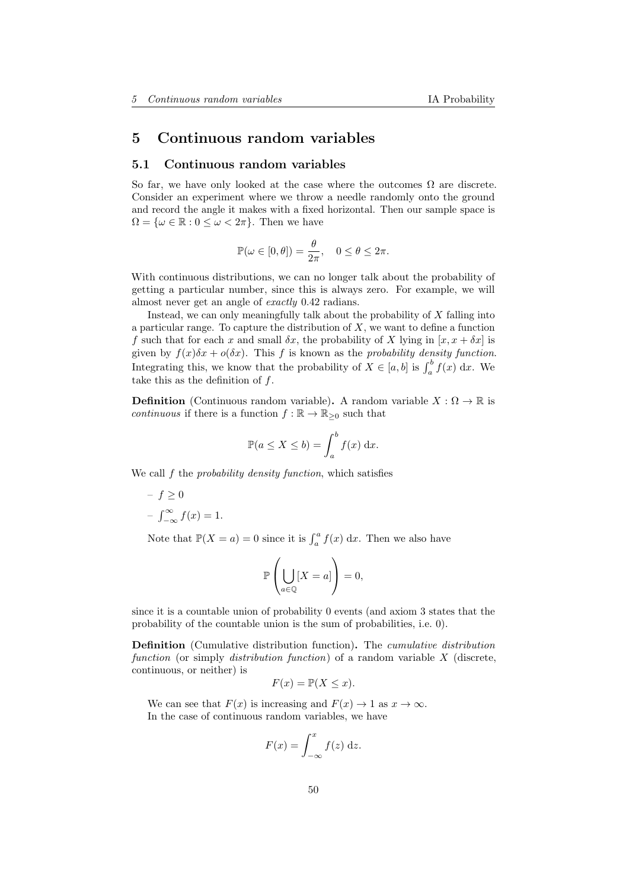# 5 Continuous random variables

## 5.1 Continuous random variables

So far, we have only looked at the case where the outcomes $\Omega$ are discrete. Consider an experiment where we throw a needle randomly onto the ground and record the angle it makes with a fixed horizontal. Then our sample space is $\Omega = \{\omega \in \mathbb{R} : 0 \leq \omega < 2\pi\}$. Then we have

$$\mathbb{P}(\omega \in [0, \theta]) = \frac{\theta}{2\pi}, \quad 0 \leq \theta \leq 2\pi.$$

With continuous distributions, we can no longer talk about the probability of getting a particular number, since this is always zero. For example, we will almost never get an angle of *exactly* 0.42 radians.

Instead, we can only meaningfully talk about the probability of $X$ falling into a particular range. To capture the distribution of $X$, we want to define a function $f$ such that for each $x$ and small $\delta x$, the probability of $X$ lying in $[x, x + \delta x]$ is given by $f(x)\delta x + o(\delta x)$. This $f$ is known as the *probability density function*. Integrating this, we know that the probability of $X \in [a, b]$ is $\int_a^b f(x)\ \mathrm{d}x$. We take this as the definition of $f$.

**Definition** (Continuous random variable)**.** A random variable $X : \Omega \to \mathbb{R}$ is *continuous* if there is a function $f : \mathbb{R} \to \mathbb{R}_{\geq 0}$ such that

$$\mathbb{P}(a \leq X \leq b) = \int_a^b f(x)\ \mathrm{d}x.$$

We call $f$ the *probability density function*, which satisfies

- $f \geq 0$
- $\int_{-\infty}^{\infty} f(x) = 1$.

Note that $\mathbb{P}(X = a) = 0$ since it is $\int_a^a f(x)\ \mathrm{d}x$. Then we also have

$$\mathbb{P}\left(\bigcup_{a \in \mathbb{Q}} [X = a]\right) = 0,$$

since it is a countable union of probability 0 events (and axiom 3 states that the probability of the countable union is the sum of probabilities, i.e. 0).

**Definition** (Cumulative distribution function)**.** The *cumulative distribution function* (or simply *distribution function*) of a random variable $X$ (discrete, continuous, or neither) is

$$F(x) = \mathbb{P}(X \leq x).$$

We can see that $F(x)$ is increasing and $F(x) \to 1$ as $x \to \infty$.

In the case of continuous random variables, we have

$$F(x) = \int_{-\infty}^{x} f(z)\ \mathrm{d}z.$$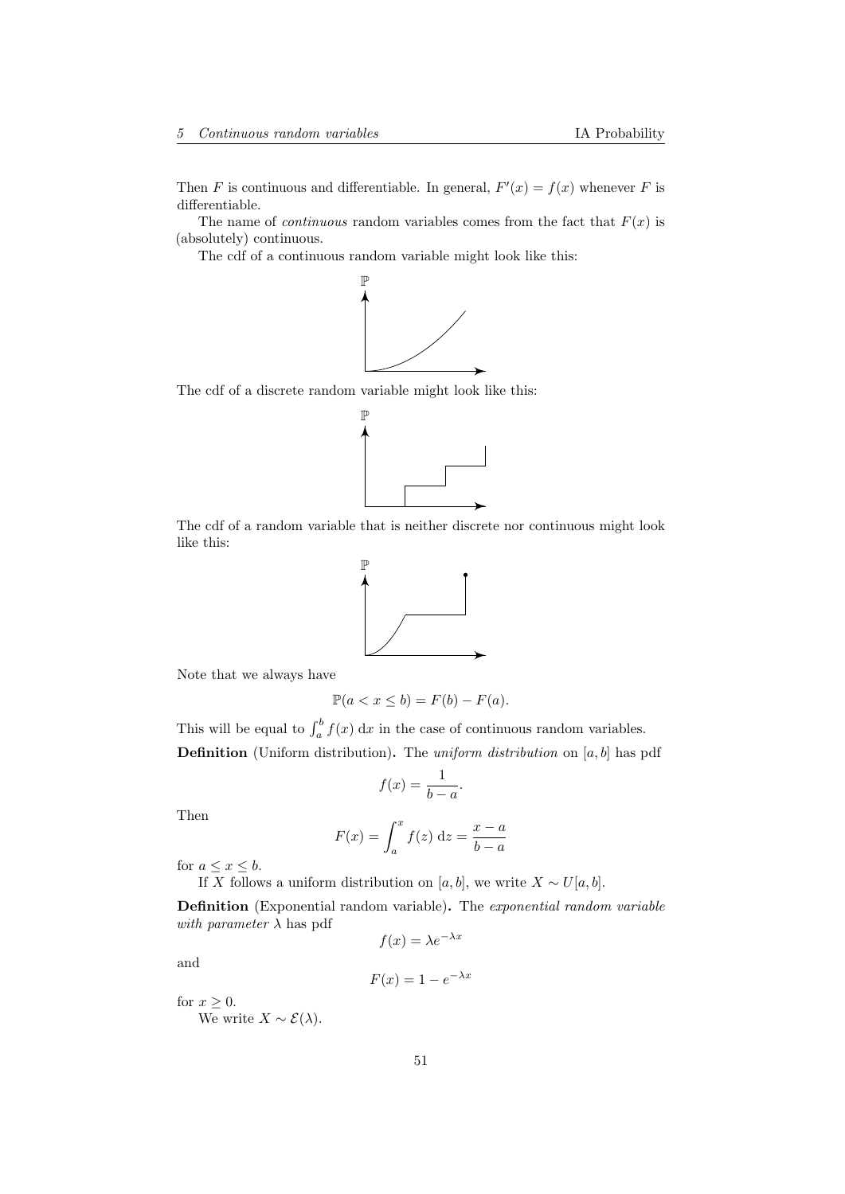Then $F$ is continuous and differentiable. In general, $F'(x) = f(x)$ whenever $F$ is differentiable.

The name of *continuous* random variables comes from the fact that $F(x)$ is (absolutely) continuous.

The cdf of a continuous random variable might look like this:

The cdf of a discrete random variable might look like this:

The cdf of a random variable that is neither discrete nor continuous might look like this:

Note that we always have

$$\mathbb{P}(a < x \leq b) = F(b) - F(a).$$

This will be equal to $\int_a^b f(x)\ \mathrm{d}x$ in the case of continuous random variables.

**Definition** (Uniform distribution)**.** The *uniform distribution* on $[a, b]$ has pdf

$$f(x) = \frac{1}{b-a}.$$

Then

$$F(x) = \int_a^x f(z)\ \mathrm{d}z = \frac{x-a}{b-a}$$

for $a \leq x \leq b$.

If $X$ follows a uniform distribution on $[a, b]$, we write $X \sim U[a, b]$.

**Definition** (Exponential random variable)**.** The *exponential random variable with parameter $\lambda$* has pdf

$$f(x) = \lambda e^{-\lambda x}$$

and

$$F(x) = 1 - e^{-\lambda x}$$

for $x \geq 0$.

We write $X \sim \mathcal{E}(\lambda)$.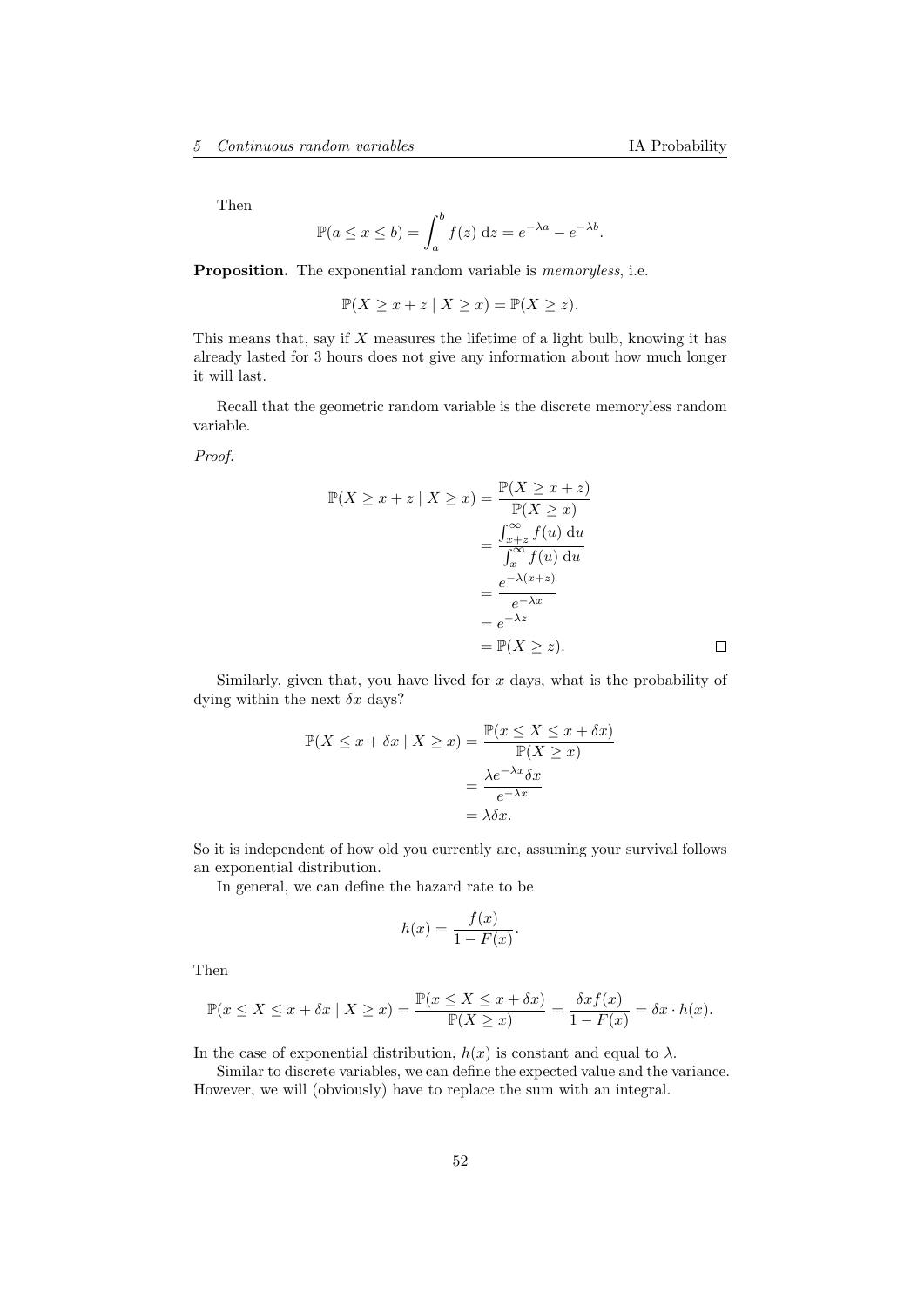Then

$$\mathbb{P}(a \leq x \leq b) = \int_a^b f(z)\,\mathrm{d}z = e^{-\lambda a} - e^{-\lambda b}.$$

**Proposition.** The exponential random variable is *memoryless*, i.e.

$$\mathbb{P}(X \geq x + z \mid X \geq x) = \mathbb{P}(X \geq z).$$

This means that, say if $X$ measures the lifetime of a light bulb, knowing it has already lasted for 3 hours does not give any information about how much longer it will last.

Recall that the geometric random variable is the discrete memoryless random variable.

*Proof.*

$$\begin{aligned}
\mathbb{P}(X \geq x + z \mid X \geq x) &= \frac{\mathbb{P}(X \geq x + z)}{\mathbb{P}(X \geq x)} \\
&= \frac{\int_{x+z}^\infty f(u)\,\mathrm{d}u}{\int_x^\infty f(u)\,\mathrm{d}u} \\
&= \frac{e^{-\lambda(x+z)}}{e^{-\lambda x}} \\
&= e^{-\lambda z} \\
&= \mathbb{P}(X \geq z).
\end{aligned}$$

□

Similarly, given that, you have lived for $x$ days, what is the probability of dying within the next $\delta x$ days?

$$\begin{aligned}
\mathbb{P}(X \leq x + \delta x \mid X \geq x) &= \frac{\mathbb{P}(x \leq X \leq x + \delta x)}{\mathbb{P}(X \geq x)} \\
&= \frac{\lambda e^{-\lambda x}\delta x}{e^{-\lambda x}} \\
&= \lambda \delta x.
\end{aligned}$$

So it is independent of how old you currently are, assuming your survival follows an exponential distribution.

In general, we can define the hazard rate to be

$$h(x) = \frac{f(x)}{1 - F(x)}.$$

Then

$$\mathbb{P}(x \leq X \leq x + \delta x \mid X \geq x) = \frac{\mathbb{P}(x \leq X \leq x + \delta x)}{\mathbb{P}(X \geq x)} = \frac{\delta x f(x)}{1 - F(x)} = \delta x \cdot h(x).$$

In the case of exponential distribution, $h(x)$ is constant and equal to $\lambda$.

Similar to discrete variables, we can define the expected value and the variance. However, we will (obviously) have to replace the sum with an integral.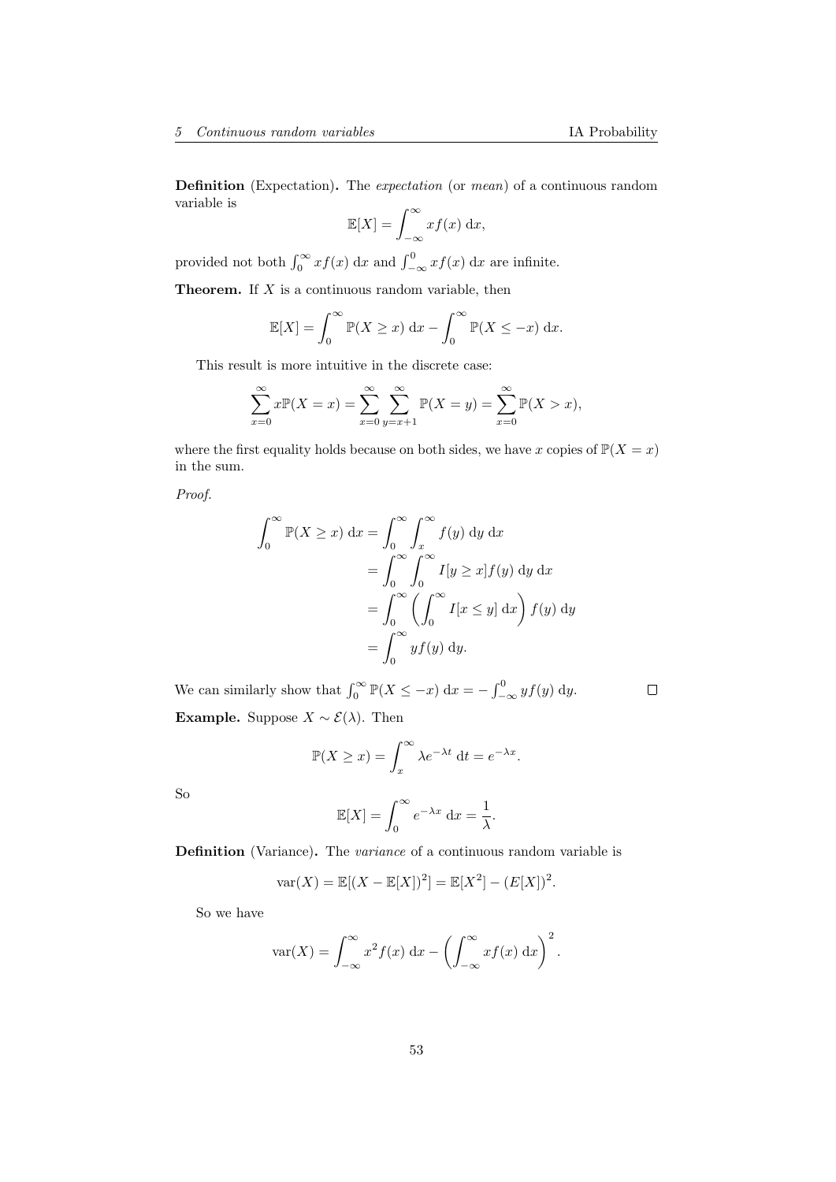**Definition** (Expectation)**.** The *expectation* (or *mean*) of a continuous random variable is

$$\mathbb{E}[X] = \int_{-\infty}^{\infty} xf(x)\ \mathrm{d}x,$$

provided not both $\int_0^\infty xf(x)\ \mathrm{d}x$ and $\int_{-\infty}^0 xf(x)\ \mathrm{d}x$ are infinite.

**Theorem.** If $X$ is a continuous random variable, then

$$\mathbb{E}[X] = \int_0^\infty \mathbb{P}(X \geq x)\ \mathrm{d}x - \int_0^\infty \mathbb{P}(X \leq -x)\ \mathrm{d}x.$$

This result is more intuitive in the discrete case:

$$\sum_{x=0}^\infty x\mathbb{P}(X = x) = \sum_{x=0}^\infty \sum_{y=x+1}^\infty \mathbb{P}(X = y) = \sum_{x=0}^\infty \mathbb{P}(X > x),$$

where the first equality holds because on both sides, we have $x$ copies of $\mathbb{P}(X = x)$ in the sum.

*Proof.*

$$\begin{aligned}
\int_0^\infty \mathbb{P}(X \geq x)\ \mathrm{d}x &= \int_0^\infty \int_x^\infty f(y)\ \mathrm{d}y\ \mathrm{d}x\\
&= \int_0^\infty \int_0^\infty I[y \geq x] f(y)\ \mathrm{d}y\ \mathrm{d}x\\
&= \int_0^\infty \left(\int_0^\infty I[x \leq y]\ \mathrm{d}x\right) f(y)\ \mathrm{d}y\\
&= \int_0^\infty yf(y)\ \mathrm{d}y.
\end{aligned}$$

We can similarly show that $\int_0^\infty \mathbb{P}(X \leq -x)\ \mathrm{d}x = -\int_{-\infty}^0 yf(y)\ \mathrm{d}y$. □

**Example.** Suppose $X \sim \mathcal{E}(\lambda)$. Then

$$\mathbb{P}(X \geq x) = \int_x^\infty \lambda e^{-\lambda t}\ \mathrm{d}t = e^{-\lambda x}.$$

So

$$\mathbb{E}[X] = \int_0^\infty e^{-\lambda x}\ \mathrm{d}x = \frac{1}{\lambda}.$$

**Definition** (Variance)**.** The *variance* of a continuous random variable is

$$\operatorname{var}(X) = \mathbb{E}[(X - \mathbb{E}[X])^2] = \mathbb{E}[X^2] - (E[X])^2.$$

So we have

$$\operatorname{var}(X) = \int_{-\infty}^\infty x^2 f(x)\ \mathrm{d}x - \left(\int_{-\infty}^\infty xf(x)\ \mathrm{d}x\right)^2.$$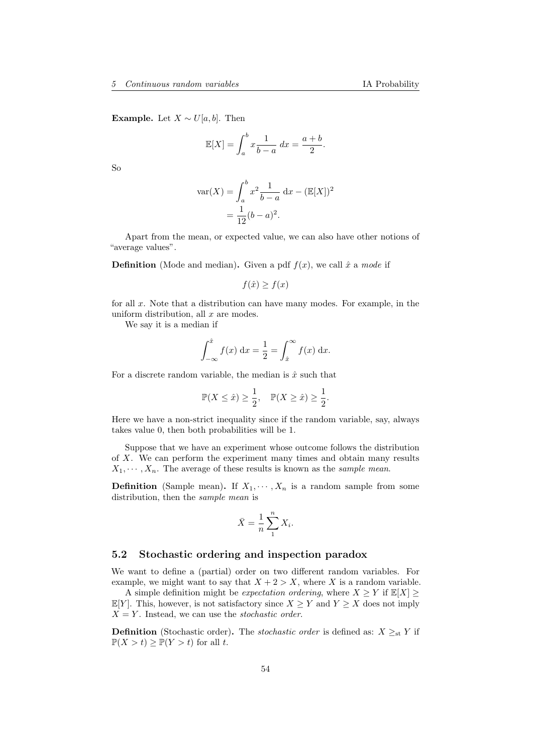**Example.** Let $X \sim U[a, b]$. Then

$$\mathbb{E}[X] = \int_a^b x\frac{1}{b-a}\;dx = \frac{a+b}{2}.$$

So

$$\begin{aligned}\operatorname{var}(X) &= \int_a^b x^2\frac{1}{b-a}\;\mathrm{d}x - (\mathbb{E}[X])^2\\ &= \frac{1}{12}(b-a)^2.\end{aligned}$$

Apart from the mean, or expected value, we can also have other notions of "average values".

**Definition** (Mode and median)**.** Given a pdf $f(x)$, we call $\hat{x}$ a *mode* if

$$f(\hat{x}) \geq f(x)$$

for all $x$. Note that a distribution can have many modes. For example, in the uniform distribution, all $x$ are modes.

We say it is a median if

$$\int_{-\infty}^{\hat{x}} f(x)\;\mathrm{d}x = \frac{1}{2} = \int_{\hat{x}}^{\infty} f(x)\;\mathrm{d}x.$$

For a discrete random variable, the median is $\hat{x}$ such that

$$\mathbb{P}(X \leq \hat{x}) \geq \frac{1}{2},\quad \mathbb{P}(X \geq \hat{x}) \geq \frac{1}{2}.$$

Here we have a non-strict inequality since if the random variable, say, always takes value 0, then both probabilities will be 1.

Suppose that we have an experiment whose outcome follows the distribution of $X$. We can perform the experiment many times and obtain many results $X_1, \cdots, X_n$. The average of these results is known as the *sample mean*.

**Definition** (Sample mean)**.** If $X_1, \cdots, X_n$ is a random sample from some distribution, then the *sample mean* is

$$\bar{X} = \frac{1}{n}\sum_1^n X_i.$$

## 5.2 Stochastic ordering and inspection paradox

We want to define a (partial) order on two different random variables. For example, we might want to say that $X + 2 > X$, where $X$ is a random variable.

A simple definition might be *expectation ordering*, where $X \geq Y$ if $\mathbb{E}[X] \geq \mathbb{E}[Y]$. This, however, is not satisfactory since $X \geq Y$ and $Y \geq X$ does not imply $X = Y$. Instead, we can use the *stochastic order*.

**Definition** (Stochastic order)**.** The *stochastic order* is defined as: $X \geq_{\mathrm{st}} Y$ if $\mathbb{P}(X > t) \geq \mathbb{P}(Y > t)$ for all $t$.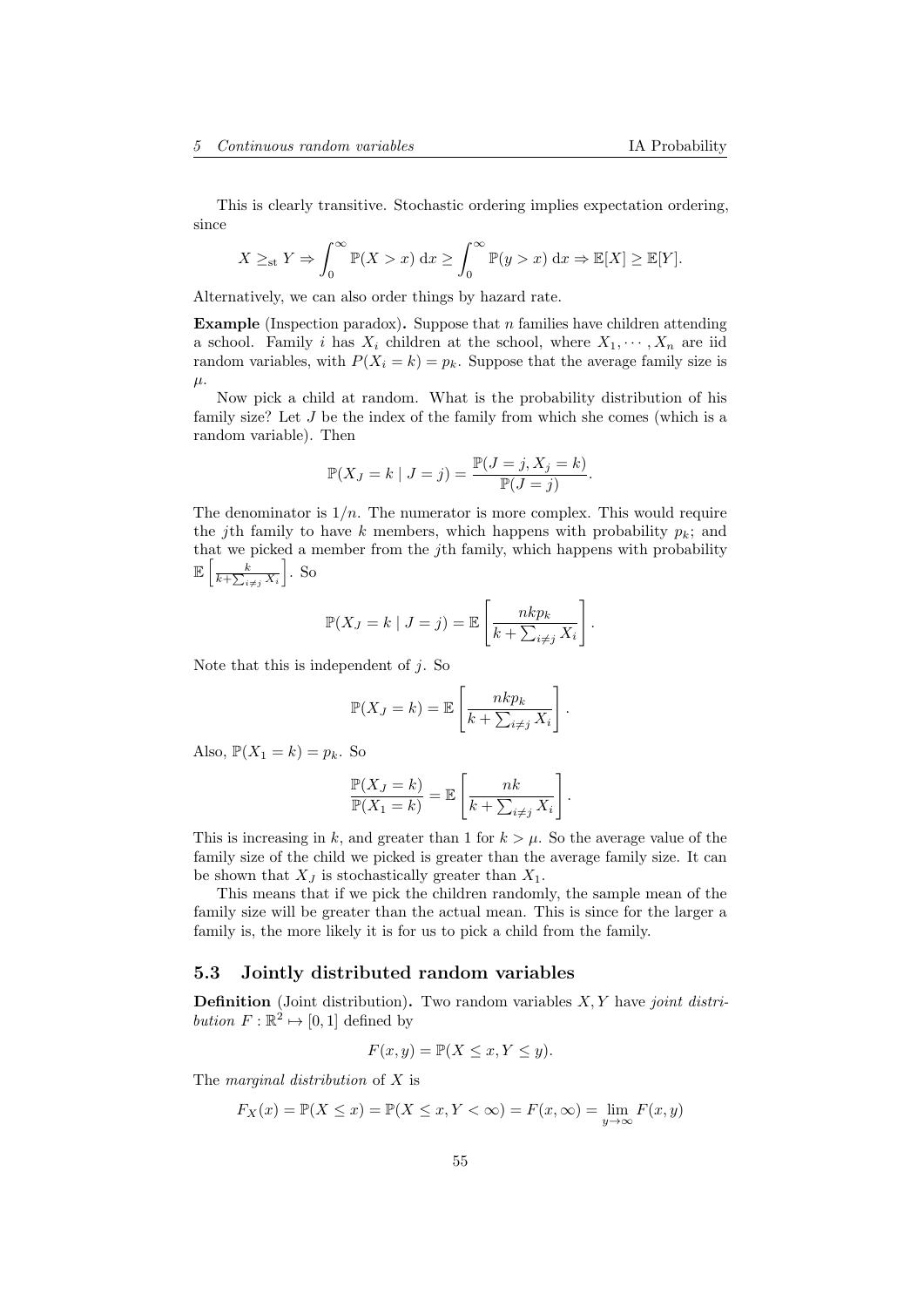This is clearly transitive. Stochastic ordering implies expectation ordering, since

$$X \geq_{\text{st}} Y \Rightarrow \int_0^\infty \mathbb{P}(X > x)\,\mathrm{d}x \geq \int_0^\infty \mathbb{P}(y > x)\,\mathrm{d}x \Rightarrow \mathbb{E}[X] \geq \mathbb{E}[Y].$$

Alternatively, we can also order things by hazard rate.

**Example** (Inspection paradox)**.** Suppose that $n$ families have children attending a school. Family $i$ has $X_i$ children at the school, where $X_1, \cdots, X_n$ are iid random variables, with $P(X_i = k) = p_k$. Suppose that the average family size is $\mu$.

Now pick a child at random. What is the probability distribution of his family size? Let $J$ be the index of the family from which she comes (which is a random variable). Then

$$\mathbb{P}(X_J = k \mid J = j) = \frac{\mathbb{P}(J = j, X_j = k)}{\mathbb{P}(J = j)}.$$

The denominator is $1/n$. The numerator is more complex. This would require the $j$th family to have $k$ members, which happens with probability $p_k$; and that we picked a member from the $j$th family, which happens with probability $\mathbb{E}\left[\frac{k}{k + \sum_{i \neq j} X_i}\right]$. So

$$\mathbb{P}(X_J = k \mid J = j) = \mathbb{E}\left[\frac{nkp_k}{k + \sum_{i \neq j} X_i}\right].$$

Note that this is independent of $j$. So

$$\mathbb{P}(X_J = k) = \mathbb{E}\left[\frac{nkp_k}{k + \sum_{i \neq j} X_i}\right].$$

Also, $\mathbb{P}(X_1 = k) = p_k$. So

$$\frac{\mathbb{P}(X_J = k)}{\mathbb{P}(X_1 = k)} = \mathbb{E}\left[\frac{nk}{k + \sum_{i \neq j} X_i}\right].$$

This is increasing in $k$, and greater than 1 for $k > \mu$. So the average value of the family size of the child we picked is greater than the average family size. It can be shown that $X_J$ is stochastically greater than $X_1$.

This means that if we pick the children randomly, the sample mean of the family size will be greater than the actual mean. This is since for the larger a family is, the more likely it is for us to pick a child from the family.

### 5.3 Jointly distributed random variables

**Definition** (Joint distribution)**.** Two random variables $X, Y$ have *joint distribution* $F : \mathbb{R}^2 \mapsto [0, 1]$ defined by

$$F(x, y) = \mathbb{P}(X \leq x, Y \leq y).$$

The *marginal distribution* of $X$ is

$$F_X(x) = \mathbb{P}(X \leq x) = \mathbb{P}(X \leq x, Y < \infty) = F(x, \infty) = \lim_{y \to \infty} F(x, y)$$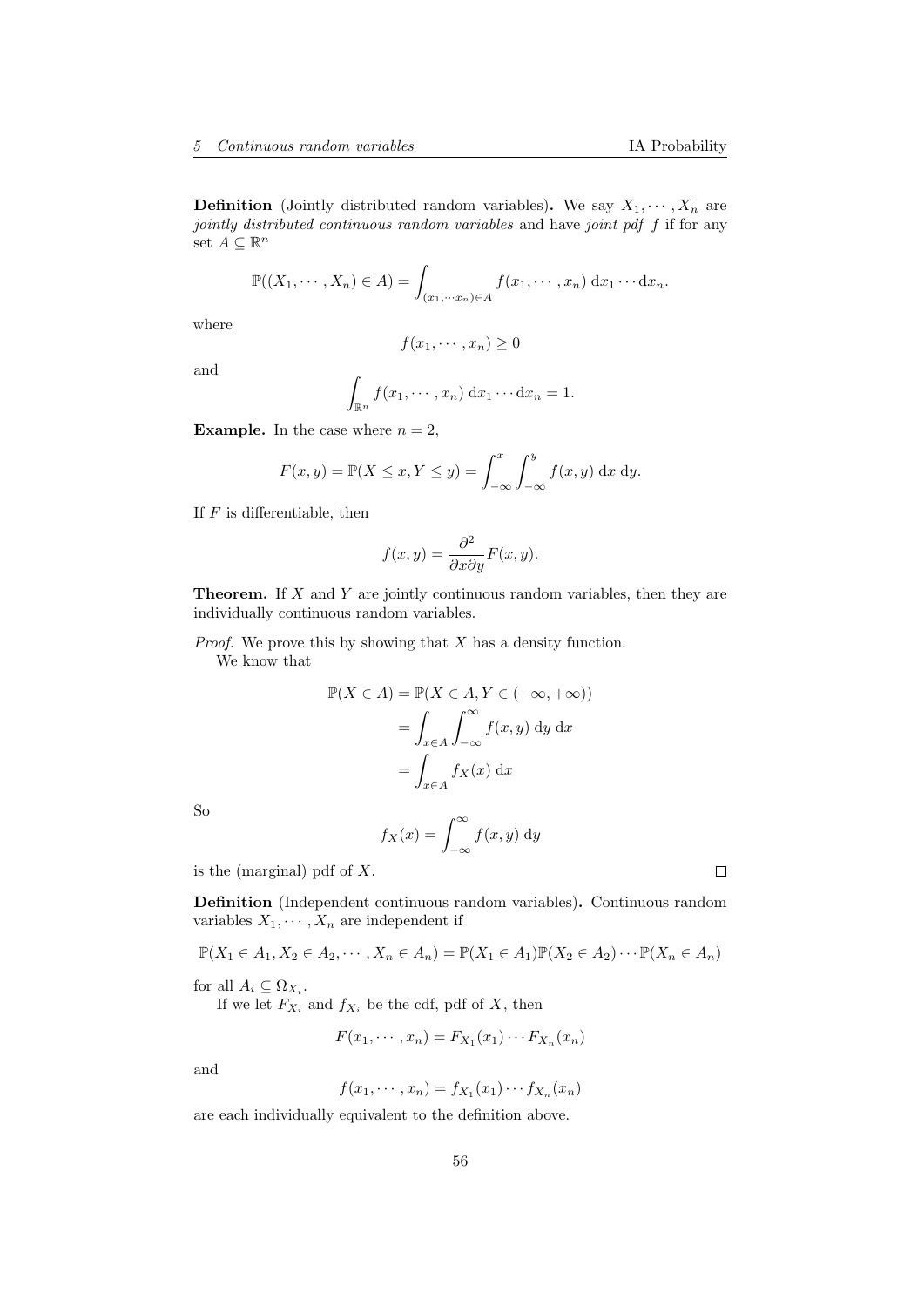**Definition** (Jointly distributed random variables)**.** We say $X_1, \cdots, X_n$ are *jointly distributed continuous random variables* and have *joint pdf* $f$ if for any set $A \subseteq \mathbb{R}^n$

$$\mathbb{P}((X_1, \cdots, X_n) \in A) = \int_{(x_1, \cdots x_n) \in A} f(x_1, \cdots, x_n) \, \mathrm{d}x_1 \cdots \mathrm{d}x_n.$$

where

$$f(x_1, \cdots, x_n) \geq 0$$

and

$$\int_{\mathbb{R}^n} f(x_1, \cdots, x_n) \, \mathrm{d}x_1 \cdots \mathrm{d}x_n = 1.$$

**Example.** In the case where $n = 2$,

$$F(x, y) = \mathbb{P}(X \leq x, Y \leq y) = \int_{-\infty}^{x} \int_{-\infty}^{y} f(x, y) \, \mathrm{d}x \, \mathrm{d}y.$$

If $F$ is differentiable, then

$$f(x, y) = \frac{\partial^2}{\partial x \partial y} F(x, y).$$

**Theorem.** If $X$ and $Y$ are jointly continuous random variables, then they are individually continuous random variables.

*Proof.* We prove this by showing that $X$ has a density function.

We know that

$$\begin{aligned}
\mathbb{P}(X \in A) &= \mathbb{P}(X \in A, Y \in (-\infty, +\infty)) \\
&= \int_{x \in A} \int_{-\infty}^{\infty} f(x, y) \, \mathrm{d}y \, \mathrm{d}x \\
&= \int_{x \in A} f_X(x) \, \mathrm{d}x
\end{aligned}$$

So

$$f_X(x) = \int_{-\infty}^{\infty} f(x, y) \, \mathrm{d}y$$

is the (marginal) pdf of $X$. □

**Definition** (Independent continuous random variables)**.** Continuous random variables $X_1, \cdots, X_n$ are independent if

$$\mathbb{P}(X_1 \in A_1, X_2 \in A_2, \cdots, X_n \in A_n) = \mathbb{P}(X_1 \in A_1)\mathbb{P}(X_2 \in A_2) \cdots \mathbb{P}(X_n \in A_n)$$

for all $A_i \subseteq \Omega_{X_i}$.

If we let $F_{X_i}$ and $f_{X_i}$ be the cdf, pdf of $X$, then

$$F(x_1, \cdots, x_n) = F_{X_1}(x_1) \cdots F_{X_n}(x_n)$$

and

$$f(x_1, \cdots, x_n) = f_{X_1}(x_1) \cdots f_{X_n}(x_n)$$

are each individually equivalent to the definition above.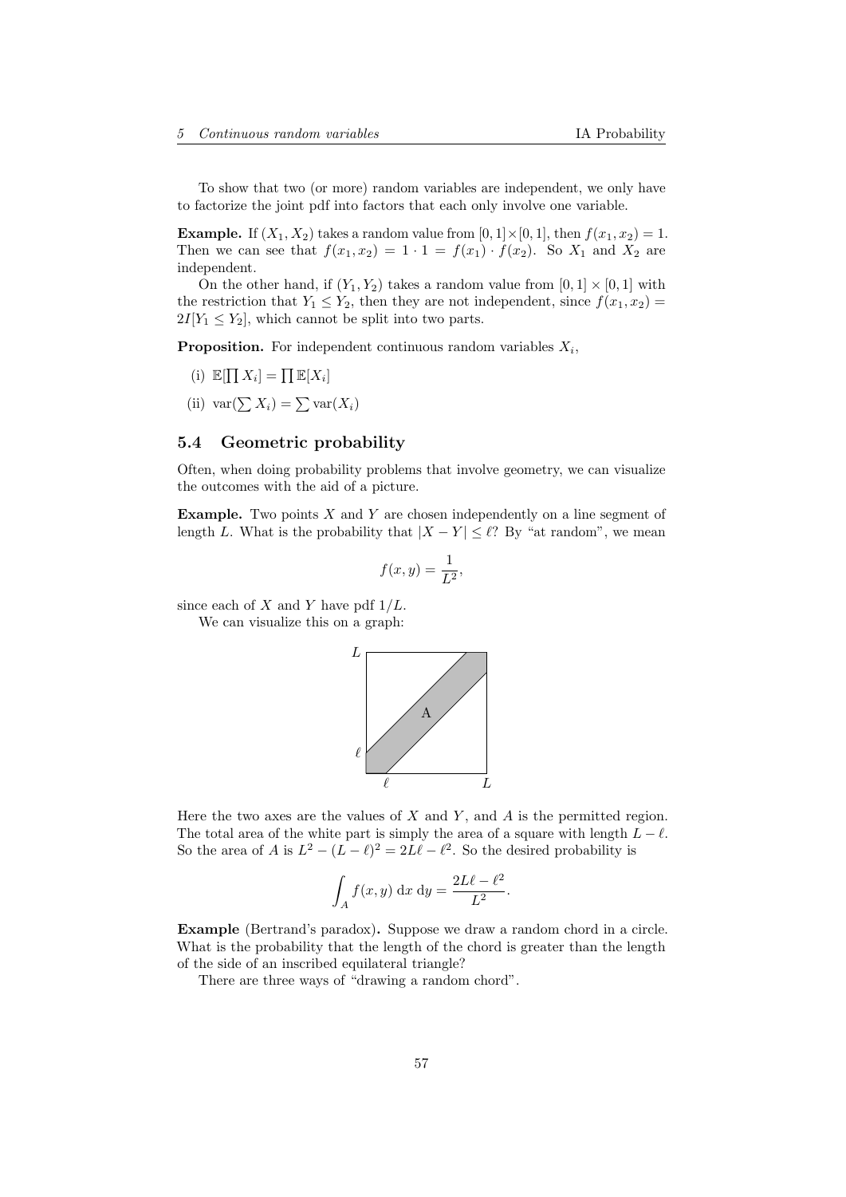To show that two (or more) random variables are independent, we only have to factorize the joint pdf into factors that each only involve one variable.

**Example.** If $(X_1, X_2)$ takes a random value from $[0,1]\times[0,1]$, then $f(x_1, x_2) = 1$. Then we can see that $f(x_1, x_2) = 1 \cdot 1 = f(x_1) \cdot f(x_2)$. So $X_1$ and $X_2$ are independent.

On the other hand, if $(Y_1, Y_2)$ takes a random value from $[0,1] \times [0,1]$ with the restriction that $Y_1 \leq Y_2$, then they are not independent, since $f(x_1, x_2) = 2I[Y_1 \leq Y_2]$, which cannot be split into two parts.

**Proposition.** For independent continuous random variables $X_i$,

(i) $\mathbb{E}[\prod X_i] = \prod \mathbb{E}[X_i]$

(ii) $\operatorname{var}(\sum X_i) = \sum \operatorname{var}(X_i)$

### 5.4 Geometric probability

Often, when doing probability problems that involve geometry, we can visualize the outcomes with the aid of a picture.

**Example.** Two points $X$ and $Y$ are chosen independently on a line segment of length $L$. What is the probability that $|X - Y| \leq \ell$? By "at random", we mean

$$f(x, y) = \frac{1}{L^2},$$

since each of $X$ and $Y$ have pdf $1/L$.

We can visualize this on a graph:

Here the two axes are the values of $X$ and $Y$, and $A$ is the permitted region. The total area of the white part is simply the area of a square with length $L - \ell$. So the area of $A$ is $L^2 - (L-\ell)^2 = 2L\ell - \ell^2$. So the desired probability is

$$\int_A f(x, y)\, \mathrm{d}x\, \mathrm{d}y = \frac{2L\ell - \ell^2}{L^2}.$$

**Example** (Bertrand's paradox)**.** Suppose we draw a random chord in a circle. What is the probability that the length of the chord is greater than the length of the side of an inscribed equilateral triangle?

There are three ways of "drawing a random chord".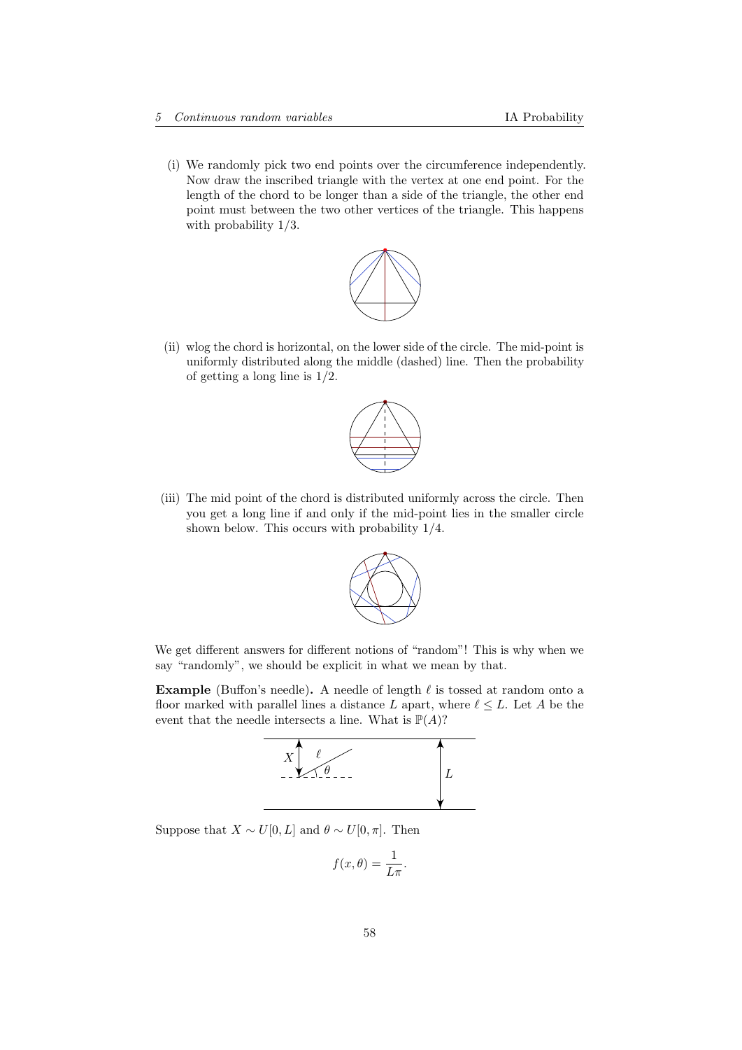(i) We randomly pick two end points over the circumference independently. Now draw the inscribed triangle with the vertex at one end point. For the length of the chord to be longer than a side of the triangle, the other end point must between the two other vertices of the triangle. This happens with probability 1/3.

(ii) wlog the chord is horizontal, on the lower side of the circle. The mid-point is uniformly distributed along the middle (dashed) line. Then the probability of getting a long line is 1/2.

(iii) The mid point of the chord is distributed uniformly across the circle. Then you get a long line if and only if the mid-point lies in the smaller circle shown below. This occurs with probability 1/4.

We get different answers for different notions of "random"! This is why when we say "randomly", we should be explicit in what we mean by that.

**Example** (Buffon's needle)**.** A needle of length $\ell$ is tossed at random onto a floor marked with parallel lines a distance $L$ apart, where $\ell \leq L$. Let $A$ be the event that the needle intersects a line. What is $\mathbb{P}(A)$?

Suppose that $X \sim U[0, L]$ and $\theta \sim U[0, \pi]$. Then

$$f(x, \theta) = \frac{1}{L\pi}.$$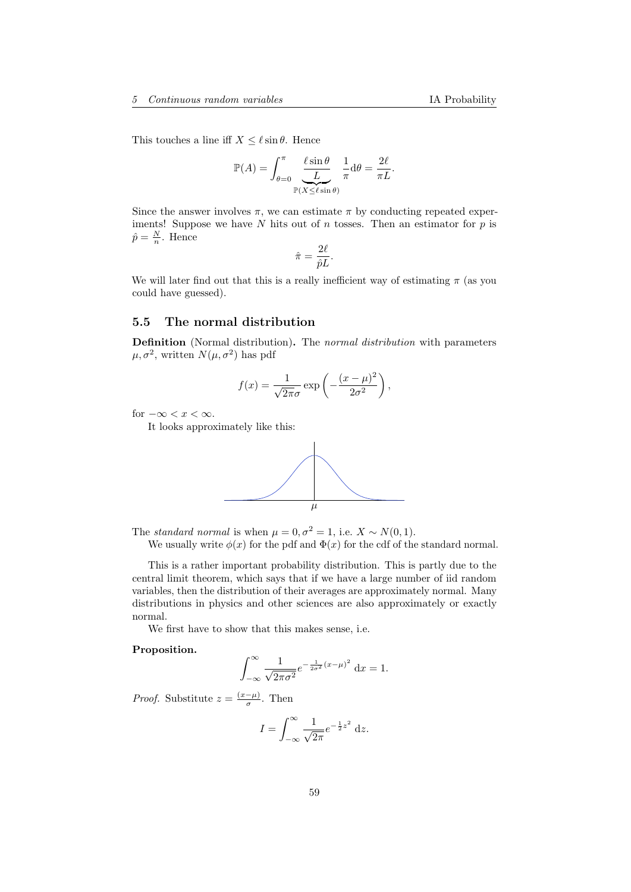This touches a line iff $X \leq \ell \sin\theta$. Hence

$$\mathbb{P}(A) = \int_{\theta=0}^{\pi} \underbrace{\frac{\ell \sin\theta}{L}}_{\mathbb{P}(X \leq \ell \sin\theta)} \frac{1}{\pi} \mathrm{d}\theta = \frac{2\ell}{\pi L}.$$

Since the answer involves $\pi$, we can estimate $\pi$ by conducting repeated experiments! Suppose we have $N$ hits out of $n$ tosses. Then an estimator for $p$ is $\hat{p} = \frac{N}{n}$. Hence

$$\hat{\pi} = \frac{2\ell}{\hat{p}L}.$$

We will later find out that this is a really inefficient way of estimating $\pi$ (as you could have guessed).

## 5.5 The normal distribution

**Definition** (Normal distribution)**.** The *normal distribution* with parameters $\mu, \sigma^2$, written $N(\mu, \sigma^2)$ has pdf

$$f(x) = \frac{1}{\sqrt{2\pi}\sigma} \exp\left(-\frac{(x-\mu)^2}{2\sigma^2}\right),$$

for $-\infty < x < \infty$.

It looks approximately like this:

$\mu$

The *standard normal* is when $\mu = 0, \sigma^2 = 1$, i.e. $X \sim N(0, 1)$.

We usually write $\phi(x)$ for the pdf and $\Phi(x)$ for the cdf of the standard normal.

This is a rather important probability distribution. This is partly due to the central limit theorem, which says that if we have a large number of iid random variables, then the distribution of their averages are approximately normal. Many distributions in physics and other sciences are also approximately or exactly normal.

We first have to show that this makes sense, i.e.

**Proposition.**

$$\int_{-\infty}^{\infty} \frac{1}{\sqrt{2\pi\sigma^2}} e^{-\frac{1}{2\sigma^2}(x-\mu)^2} \,\mathrm{d}x = 1.$$

*Proof.* Substitute $z = \frac{(x-\mu)}{\sigma}$. Then

$$I = \int_{-\infty}^{\infty} \frac{1}{\sqrt{2\pi}} e^{-\frac{1}{2}z^2} \,\mathrm{d}z.$$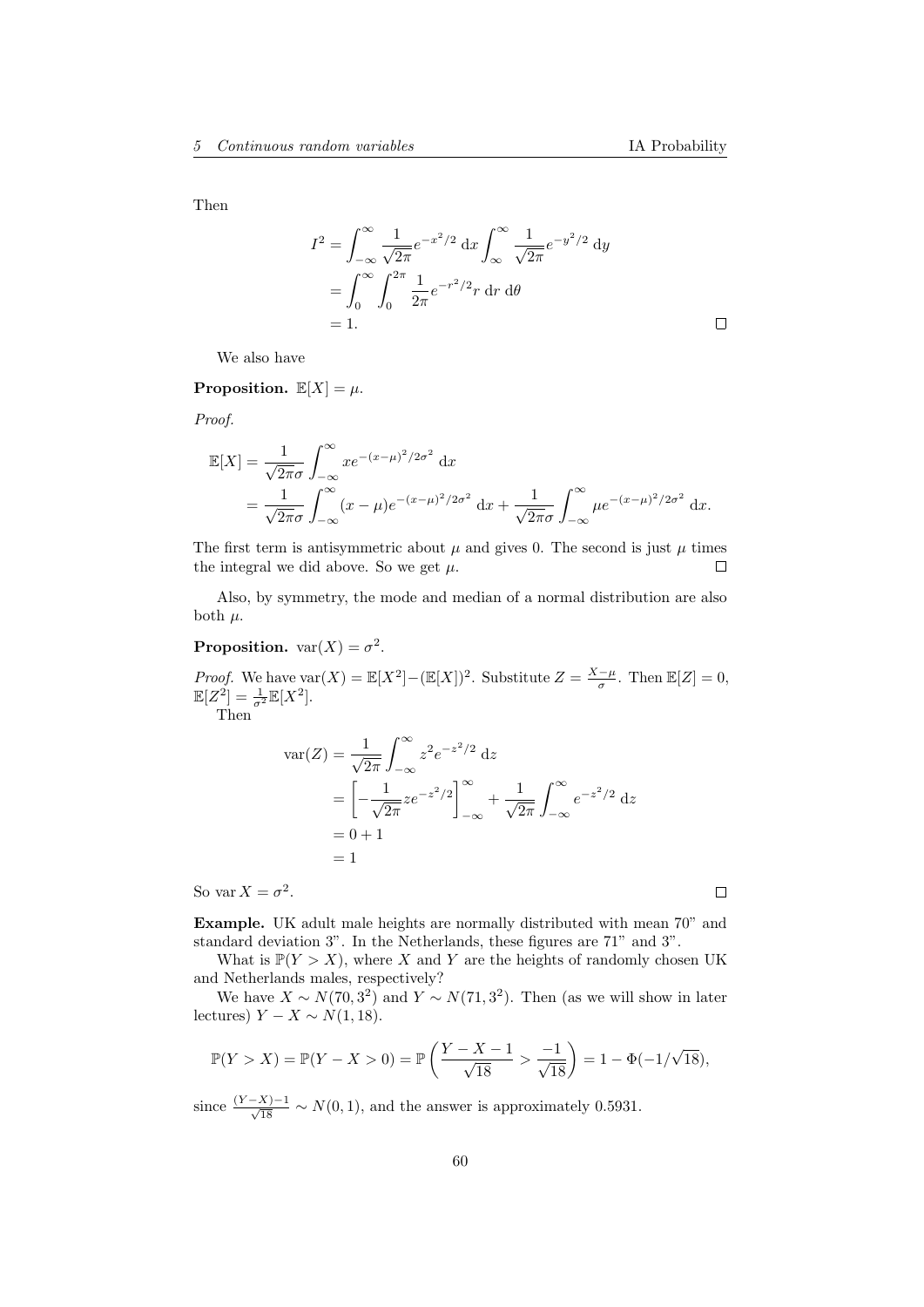Then

$$
\begin{aligned}
I^2 &= \int_{-\infty}^{\infty} \frac{1}{\sqrt{2\pi}} e^{-x^2/2}\ \mathrm{d}x \int_{\infty}^{\infty} \frac{1}{\sqrt{2\pi}} e^{-y^2/2}\ \mathrm{d}y \\
&= \int_0^{\infty} \int_0^{2\pi} \frac{1}{2\pi} e^{-r^2/2} r\ \mathrm{d}r\ \mathrm{d}\theta \\
&= 1.
\end{aligned}
$$

□

We also have

**Proposition.** $\mathbb{E}[X] = \mu$.

*Proof.*

$$
\begin{aligned}
\mathbb{E}[X] &= \frac{1}{\sqrt{2\pi}\sigma} \int_{-\infty}^{\infty} x e^{-(x-\mu)^2/2\sigma^2}\ \mathrm{d}x \\
&= \frac{1}{\sqrt{2\pi}\sigma} \int_{-\infty}^{\infty} (x-\mu) e^{-(x-\mu)^2/2\sigma^2}\ \mathrm{d}x + \frac{1}{\sqrt{2\pi}\sigma} \int_{-\infty}^{\infty} \mu e^{-(x-\mu)^2/2\sigma^2}\ \mathrm{d}x.
\end{aligned}
$$

The first term is antisymmetric about $\mu$ and gives 0. The second is just $\mu$ times the integral we did above. So we get $\mu$. □

Also, by symmetry, the mode and median of a normal distribution are also both $\mu$.

**Proposition.** $\mathrm{var}(X) = \sigma^2$.

*Proof.* We have $\mathrm{var}(X) = \mathbb{E}[X^2] - (\mathbb{E}[X])^2$. Substitute $Z = \frac{X-\mu}{\sigma}$. Then $\mathbb{E}[Z] = 0$, $\mathbb{E}[Z^2] = \frac{1}{\sigma^2}\mathbb{E}[X^2]$.

Then

$$
\begin{aligned}
\mathrm{var}(Z) &= \frac{1}{\sqrt{2\pi}} \int_{-\infty}^{\infty} z^2 e^{-z^2/2}\ \mathrm{d}z \\
&= \left[-\frac{1}{\sqrt{2\pi}} z e^{-z^2/2}\right]_{-\infty}^{\infty} + \frac{1}{\sqrt{2\pi}} \int_{-\infty}^{\infty} e^{-z^2/2}\ \mathrm{d}z \\
&= 0 + 1 \\
&= 1
\end{aligned}
$$

So $\mathrm{var}\, X = \sigma^2$. □

**Example.** UK adult male heights are normally distributed with mean 70" and standard deviation 3". In the Netherlands, these figures are 71" and 3".

What is $\mathbb{P}(Y > X)$, where $X$ and $Y$ are the heights of randomly chosen UK and Netherlands males, respectively?

We have $X \sim N(70, 3^2)$ and $Y \sim N(71, 3^2)$. Then (as we will show in later lectures) $Y - X \sim N(1, 18)$.

$$
\mathbb{P}(Y > X) = \mathbb{P}(Y - X > 0) = \mathbb{P}\left(\frac{Y - X - 1}{\sqrt{18}} > \frac{-1}{\sqrt{18}}\right) = 1 - \Phi(-1/\sqrt{18}),
$$

since $\frac{(Y-X)-1}{\sqrt{18}} \sim N(0,1)$, and the answer is approximately 0.5931.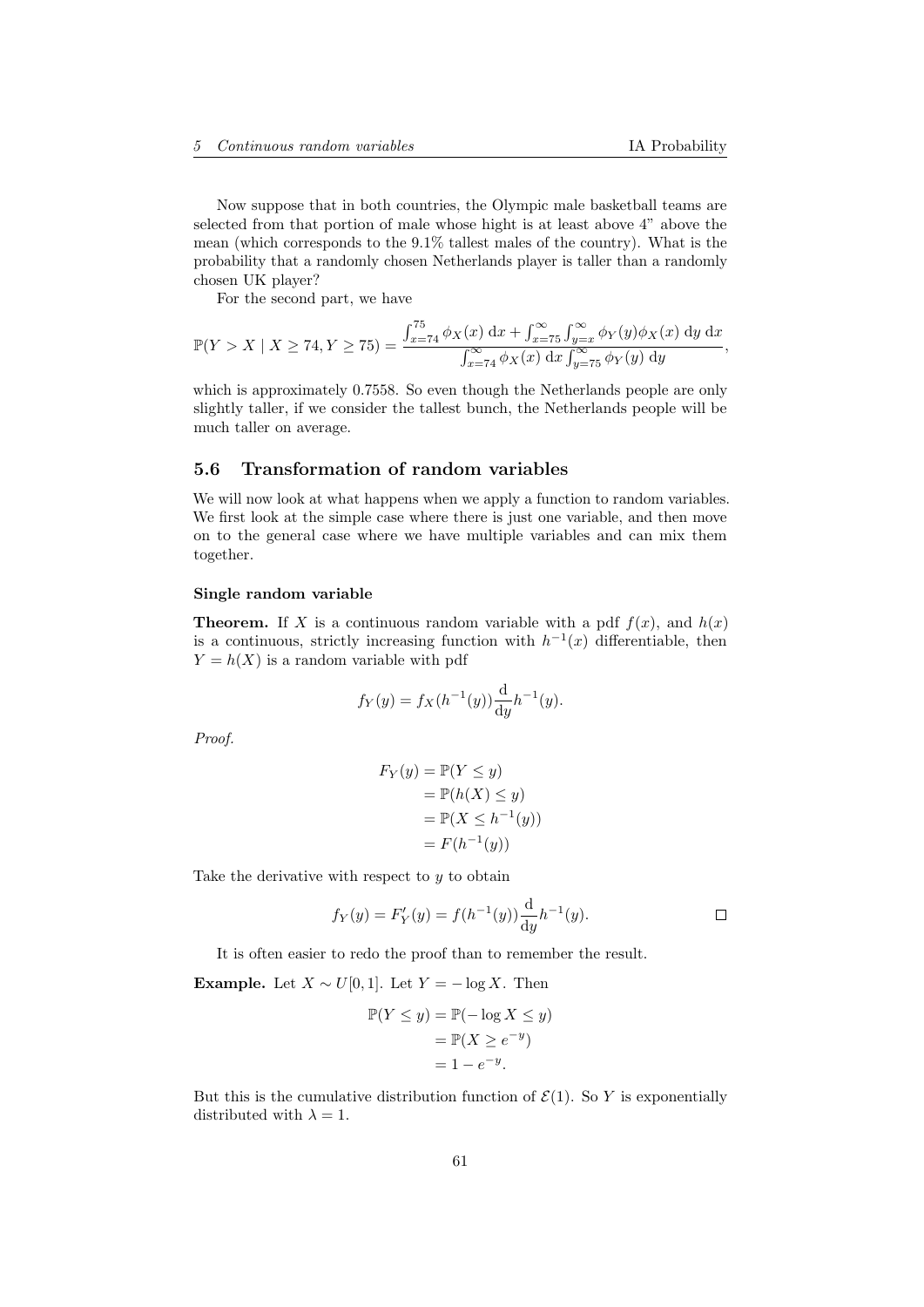Now suppose that in both countries, the Olympic male basketball teams are selected from that portion of male whose hight is at least above 4" above the mean (which corresponds to the 9.1% tallest males of the country). What is the probability that a randomly chosen Netherlands player is taller than a randomly chosen UK player?

For the second part, we have

$$\mathbb{P}(Y > X \mid X \geq 74, Y \geq 75) = \frac{\int_{x=74}^{75} \phi_X(x)\;\mathrm{d}x + \int_{x=75}^{\infty}\int_{y=x}^{\infty} \phi_Y(y)\phi_X(x)\;\mathrm{d}y\;\mathrm{d}x}{\int_{x=74}^{\infty} \phi_X(x)\;\mathrm{d}x \int_{y=75}^{\infty} \phi_Y(y)\;\mathrm{d}y},$$

which is approximately 0.7558. So even though the Netherlands people are only slightly taller, if we consider the tallest bunch, the Netherlands people will be much taller on average.

## 5.6 Transformation of random variables

We will now look at what happens when we apply a function to random variables. We first look at the simple case where there is just one variable, and then move on to the general case where we have multiple variables and can mix them together.

#### Single random variable

**Theorem.** If $X$ is a continuous random variable with a pdf $f(x)$, and $h(x)$ is a continuous, strictly increasing function with $h^{-1}(x)$ differentiable, then $Y = h(X)$ is a random variable with pdf

$$f_Y(y) = f_X(h^{-1}(y))\frac{\mathrm{d}}{\mathrm{d}y}h^{-1}(y).$$

*Proof.*

$$\begin{aligned}
F_Y(y) &= \mathbb{P}(Y \leq y)\\
&= \mathbb{P}(h(X) \leq y)\\
&= \mathbb{P}(X \leq h^{-1}(y))\\
&= F(h^{-1}(y))
\end{aligned}$$

Take the derivative with respect to $y$ to obtain

$$f_Y(y) = F_Y'(y) = f(h^{-1}(y))\frac{\mathrm{d}}{\mathrm{d}y}h^{-1}(y). \qquad \square$$

It is often easier to redo the proof than to remember the result.

**Example.** Let $X \sim U[0,1]$. Let $Y = -\log X$. Then

$$\begin{aligned}
\mathbb{P}(Y \leq y) &= \mathbb{P}(-\log X \leq y)\\
&= \mathbb{P}(X \geq e^{-y})\\
&= 1 - e^{-y}.
\end{aligned}$$

But this is the cumulative distribution function of $\mathcal{E}(1)$. So $Y$ is exponentially distributed with $\lambda = 1$.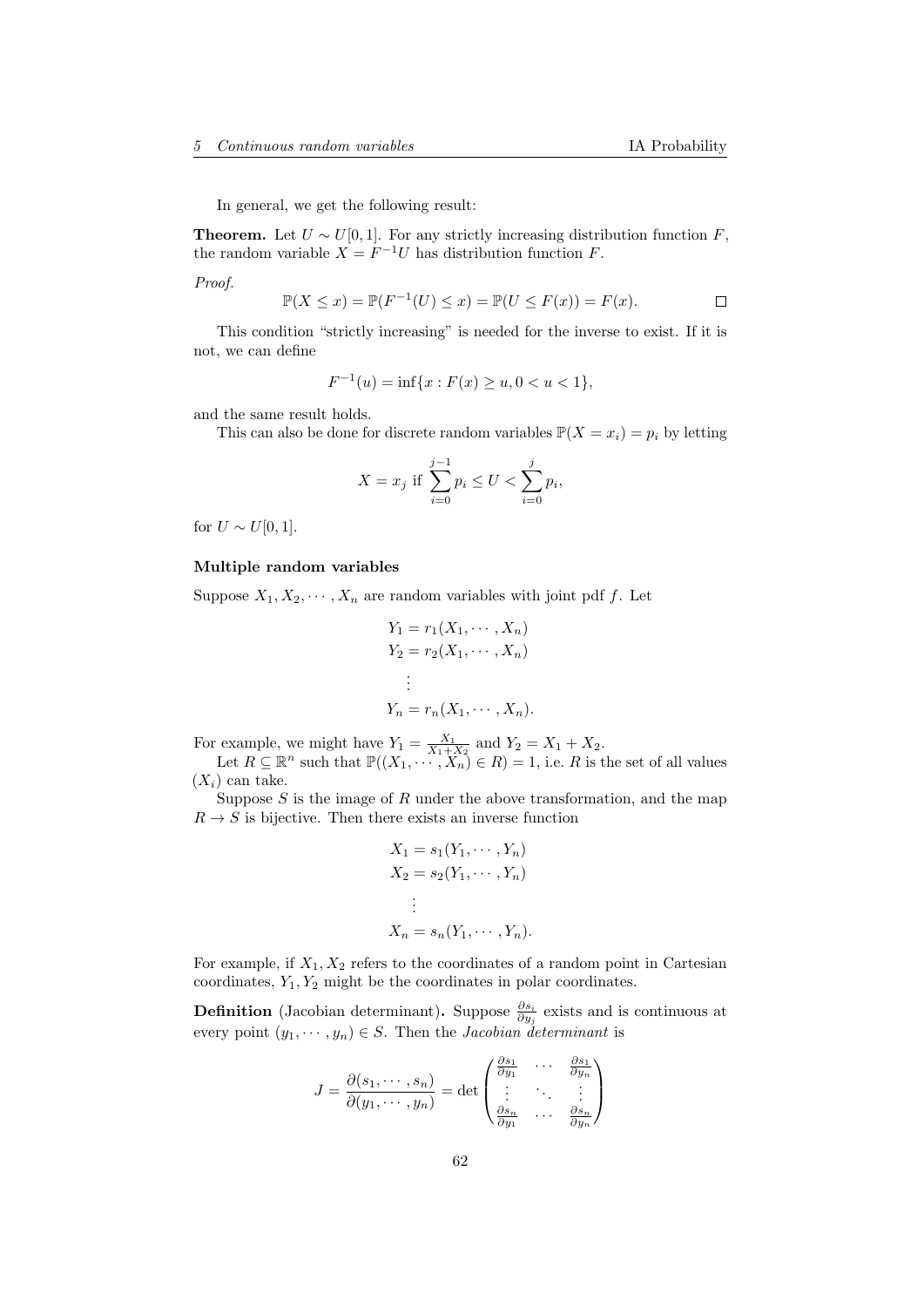In general, we get the following result:

**Theorem.** Let $U \sim U[0, 1]$. For any strictly increasing distribution function $F$, the random variable $X = F^{-1}U$ has distribution function $F$.

*Proof.*

$$\mathbb{P}(X \leq x) = \mathbb{P}(F^{-1}(U) \leq x) = \mathbb{P}(U \leq F(x)) = F(x).$$

□

This condition "strictly increasing" is needed for the inverse to exist. If it is not, we can define

$$F^{-1}(u) = \inf\{x : F(x) \geq u, 0 < u < 1\},$$

and the same result holds.

This can also be done for discrete random variables $\mathbb{P}(X = x_i) = p_i$ by letting

$$X = x_j \text{ if } \sum_{i=0}^{j-1} p_i \leq U < \sum_{i=0}^{j} p_i,$$

for $U \sim U[0, 1]$.

### Multiple random variables

Suppose $X_1, X_2, \cdots, X_n$ are random variables with joint pdf $f$. Let

$$\begin{aligned}
Y_1 &= r_1(X_1, \cdots, X_n) \\
Y_2 &= r_2(X_1, \cdots, X_n) \\
&\vdots \\
Y_n &= r_n(X_1, \cdots, X_n).
\end{aligned}$$

For example, we might have $Y_1 = \frac{X_1}{X_1 + X_2}$ and $Y_2 = X_1 + X_2$.

Let $R \subseteq \mathbb{R}^n$ such that $\mathbb{P}((X_1, \cdots, X_n) \in R) = 1$, i.e. $R$ is the set of all values $(X_i)$ can take.

Suppose $S$ is the image of $R$ under the above transformation, and the map $R \to S$ is bijective. Then there exists an inverse function

$$\begin{aligned}
X_1 &= s_1(Y_1, \cdots, Y_n) \\
X_2 &= s_2(Y_1, \cdots, Y_n) \\
&\vdots \\
X_n &= s_n(Y_1, \cdots, Y_n).
\end{aligned}$$

For example, if $X_1, X_2$ refers to the coordinates of a random point in Cartesian coordinates, $Y_1, Y_2$ might be the coordinates in polar coordinates.

**Definition** (Jacobian determinant)**.** Suppose $\frac{\partial s_i}{\partial y_j}$ exists and is continuous at every point $(y_1, \cdots, y_n) \in S$. Then the *Jacobian determinant* is

$$J = \frac{\partial(s_1, \cdots, s_n)}{\partial(y_1, \cdots, y_n)} = \det \begin{pmatrix} \frac{\partial s_1}{\partial y_1} & \cdots & \frac{\partial s_1}{\partial y_n} \\ \vdots & \ddots & \vdots \\ \frac{\partial s_n}{\partial y_1} & \cdots & \frac{\partial s_n}{\partial y_n} \end{pmatrix}$$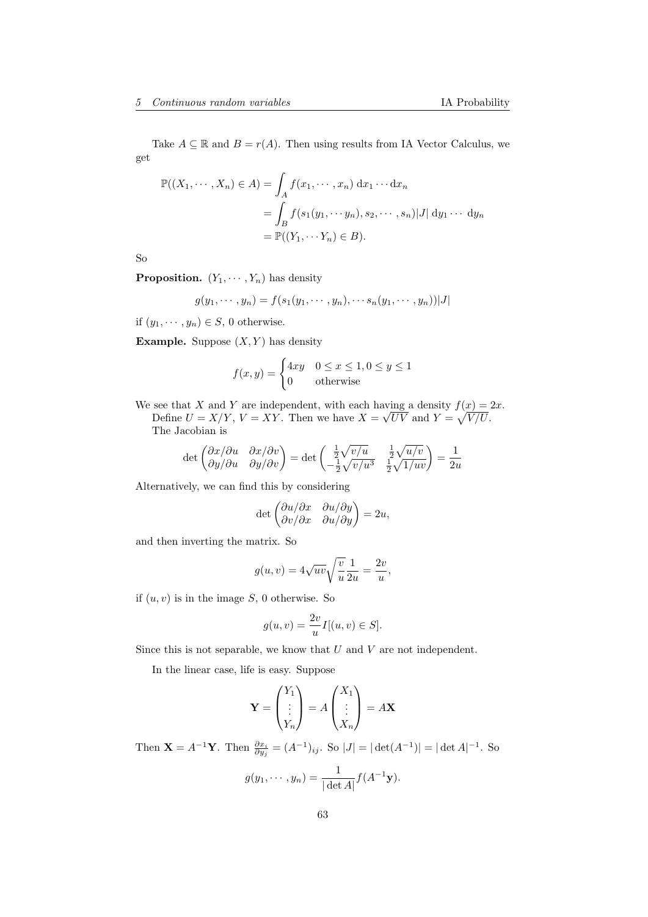Take $A \subseteq \mathbb{R}$ and $B = r(A)$. Then using results from IA Vector Calculus, we get

$$\begin{aligned}
\mathbb{P}((X_1, \cdots, X_n) \in A) &= \int_A f(x_1, \cdots, x_n) \, \mathrm{d}x_1 \cdots \mathrm{d}x_n \\
&= \int_B f(s_1(y_1, \cdots y_n), s_2, \cdots, s_n)|J| \, \mathrm{d}y_1 \cdots \, \mathrm{d}y_n \\
&= \mathbb{P}((Y_1, \cdots Y_n) \in B).
\end{aligned}$$

So

**Proposition.** $(Y_1, \cdots, Y_n)$ has density

$$g(y_1, \cdots, y_n) = f(s_1(y_1, \cdots, y_n), \cdots s_n(y_1, \cdots, y_n))|J|$$

if $(y_1, \cdots, y_n) \in S$, 0 otherwise.

**Example.** Suppose $(X, Y)$ has density

$$f(x, y) = \begin{cases} 4xy & 0 \leq x \leq 1, 0 \leq y \leq 1 \\ 0 & \text{otherwise} \end{cases}$$

We see that $X$ and $Y$ are independent, with each having a density $f(x) = 2x$.

Define $U = X/Y$, $V = XY$. Then we have $X = \sqrt{UV}$ and $Y = \sqrt{V/U}$.

The Jacobian is

$$\det \begin{pmatrix} \partial x/\partial u & \partial x/\partial v \\ \partial y/\partial u & \partial y/\partial v \end{pmatrix} = \det \begin{pmatrix} \frac{1}{2}\sqrt{v/u} & \frac{1}{2}\sqrt{u/v} \\ -\frac{1}{2}\sqrt{v/u^3} & \frac{1}{2}\sqrt{1/uv} \end{pmatrix} = \frac{1}{2u}$$

Alternatively, we can find this by considering

$$\det \begin{pmatrix} \partial u/\partial x & \partial u/\partial y \\ \partial v/\partial x & \partial u/\partial y \end{pmatrix} = 2u,$$

and then inverting the matrix. So

$$g(u, v) = 4\sqrt{uv}\sqrt{\frac{v}{u}}\frac{1}{2u} = \frac{2v}{u},$$

if $(u, v)$ is in the image $S$, 0 otherwise. So

$$g(u, v) = \frac{2v}{u} I[(u, v) \in S].$$

Since this is not separable, we know that $U$ and $V$ are not independent.

In the linear case, life is easy. Suppose

$$\mathbf{Y} = \begin{pmatrix} Y_1 \\ \vdots \\ Y_n \end{pmatrix} = A \begin{pmatrix} X_1 \\ \vdots \\ X_n \end{pmatrix} = A\mathbf{X}$$

Then $\mathbf{X} = A^{-1}\mathbf{Y}$. Then $\frac{\partial x_i}{\partial y_j} = (A^{-1})_{ij}$. So $|J| = |\det(A^{-1})| = |\det A|^{-1}$. So

$$g(y_1, \cdots, y_n) = \frac{1}{|\det A|} f(A^{-1}\mathbf{y}).$$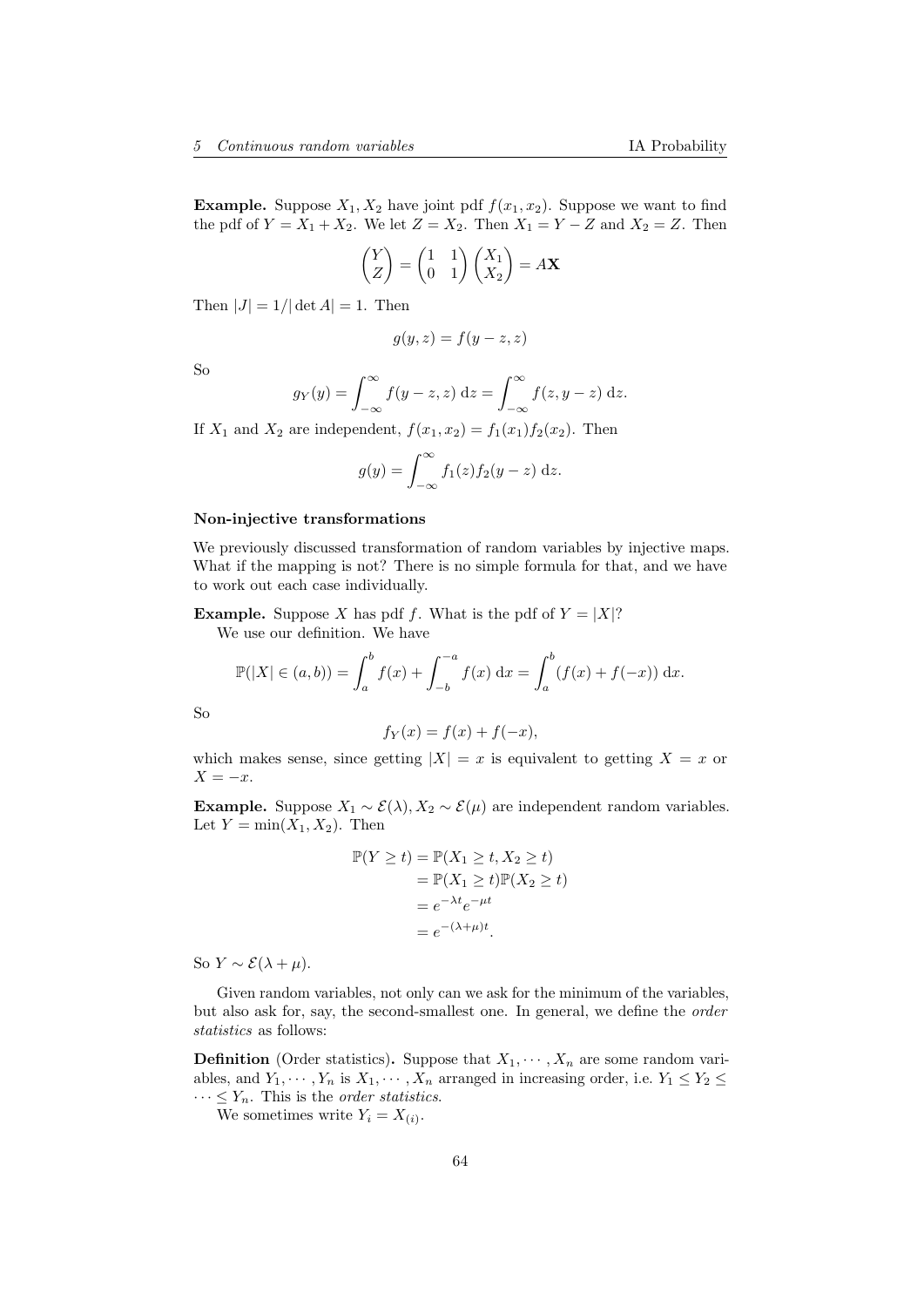**Example.** Suppose $X_1, X_2$ have joint pdf $f(x_1, x_2)$. Suppose we want to find the pdf of $Y = X_1 + X_2$. We let $Z = X_2$. Then $X_1 = Y - Z$ and $X_2 = Z$. Then

$$\begin{pmatrix} Y \\ Z \end{pmatrix} = \begin{pmatrix} 1 & 1 \\ 0 & 1 \end{pmatrix} \begin{pmatrix} X_1 \\ X_2 \end{pmatrix} = A\mathbf{X}$$

Then $|J| = 1/|\det A| = 1$. Then

$$g(y, z) = f(y - z, z)$$

So

$$g_Y(y) = \int_{-\infty}^{\infty} f(y - z, z)\;\mathrm{d}z = \int_{-\infty}^{\infty} f(z, y - z)\;\mathrm{d}z.$$

If $X_1$ and $X_2$ are independent, $f(x_1, x_2) = f_1(x_1)f_2(x_2)$. Then

$$g(y) = \int_{-\infty}^{\infty} f_1(z) f_2(y - z)\;\mathrm{d}z.$$

### Non-injective transformations

We previously discussed transformation of random variables by injective maps. What if the mapping is not? There is no simple formula for that, and we have to work out each case individually.

**Example.** Suppose $X$ has pdf $f$. What is the pdf of $Y = |X|$?

We use our definition. We have

$$\mathbb{P}(|X| \in (a, b)) = \int_a^b f(x) + \int_{-b}^{-a} f(x)\;\mathrm{d}x = \int_a^b (f(x) + f(-x))\;\mathrm{d}x.$$

So

$$f_Y(x) = f(x) + f(-x),$$

which makes sense, since getting $|X| = x$ is equivalent to getting $X = x$ or $X = -x$.

**Example.** Suppose $X_1 \sim \mathcal{E}(\lambda), X_2 \sim \mathcal{E}(\mu)$ are independent random variables. Let $Y = \min(X_1, X_2)$. Then

$$\begin{aligned}
\mathbb{P}(Y \geq t) &= \mathbb{P}(X_1 \geq t, X_2 \geq t) \\
&= \mathbb{P}(X_1 \geq t)\mathbb{P}(X_2 \geq t) \\
&= e^{-\lambda t} e^{-\mu t} \\
&= e^{-(\lambda + \mu)t}.
\end{aligned}$$

So $Y \sim \mathcal{E}(\lambda + \mu)$.

Given random variables, not only can we ask for the minimum of the variables, but also ask for, say, the second-smallest one. In general, we define the *order statistics* as follows:

**Definition** (Order statistics)**.** Suppose that $X_1, \cdots, X_n$ are some random variables, and $Y_1, \cdots, Y_n$ is $X_1, \cdots, X_n$ arranged in increasing order, i.e. $Y_1 \leq Y_2 \leq \cdots \leq Y_n$. This is the *order statistics*.

We sometimes write $Y_i = X_{(i)}$.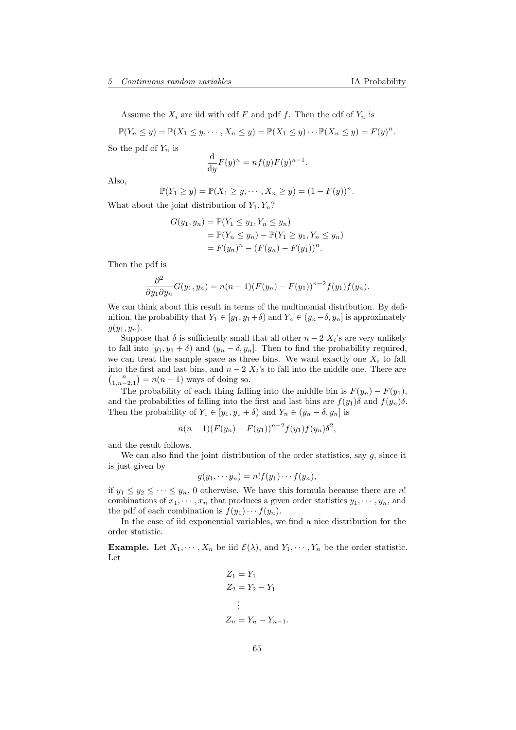Assume the $X_i$ are iid with cdf $F$ and pdf $f$. Then the cdf of $Y_n$ is

$$\mathbb{P}(Y_n \leq y) = \mathbb{P}(X_1 \leq y, \cdots, X_n \leq y) = \mathbb{P}(X_1 \leq y) \cdots \mathbb{P}(X_n \leq y) = F(y)^n.$$

So the pdf of $Y_n$ is

$$\frac{\mathrm{d}}{\mathrm{d}y} F(y)^n = n f(y) F(y)^{n-1}.$$

Also,

$$\mathbb{P}(Y_1 \geq y) = \mathbb{P}(X_1 \geq y, \cdots, X_n \geq y) = (1 - F(y))^n.$$

What about the joint distribution of $Y_1, Y_n$?

$$\begin{aligned}
G(y_1, y_n) &= \mathbb{P}(Y_1 \leq y_1, Y_n \leq y_n) \\
&= \mathbb{P}(Y_n \leq y_n) - \mathbb{P}(Y_1 \geq y_1, Y_n \leq y_n) \\
&= F(y_n)^n - (F(y_n) - F(y_1))^n.
\end{aligned}$$

Then the pdf is

$$\frac{\partial^2}{\partial y_1 \partial y_n} G(y_1, y_n) = n(n-1)(F(y_n) - F(y_1))^{n-2} f(y_1) f(y_n).$$

We can think about this result in terms of the multinomial distribution. By definition, the probability that $Y_1 \in [y_1, y_1 + \delta)$ and $Y_n \in (y_n - \delta, y_n]$ is approximately $g(y_1, y_n)$.

Suppose that $\delta$ is sufficiently small that all other $n - 2$ $X_i$'s are very unlikely to fall into $[y_1, y_1 + \delta)$ and $(y_n - \delta, y_n]$. Then to find the probability required, we can treat the sample space as three bins. We want exactly one $X_i$ to fall into the first and last bins, and $n - 2$ $X_i$'s to fall into the middle one. There are $\binom{n}{1, n-2, 1} = n(n-1)$ ways of doing so.

The probability of each thing falling into the middle bin is $F(y_n) - F(y_1)$, and the probabilities of falling into the first and last bins are $f(y_1)\delta$ and $f(y_n)\delta$. Then the probability of $Y_1 \in [y_1, y_1 + \delta)$ and $Y_n \in (y_n - \delta, y_n]$ is

$$n(n-1)(F(y_n) - F(y_1))^{n-2} f(y_1) f(y_n) \delta^2,$$

and the result follows.

We can also find the joint distribution of the order statistics, say $g$, since it is just given by

$$g(y_1, \cdots y_n) = n! f(y_1) \cdots f(y_n),$$

if $y_1 \leq y_2 \leq \cdots \leq y_n$, 0 otherwise. We have this formula because there are $n!$ combinations of $x_1, \cdots, x_n$ that produces a given order statistics $y_1, \cdots, y_n$, and the pdf of each combination is $f(y_1) \cdots f(y_n)$.

In the case of iid exponential variables, we find a nice distribution for the order statistic.

**Example.** Let $X_1, \cdots, X_n$ be iid $\mathcal{E}(\lambda)$, and $Y_1, \cdots, Y_n$ be the order statistic. Let

$$\begin{aligned}
Z_1 &= Y_1 \\
Z_2 &= Y_2 - Y_1 \\
&\vdots \\
Z_n &= Y_n - Y_{n-1}.
\end{aligned}$$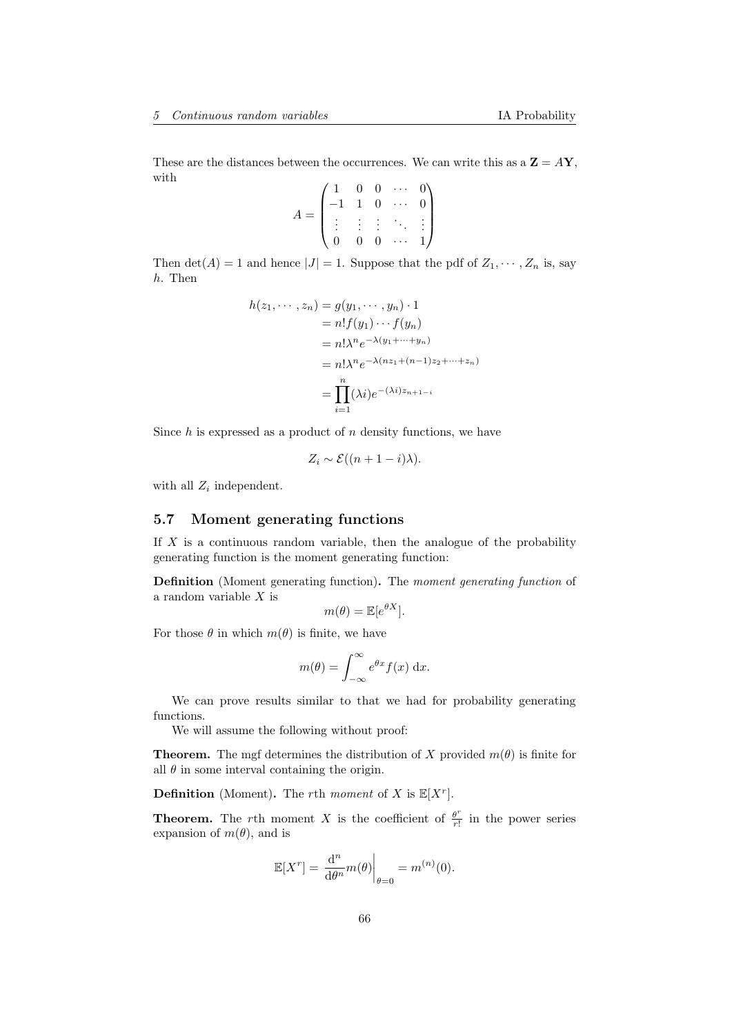These are the distances between the occurrences. We can write this as a $\mathbf{Z} = A\mathbf{Y}$, with

$$A = \begin{pmatrix} 1 & 0 & 0 & \cdots & 0 \\ -1 & 1 & 0 & \cdots & 0 \\ \vdots & \vdots & \vdots & \ddots & \vdots \\ 0 & 0 & 0 & \cdots & 1 \end{pmatrix}$$

Then $\det(A) = 1$ and hence $|J| = 1$. Suppose that the pdf of $Z_1, \cdots, Z_n$ is, say $h$. Then

$$\begin{aligned} h(z_1, \cdots, z_n) &= g(y_1, \cdots, y_n) \cdot 1 \\ &= n! f(y_1) \cdots f(y_n) \\ &= n! \lambda^n e^{-\lambda(y_1 + \cdots + y_n)} \\ &= n! \lambda^n e^{-\lambda(nz_1 + (n-1)z_2 + \cdots + z_n)} \\ &= \prod_{i=1}^n (\lambda i) e^{-(\lambda i) z_{n+1-i}} \end{aligned}$$

Since $h$ is expressed as a product of $n$ density functions, we have

$$Z_i \sim \mathcal{E}((n + 1 - i)\lambda).$$

with all $Z_i$ independent.

### 5.7 Moment generating functions

If $X$ is a continuous random variable, then the analogue of the probability generating function is the moment generating function:

**Definition** (Moment generating function)**.** The *moment generating function* of a random variable $X$ is

$$m(\theta) = \mathbb{E}[e^{\theta X}].$$

For those $\theta$ in which $m(\theta)$ is finite, we have

$$m(\theta) = \int_{-\infty}^{\infty} e^{\theta x} f(x) \, \mathrm{d}x.$$

We can prove results similar to that we had for probability generating functions.

We will assume the following without proof:

**Theorem.** The mgf determines the distribution of $X$ provided $m(\theta)$ is finite for all $\theta$ in some interval containing the origin.

**Definition** (Moment)**.** The $r$th *moment* of $X$ is $\mathbb{E}[X^r]$.

**Theorem.** The $r$th moment $X$ is the coefficient of $\frac{\theta^r}{r!}$ in the power series expansion of $m(\theta)$, and is

$$\mathbb{E}[X^r] = \left.\frac{\mathrm{d}^n}{\mathrm{d}\theta^n} m(\theta)\right|_{\theta=0} = m^{(n)}(0).$$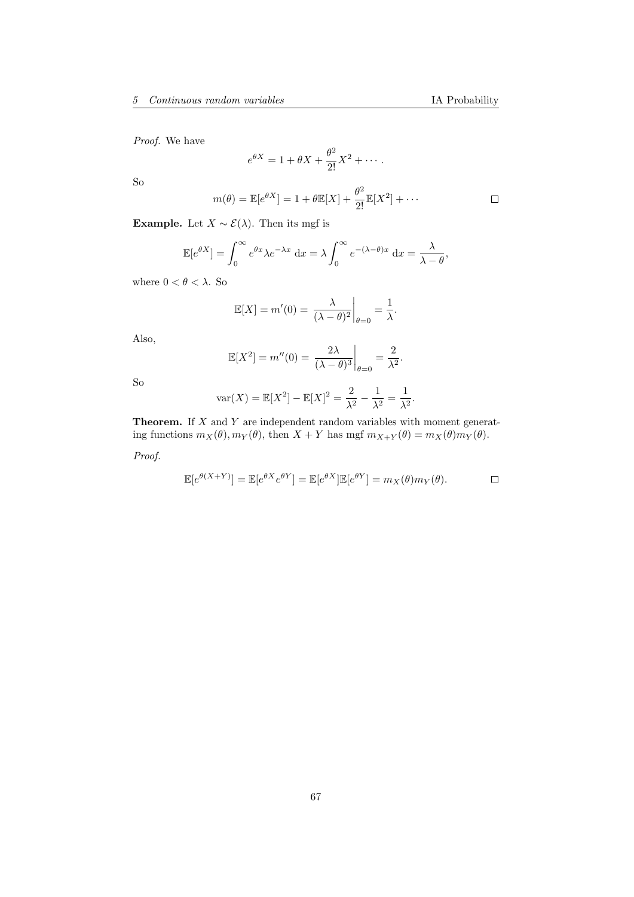*Proof.* We have

$$e^{\theta X} = 1 + \theta X + \frac{\theta^2}{2!}X^2 + \cdots.$$

So

$$m(\theta) = \mathbb{E}[e^{\theta X}] = 1 + \theta \mathbb{E}[X] + \frac{\theta^2}{2!}\mathbb{E}[X^2] + \cdots$$

□

**Example.** Let $X \sim \mathcal{E}(\lambda)$. Then its mgf is

$$\mathbb{E}[e^{\theta X}] = \int_0^\infty e^{\theta x} \lambda e^{-\lambda x}\;\mathrm{d}x = \lambda \int_0^\infty e^{-(\lambda - \theta)x}\;\mathrm{d}x = \frac{\lambda}{\lambda - \theta},$$

where $0 < \theta < \lambda$. So

$$\mathbb{E}[X] = m'(0) = \left.\frac{\lambda}{(\lambda - \theta)^2}\right|_{\theta = 0} = \frac{1}{\lambda}.$$

Also,

$$\mathbb{E}[X^2] = m''(0) = \left.\frac{2\lambda}{(\lambda - \theta)^3}\right|_{\theta = 0} = \frac{2}{\lambda^2}.$$

So

$$\operatorname{var}(X) = \mathbb{E}[X^2] - \mathbb{E}[X]^2 = \frac{2}{\lambda^2} - \frac{1}{\lambda^2} = \frac{1}{\lambda^2}.$$

**Theorem.** If $X$ and $Y$ are independent random variables with moment generating functions $m_X(\theta), m_Y(\theta)$, then $X + Y$ has mgf $m_{X+Y}(\theta) = m_X(\theta)m_Y(\theta)$.

*Proof.*

$$\mathbb{E}[e^{\theta(X+Y)}] = \mathbb{E}[e^{\theta X}e^{\theta Y}] = \mathbb{E}[e^{\theta X}]\mathbb{E}[e^{\theta Y}] = m_X(\theta)m_Y(\theta).$$

□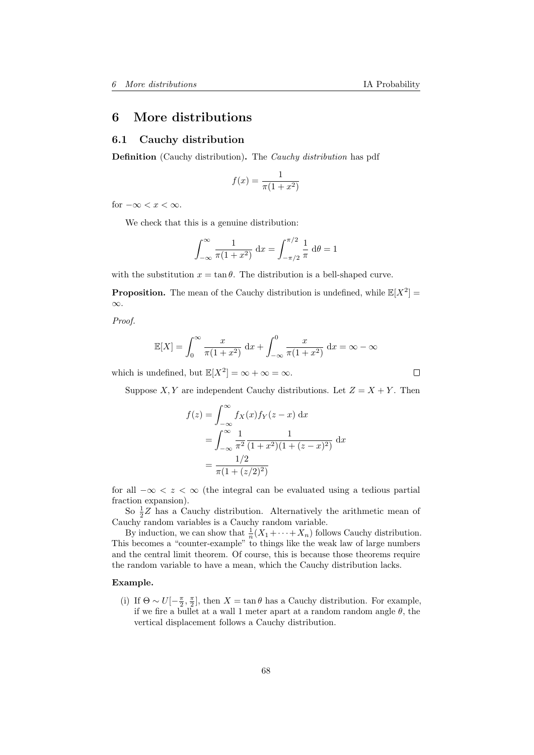# 6 More distributions

## 6.1 Cauchy distribution

**Definition** (Cauchy distribution)**.** The *Cauchy distribution* has pdf

$$f(x) = \frac{1}{\pi(1 + x^2)}$$

for $-\infty < x < \infty$.

We check that this is a genuine distribution:

$$\int_{-\infty}^{\infty} \frac{1}{\pi(1 + x^2)}\,\mathrm{d}x = \int_{-\pi/2}^{\pi/2} \frac{1}{\pi}\,\mathrm{d}\theta = 1$$

with the substitution $x = \tan\theta$. The distribution is a bell-shaped curve.

**Proposition.** The mean of the Cauchy distribution is undefined, while $\mathbb{E}[X^2] = \infty$.

*Proof.*

$$\mathbb{E}[X] = \int_0^{\infty} \frac{x}{\pi(1 + x^2)}\,\mathrm{d}x + \int_{-\infty}^{0} \frac{x}{\pi(1 + x^2)}\,\mathrm{d}x = \infty - \infty$$

which is undefined, but $\mathbb{E}[X^2] = \infty + \infty = \infty$. □

Suppose $X, Y$ are independent Cauchy distributions. Let $Z = X + Y$. Then

$$\begin{aligned}
f(z) &= \int_{-\infty}^{\infty} f_X(x) f_Y(z - x)\,\mathrm{d}x \\
&= \int_{-\infty}^{\infty} \frac{1}{\pi^2} \frac{1}{(1 + x^2)(1 + (z - x)^2)}\,\mathrm{d}x \\
&= \frac{1/2}{\pi(1 + (z/2)^2)}
\end{aligned}$$

for all $-\infty < z < \infty$ (the integral can be evaluated using a tedious partial fraction expansion).

So $\frac{1}{2}Z$ has a Cauchy distribution. Alternatively the arithmetic mean of Cauchy random variables is a Cauchy random variable.

By induction, we can show that $\frac{1}{n}(X_1 + \cdots + X_n)$ follows Cauchy distribution. This becomes a "counter-example" to things like the weak law of large numbers and the central limit theorem. Of course, this is because those theorems require the random variable to have a mean, which the Cauchy distribution lacks.

**Example.**

(i) If $\Theta \sim U[-\frac{\pi}{2}, \frac{\pi}{2}]$, then $X = \tan\theta$ has a Cauchy distribution. For example, if we fire a bullet at a wall 1 meter apart at a random random angle $\theta$, the vertical displacement follows a Cauchy distribution.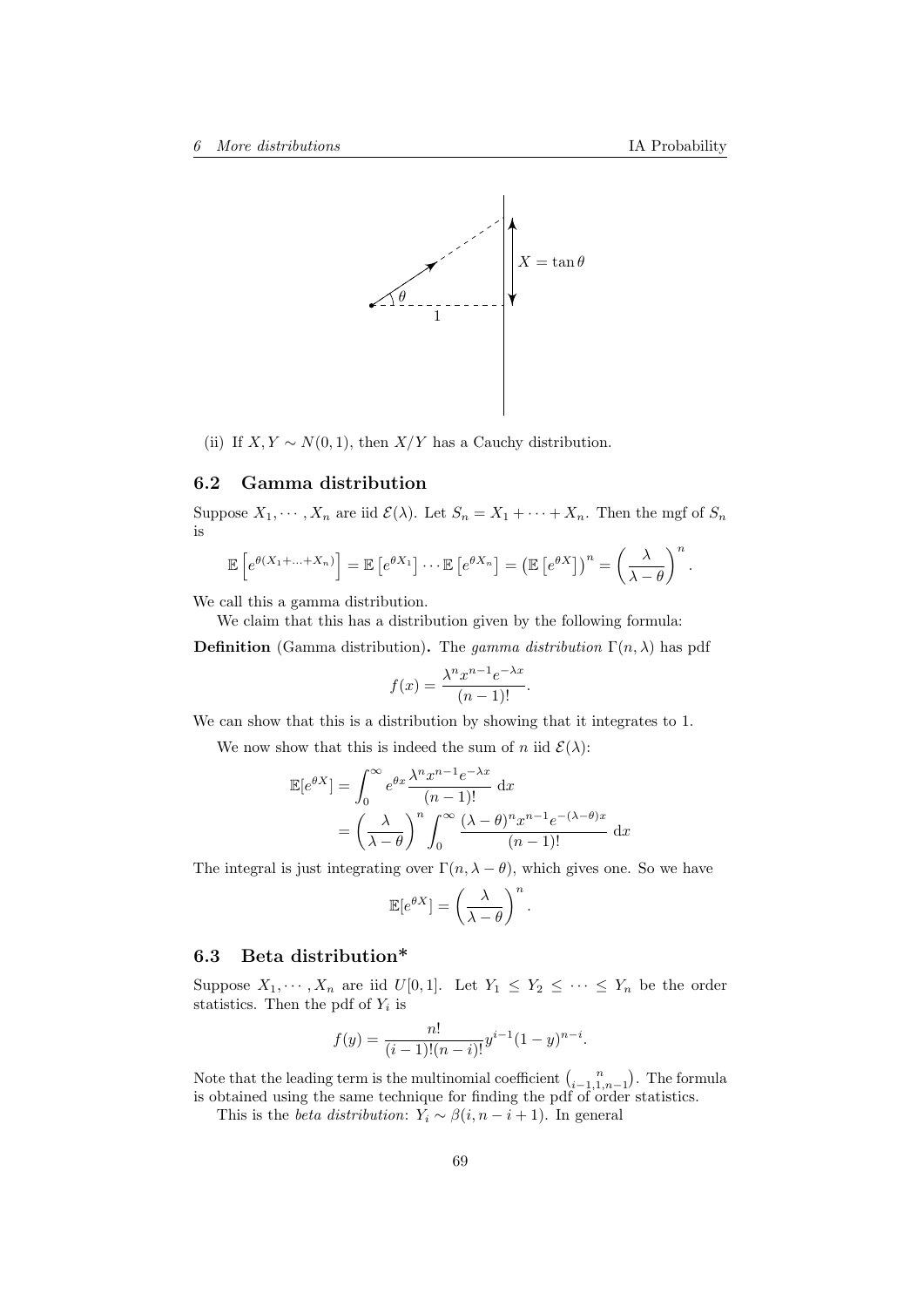(ii) If $X, Y \sim N(0, 1)$, then $X/Y$ has a Cauchy distribution.

### 6.2 Gamma distribution

Suppose $X_1, \cdots, X_n$ are iid $\mathcal{E}(\lambda)$. Let $S_n = X_1 + \cdots + X_n$. Then the mgf of $S_n$ is

$$\mathbb{E}\left[e^{\theta(X_1+\ldots+X_n)}\right] = \mathbb{E}\left[e^{\theta X_1}\right]\cdots\mathbb{E}\left[e^{\theta X_n}\right] = \left(\mathbb{E}\left[e^{\theta X}\right]\right)^n = \left(\frac{\lambda}{\lambda-\theta}\right)^n.$$

We call this a gamma distribution.

We claim that this has a distribution given by the following formula:

**Definition** (Gamma distribution)**.** The *gamma distribution* $\Gamma(n, \lambda)$ has pdf

$$f(x) = \frac{\lambda^n x^{n-1} e^{-\lambda x}}{(n-1)!}.$$

We can show that this is a distribution by showing that it integrates to 1.

We now show that this is indeed the sum of $n$ iid $\mathcal{E}(\lambda)$:

$$\begin{aligned}
\mathbb{E}[e^{\theta X}] &= \int_0^\infty e^{\theta x} \frac{\lambda^n x^{n-1} e^{-\lambda x}}{(n-1)!}\;\mathrm{d}x \\
&= \left(\frac{\lambda}{\lambda - \theta}\right)^n \int_0^\infty \frac{(\lambda-\theta)^n x^{n-1} e^{-(\lambda-\theta)x}}{(n-1)!}\;\mathrm{d}x
\end{aligned}$$

The integral is just integrating over $\Gamma(n, \lambda - \theta)$, which gives one. So we have

$$\mathbb{E}[e^{\theta X}] = \left(\frac{\lambda}{\lambda-\theta}\right)^n.$$

### 6.3 Beta distribution*

Suppose $X_1, \cdots, X_n$ are iid $U[0, 1]$. Let $Y_1 \leq Y_2 \leq \cdots \leq Y_n$ be the order statistics. Then the pdf of $Y_i$ is

$$f(y) = \frac{n!}{(i-1)!(n-i)!} y^{i-1}(1-y)^{n-i}.$$

Note that the leading term is the multinomial coefficient $\binom{n}{i-1, 1, n-1}$. The formula is obtained using the same technique for finding the pdf of order statistics.

This is the *beta distribution*: $Y_i \sim \beta(i, n-i+1)$. In general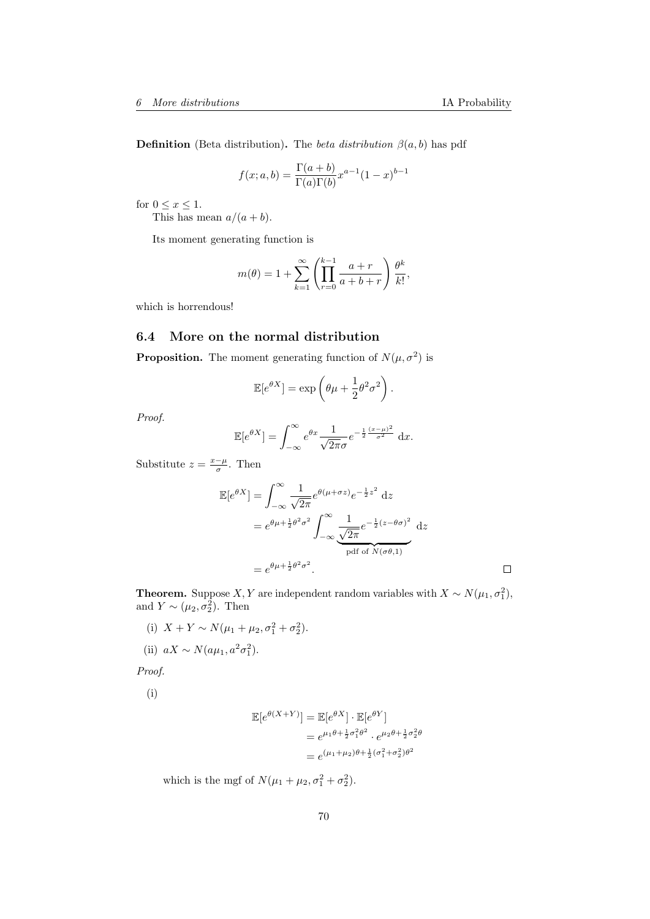**Definition** (Beta distribution)**.** The *beta distribution* $\beta(a, b)$ has pdf

$$f(x; a, b) = \frac{\Gamma(a+b)}{\Gamma(a)\Gamma(b)} x^{a-1}(1-x)^{b-1}$$

for $0 \leq x \leq 1$.

This has mean $a/(a+b)$.

Its moment generating function is

$$m(\theta) = 1 + \sum_{k=1}^{\infty} \left( \prod_{r=0}^{k-1} \frac{a+r}{a+b+r} \right) \frac{\theta^k}{k!},$$

which is horrendous!

## 6.4 More on the normal distribution

**Proposition.** The moment generating function of $N(\mu, \sigma^2)$ is

$$\mathbb{E}[e^{\theta X}] = \exp\left(\theta\mu + \frac{1}{2}\theta^2\sigma^2\right).$$

*Proof.*

$$\mathbb{E}[e^{\theta X}] = \int_{-\infty}^{\infty} e^{\theta x} \frac{1}{\sqrt{2\pi}\sigma} e^{-\frac{1}{2}\frac{(x-\mu)^2}{\sigma^2}} \, \mathrm{d}x.$$

Substitute $z = \frac{x-\mu}{\sigma}$. Then

$$\begin{aligned}
\mathbb{E}[e^{\theta X}] &= \int_{-\infty}^{\infty} \frac{1}{\sqrt{2\pi}} e^{\theta(\mu+\sigma z)} e^{-\frac{1}{2}z^2} \, \mathrm{d}z \\
&= e^{\theta\mu + \frac{1}{2}\theta^2\sigma^2} \int_{-\infty}^{\infty} \underbrace{\frac{1}{\sqrt{2\pi}} e^{-\frac{1}{2}(z-\theta\sigma)^2}}_{\text{pdf of } N(\sigma\theta, 1)} \, \mathrm{d}z \\
&= e^{\theta\mu + \frac{1}{2}\theta^2\sigma^2}.
\end{aligned}$$

□

**Theorem.** Suppose $X, Y$ are independent random variables with $X \sim N(\mu_1, \sigma_1^2)$, and $Y \sim (\mu_2, \sigma_2^2)$. Then

(i) $X + Y \sim N(\mu_1 + \mu_2, \sigma_1^2 + \sigma_2^2)$.

(ii) $aX \sim N(a\mu_1, a^2\sigma_1^2)$.

*Proof.*

(i)

$$\begin{aligned}
\mathbb{E}[e^{\theta(X+Y)}] &= \mathbb{E}[e^{\theta X}] \cdot \mathbb{E}[e^{\theta Y}] \\
&= e^{\mu_1\theta + \frac{1}{2}\sigma_1^2\theta^2} \cdot e^{\mu_2\theta + \frac{1}{2}\sigma_2^2\theta} \\
&= e^{(\mu_1+\mu_2)\theta + \frac{1}{2}(\sigma_1^2+\sigma_2^2)\theta^2}
\end{aligned}$$

which is the mgf of $N(\mu_1 + \mu_2, \sigma_1^2 + \sigma_2^2)$.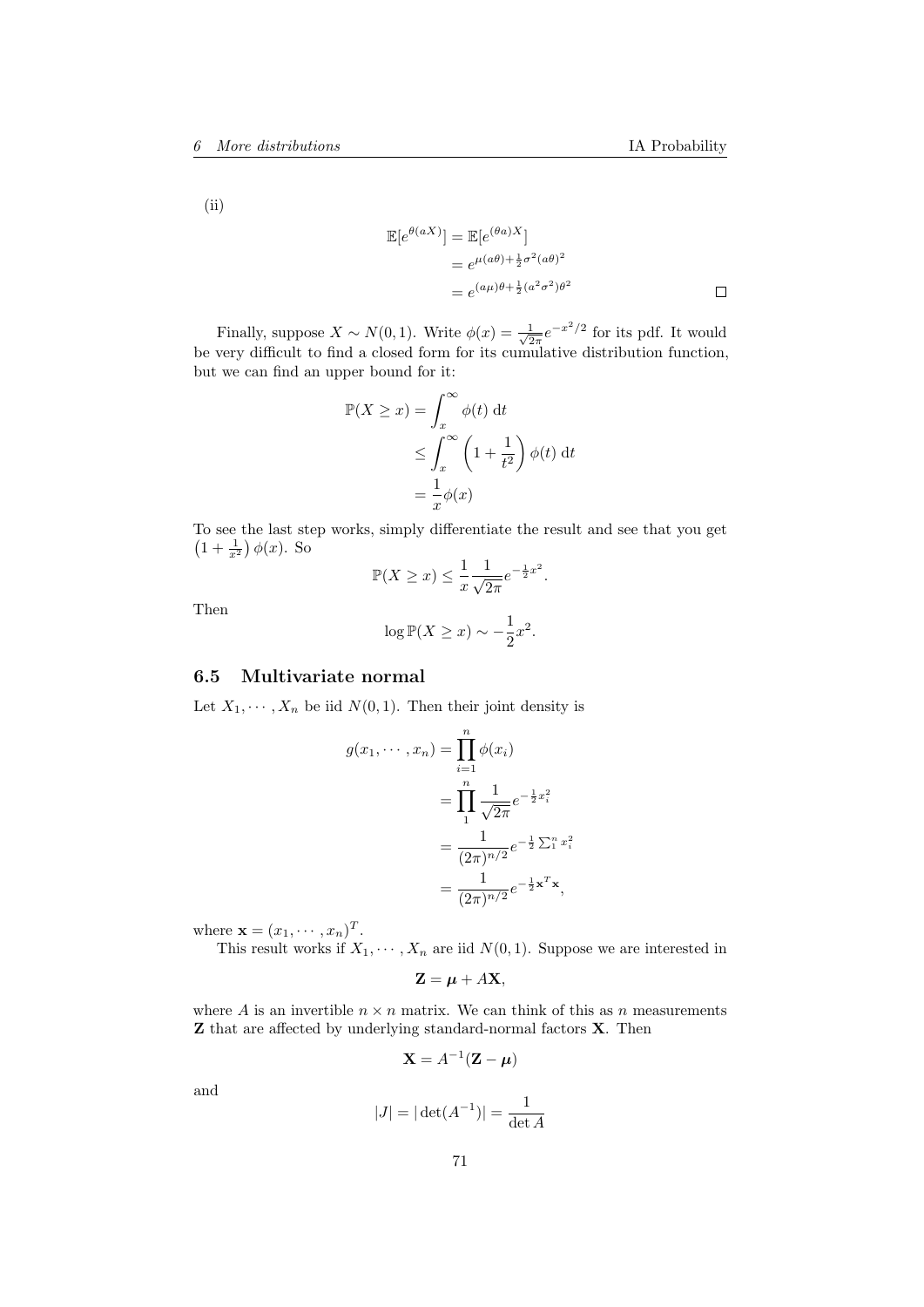(ii)

$$
\begin{aligned}
\mathbb{E}[e^{\theta(aX)}] &= \mathbb{E}[e^{(\theta a)X}] \\
&= e^{\mu(a\theta)+\frac{1}{2}\sigma^2(a\theta)^2} \\
&= e^{(a\mu)\theta+\frac{1}{2}(a^2\sigma^2)\theta^2}
\end{aligned}
$$

□

Finally, suppose $X \sim N(0, 1)$. Write $\phi(x) = \frac{1}{\sqrt{2\pi}}e^{-x^2/2}$ for its pdf. It would be very difficult to find a closed form for its cumulative distribution function, but we can find an upper bound for it:

$$
\begin{aligned}
\mathbb{P}(X \geq x) &= \int_x^\infty \phi(t)\ \mathrm{d}t \\
&\leq \int_x^\infty \left(1 + \frac{1}{t^2}\right)\phi(t)\ \mathrm{d}t \\
&= \frac{1}{x}\phi(x)
\end{aligned}
$$

To see the last step works, simply differentiate the result and see that you get $\left(1 + \frac{1}{x^2}\right)\phi(x)$. So

$$
\mathbb{P}(X \geq x) \leq \frac{1}{x}\frac{1}{\sqrt{2\pi}}e^{-\frac{1}{2}x^2}.
$$

Then

$$
\log \mathbb{P}(X \geq x) \sim -\frac{1}{2}x^2.
$$

## 6.5 Multivariate normal

Let $X_1, \cdots, X_n$ be iid $N(0, 1)$. Then their joint density is

$$
\begin{aligned}
g(x_1, \cdots, x_n) &= \prod_{i=1}^n \phi(x_i) \\
&= \prod_1^n \frac{1}{\sqrt{2\pi}}e^{-\frac{1}{2}x_i^2} \\
&= \frac{1}{(2\pi)^{n/2}}e^{-\frac{1}{2}\sum_1^n x_i^2} \\
&= \frac{1}{(2\pi)^{n/2}}e^{-\frac{1}{2}\mathbf{x}^T\mathbf{x}},
\end{aligned}
$$

where $\mathbf{x} = (x_1, \cdots, x_n)^T$.

This result works if $X_1, \cdots, X_n$ are iid $N(0, 1)$. Suppose we are interested in

$$
\mathbf{Z} = \boldsymbol{\mu} + A\mathbf{X},
$$

where $A$ is an invertible $n \times n$ matrix. We can think of this as $n$ measurements $\mathbf{Z}$ that are affected by underlying standard-normal factors $\mathbf{X}$. Then

$$
\mathbf{X} = A^{-1}(\mathbf{Z} - \boldsymbol{\mu})
$$

and

$$
|J| = |\det(A^{-1})| = \frac{1}{\det A}
$$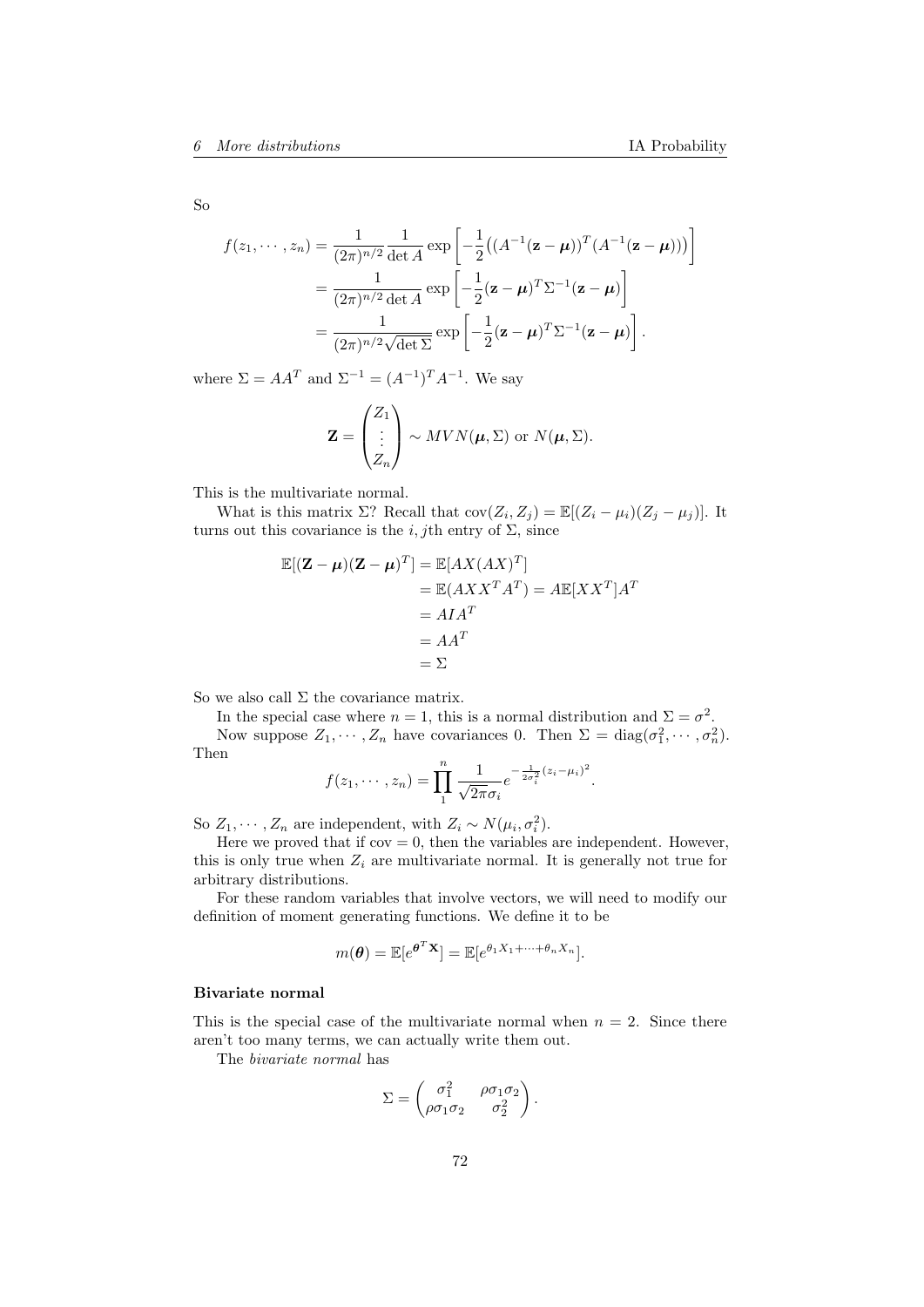So

$$
\begin{aligned}
f(z_1, \cdots, z_n) &= \frac{1}{(2\pi)^{n/2}} \frac{1}{\det A} \exp\left[-\frac{1}{2}\left((A^{-1}(\mathbf{z}-\boldsymbol{\mu}))^T (A^{-1}(\mathbf{z}-\boldsymbol{\mu}))\right)\right] \\
&= \frac{1}{(2\pi)^{n/2}\det A} \exp\left[-\frac{1}{2}(\mathbf{z}-\boldsymbol{\mu})^T \Sigma^{-1}(\mathbf{z}-\boldsymbol{\mu})\right] \\
&= \frac{1}{(2\pi)^{n/2}\sqrt{\det \Sigma}} \exp\left[-\frac{1}{2}(\mathbf{z}-\boldsymbol{\mu})^T \Sigma^{-1}(\mathbf{z}-\boldsymbol{\mu})\right].
\end{aligned}
$$

where $\Sigma = AA^T$ and $\Sigma^{-1} = (A^{-1})^T A^{-1}$. We say

$$
\mathbf{Z} = \begin{pmatrix} Z_1 \\ \vdots \\ Z_n \end{pmatrix} \sim MVN(\boldsymbol{\mu}, \Sigma) \text{ or } N(\boldsymbol{\mu}, \Sigma).
$$

This is the multivariate normal.

What is this matrix $\Sigma$? Recall that $\operatorname{cov}(Z_i, Z_j) = \mathbb{E}[(Z_i - \mu_i)(Z_j - \mu_j)]$. It turns out this covariance is the $i, j$th entry of $\Sigma$, since

$$
\begin{aligned}
\mathbb{E}[(\mathbf{Z}-\boldsymbol{\mu})(\mathbf{Z}-\boldsymbol{\mu})^T] &= \mathbb{E}[AX(AX)^T] \\
&= \mathbb{E}(AXX^TA^T) = A\mathbb{E}[XX^T]A^T \\
&= AIA^T \\
&= AA^T \\
&= \Sigma
\end{aligned}
$$

So we also call $\Sigma$ the covariance matrix.

In the special case where $n = 1$, this is a normal distribution and $\Sigma = \sigma^2$.

Now suppose $Z_1, \cdots, Z_n$ have covariances 0. Then $\Sigma = \operatorname{diag}(\sigma_1^2, \cdots, \sigma_n^2)$. Then

$$
f(z_1, \cdots, z_n) = \prod_1^n \frac{1}{\sqrt{2\pi}\sigma_i} e^{-\frac{1}{2\sigma_i^2}(z_i - \mu_i)^2}.
$$

So $Z_1, \cdots, Z_n$ are independent, with $Z_i \sim N(\mu_i, \sigma_i^2)$.

Here we proved that if $\operatorname{cov} = 0$, then the variables are independent. However, this is only true when $Z_i$ are multivariate normal. It is generally not true for arbitrary distributions.

For these random variables that involve vectors, we will need to modify our definition of moment generating functions. We define it to be

$$
m(\boldsymbol{\theta}) = \mathbb{E}[e^{\boldsymbol{\theta}^T \mathbf{X}}] = \mathbb{E}[e^{\theta_1 X_1 + \cdots + \theta_n X_n}].
$$

**Bivariate normal**

This is the special case of the multivariate normal when $n = 2$. Since there aren't too many terms, we can actually write them out.

The *bivariate normal* has

$$
\Sigma = \begin{pmatrix} \sigma_1^2 & \rho\sigma_1\sigma_2 \\ \rho\sigma_1\sigma_2 & \sigma_2^2 \end{pmatrix}.
$$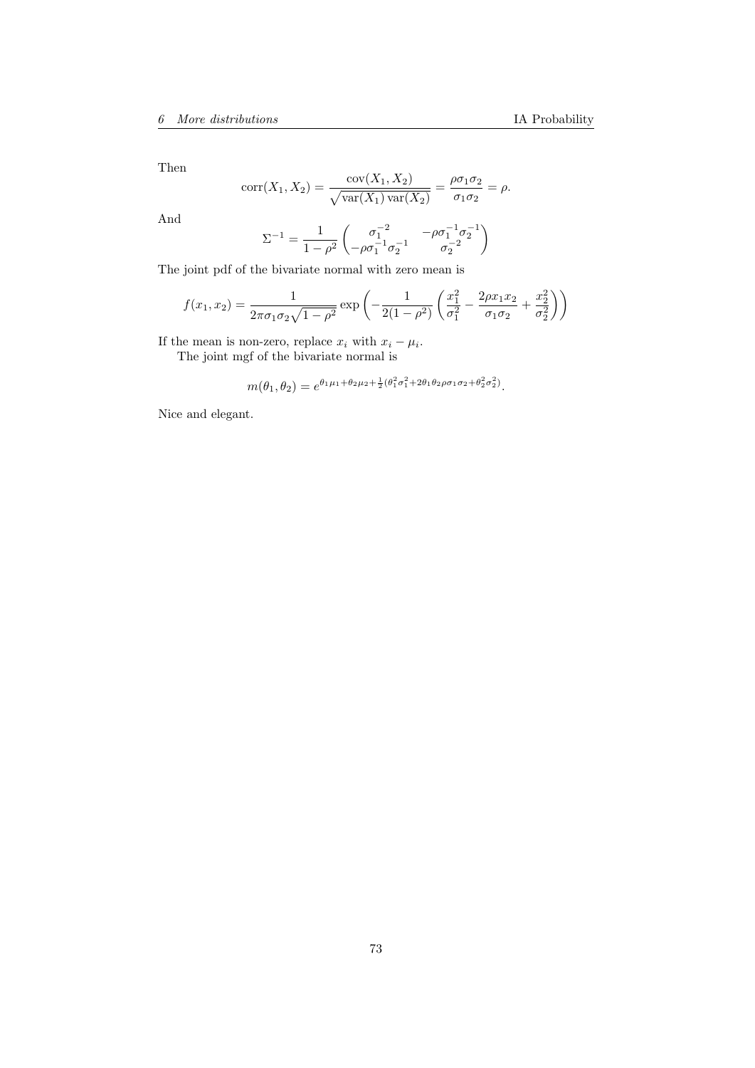Then

$$\operatorname{corr}(X_1, X_2) = \frac{\operatorname{cov}(X_1, X_2)}{\sqrt{\operatorname{var}(X_1)\operatorname{var}(X_2)}} = \frac{\rho\sigma_1\sigma_2}{\sigma_1\sigma_2} = \rho.$$

And

$$\Sigma^{-1} = \frac{1}{1-\rho^2}\begin{pmatrix} \sigma_1^{-2} & -\rho\sigma_1^{-1}\sigma_2^{-1} \\ -\rho\sigma_1^{-1}\sigma_2^{-1} & \sigma_2^{-2}\end{pmatrix}$$

The joint pdf of the bivariate normal with zero mean is

$$f(x_1, x_2) = \frac{1}{2\pi\sigma_1\sigma_2\sqrt{1-\rho^2}}\exp\left(-\frac{1}{2(1-\rho^2)}\left(\frac{x_1^2}{\sigma_1^2} - \frac{2\rho x_1 x_2}{\sigma_1\sigma_2} + \frac{x_2^2}{\sigma_2^2}\right)\right)$$

If the mean is non-zero, replace $x_i$ with $x_i - \mu_i$.

The joint mgf of the bivariate normal is

$$m(\theta_1, \theta_2) = e^{\theta_1\mu_1 + \theta_2\mu_2 + \frac{1}{2}(\theta_1^2\sigma_1^2 + 2\theta_1\theta_2\rho\sigma_1\sigma_2 + \theta_2^2\sigma_2^2)}.$$

Nice and elegant.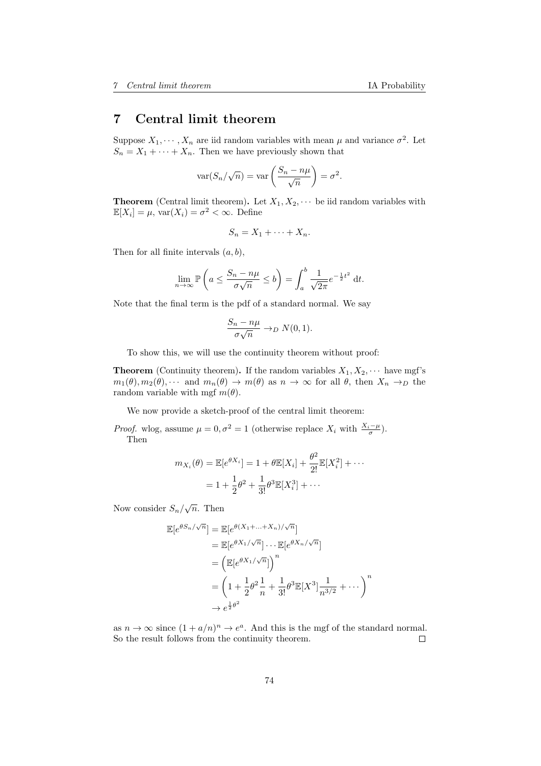# 7 Central limit theorem

Suppose $X_1, \cdots, X_n$ are iid random variables with mean $\mu$ and variance $\sigma^2$. Let $S_n = X_1 + \cdots + X_n$. Then we have previously shown that

$$\operatorname{var}(S_n/\sqrt{n}) = \operatorname{var}\left(\frac{S_n - n\mu}{\sqrt{n}}\right) = \sigma^2.$$

**Theorem** (Central limit theorem)**.** Let $X_1, X_2, \cdots$ be iid random variables with $\mathbb{E}[X_i] = \mu$, $\operatorname{var}(X_i) = \sigma^2 < \infty$. Define

$$S_n = X_1 + \cdots + X_n.$$

Then for all finite intervals $(a, b)$,

$$\lim_{n\to\infty} \mathbb{P}\left(a \leq \frac{S_n - n\mu}{\sigma\sqrt{n}} \leq b\right) = \int_a^b \frac{1}{\sqrt{2\pi}} e^{-\frac{1}{2}t^2}\;\mathrm{d}t.$$

Note that the final term is the pdf of a standard normal. We say

$$\frac{S_n - n\mu}{\sigma\sqrt{n}} \to_D N(0, 1).$$

To show this, we will use the continuity theorem without proof:

**Theorem** (Continuity theorem)**.** If the random variables $X_1, X_2, \cdots$ have mgf's $m_1(\theta), m_2(\theta), \cdots$ and $m_n(\theta) \to m(\theta)$ as $n \to \infty$ for all $\theta$, then $X_n \to_D$ the random variable with mgf $m(\theta)$.

We now provide a sketch-proof of the central limit theorem:

*Proof.* wlog, assume $\mu = 0, \sigma^2 = 1$ (otherwise replace $X_i$ with $\frac{X_i - \mu}{\sigma}$).
Then

$$\begin{aligned} m_{X_i}(\theta) = \mathbb{E}[e^{\theta X_i}] &= 1 + \theta\mathbb{E}[X_i] + \frac{\theta^2}{2!}\mathbb{E}[X_i^2] + \cdots \\ &= 1 + \frac{1}{2}\theta^2 + \frac{1}{3!}\theta^3\mathbb{E}[X_i^3] + \cdots \end{aligned}$$

Now consider $S_n/\sqrt{n}$. Then

$$\begin{aligned} \mathbb{E}[e^{\theta S_n/\sqrt{n}}] &= \mathbb{E}[e^{\theta(X_1 + \ldots + X_n)/\sqrt{n}}] \\ &= \mathbb{E}[e^{\theta X_1/\sqrt{n}}] \cdots \mathbb{E}[e^{\theta X_n/\sqrt{n}}] \\ &= \left(\mathbb{E}[e^{\theta X_1/\sqrt{n}}]\right)^n \\ &= \left(1 + \frac{1}{2}\theta^2\frac{1}{n} + \frac{1}{3!}\theta^3\mathbb{E}[X^3]\frac{1}{n^{3/2}} + \cdots\right)^n \\ &\to e^{\frac{1}{2}\theta^2} \end{aligned}$$

as $n \to \infty$ since $(1 + a/n)^n \to e^a$. And this is the mgf of the standard normal. So the result follows from the continuity theorem. □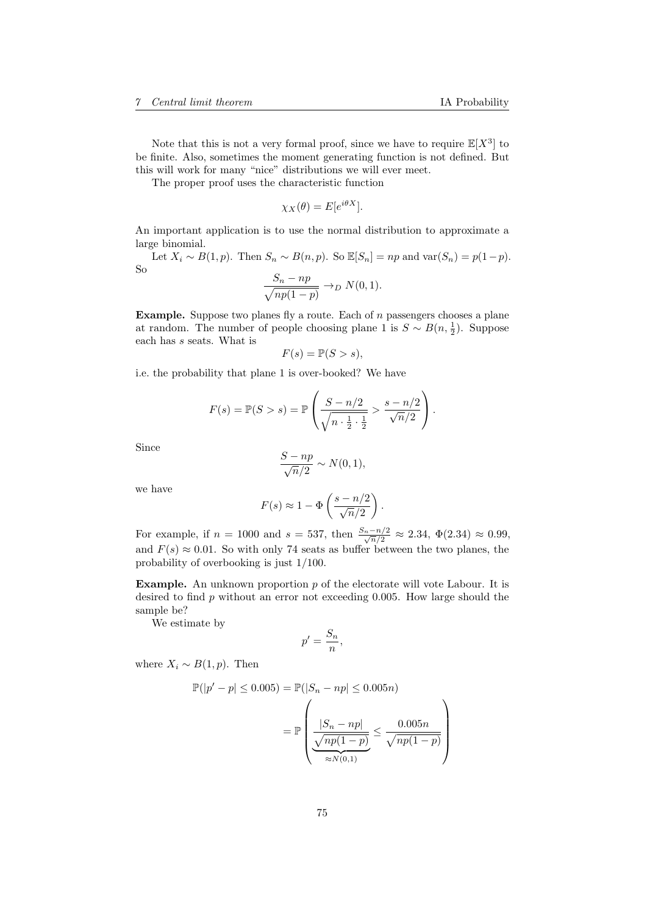Note that this is not a very formal proof, since we have to require $\mathbb{E}[X^3]$ to be finite. Also, sometimes the moment generating function is not defined. But this will work for many "nice" distributions we will ever meet.

The proper proof uses the characteristic function

$$\chi_X(\theta) = E[e^{i\theta X}].$$

An important application is to use the normal distribution to approximate a large binomial.

Let $X_i \sim B(1, p)$. Then $S_n \sim B(n, p)$. So $\mathbb{E}[S_n] = np$ and $\text{var}(S_n) = p(1-p)$. So

$$\frac{S_n - np}{\sqrt{np(1-p)}} \to_D N(0, 1).$$

**Example.** Suppose two planes fly a route. Each of $n$ passengers chooses a plane at random. The number of people choosing plane 1 is $S \sim B(n, \frac{1}{2})$. Suppose each has $s$ seats. What is

$$F(s) = \mathbb{P}(S > s),$$

i.e. the probability that plane 1 is over-booked? We have

$$F(s) = \mathbb{P}(S > s) = \mathbb{P}\left(\frac{S - n/2}{\sqrt{n \cdot \frac{1}{2} \cdot \frac{1}{2}}} > \frac{s - n/2}{\sqrt{n}/2}\right).$$

Since

$$\frac{S - np}{\sqrt{n}/2} \sim N(0, 1),$$

we have

$$F(s) \approx 1 - \Phi\left(\frac{s - n/2}{\sqrt{n}/2}\right).$$

For example, if $n = 1000$ and $s = 537$, then $\frac{S_n - n/2}{\sqrt{n}/2} \approx 2.34$, $\Phi(2.34) \approx 0.99$, and $F(s) \approx 0.01$. So with only 74 seats as buffer between the two planes, the probability of overbooking is just $1/100$.

**Example.** An unknown proportion $p$ of the electorate will vote Labour. It is desired to find $p$ without an error not exceeding 0.005. How large should the sample be?

We estimate by

$$p' = \frac{S_n}{n},$$

where $X_i \sim B(1, p)$. Then

$$\begin{aligned}
\mathbb{P}(|p' - p| \leq 0.005) &= \mathbb{P}(|S_n - np| \leq 0.005n) \\
&= \mathbb{P}\left(\underbrace{\frac{|S_n - np|}{\sqrt{np(1-p)}}}_{\approx N(0,1)} \leq \frac{0.005n}{\sqrt{np(1-p)}}\right)
\end{aligned}$$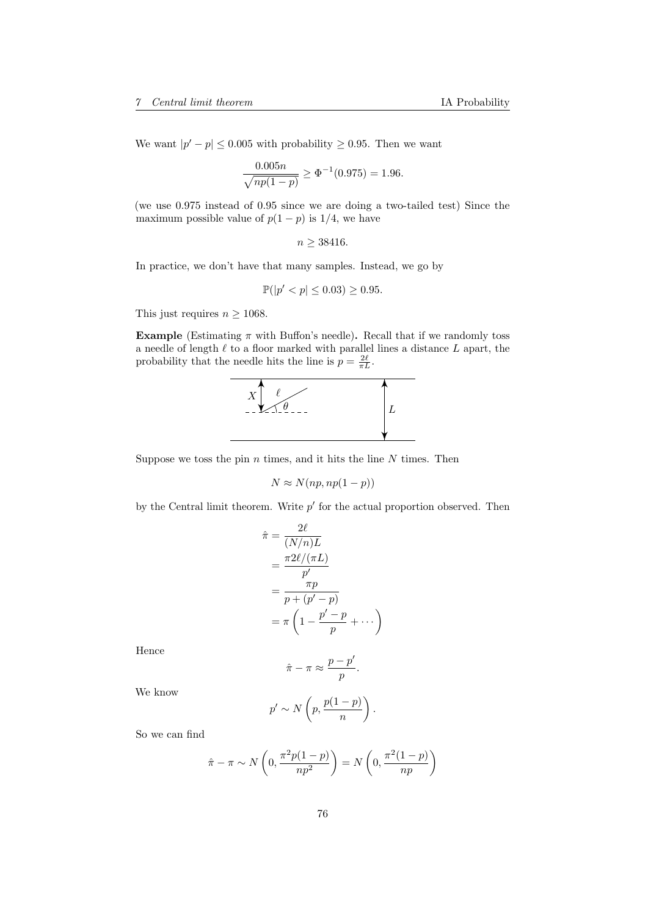We want $|p' - p| \leq 0.005$ with probability $\geq 0.95$. Then we want

$$\frac{0.005n}{\sqrt{np(1-p)}} \geq \Phi^{-1}(0.975) = 1.96.$$

(we use 0.975 instead of 0.95 since we are doing a two-tailed test) Since the maximum possible value of $p(1-p)$ is $1/4$, we have

$$n \geq 38416.$$

In practice, we don't have that many samples. Instead, we go by

$$\mathbb{P}(|p' < p| \leq 0.03) \geq 0.95.$$

This just requires $n \geq 1068$.

**Example** (Estimating $\pi$ with Buffon's needle)**.** Recall that if we randomly toss a needle of length $\ell$ to a floor marked with parallel lines a distance $L$ apart, the probability that the needle hits the line is $p = \frac{2\ell}{\pi L}$.

Suppose we toss the pin $n$ times, and it hits the line $N$ times. Then

$$N \approx N(np, np(1-p))$$

by the Central limit theorem. Write $p'$ for the actual proportion observed. Then

$$\begin{aligned}
\hat{\pi} &= \frac{2\ell}{(N/n)L} \\
&= \frac{\pi 2\ell/(\pi L)}{p'} \\
&= \frac{\pi p}{p + (p' - p)} \\
&= \pi\left(1 - \frac{p' - p}{p} + \cdots\right)
\end{aligned}$$

Hence

$$\hat{\pi} - \pi \approx \frac{p - p'}{p}.$$

We know

$$p' \sim N\left(p, \frac{p(1-p)}{n}\right).$$

So we can find

$$\hat{\pi} - \pi \sim N\left(0, \frac{\pi^2 p(1-p)}{np^2}\right) = N\left(0, \frac{\pi^2(1-p)}{np}\right)$$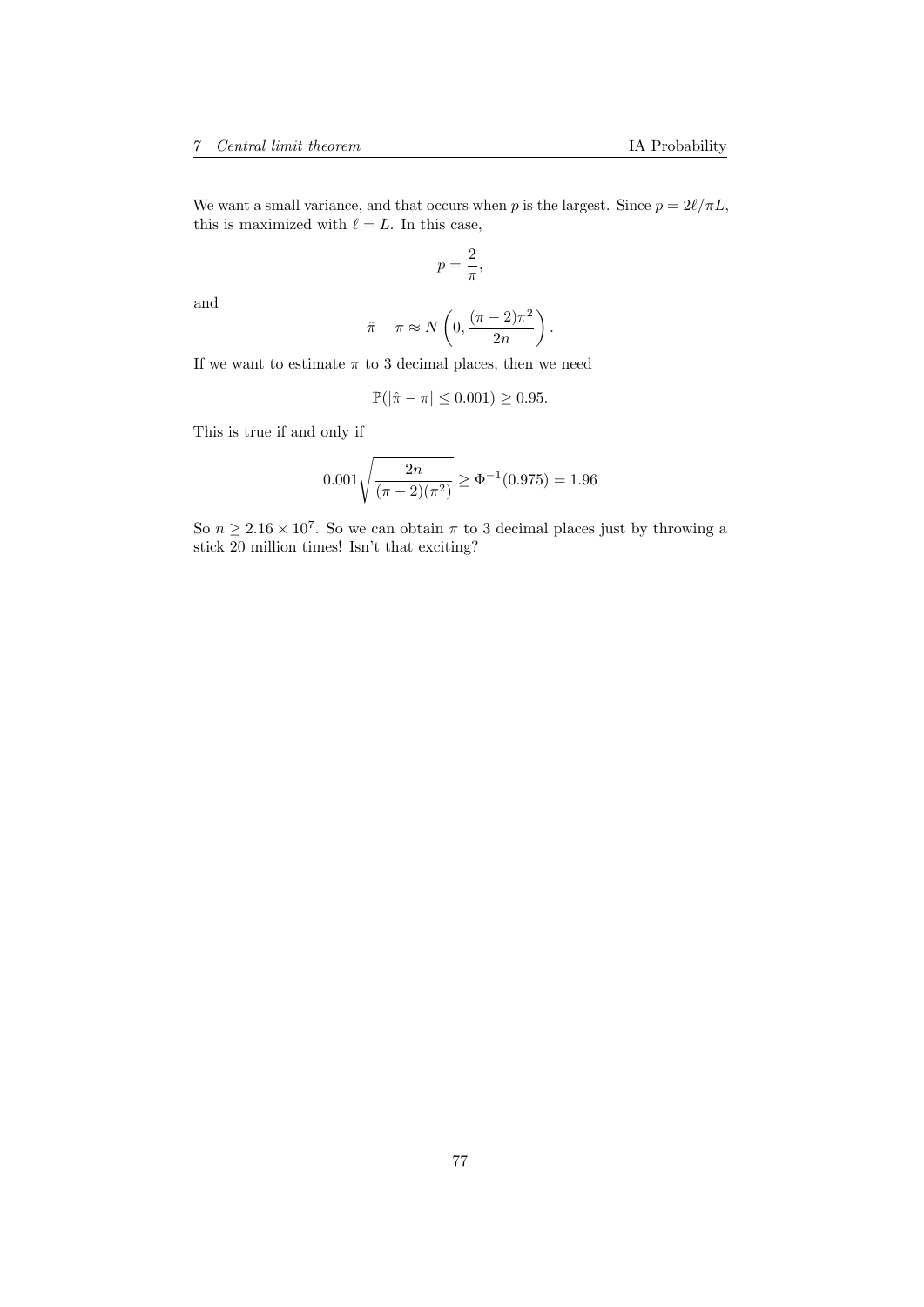We want a small variance, and that occurs when $p$ is the largest. Since $p = 2\ell/\pi L$, this is maximized with $\ell = L$. In this case,

$$p = \frac{2}{\pi},$$

and

$$\hat{\pi} - \pi \approx N\left(0, \frac{(\pi - 2)\pi^2}{2n}\right).$$

If we want to estimate $\pi$ to 3 decimal places, then we need

$$\mathbb{P}(|\hat{\pi} - \pi| \leq 0.001) \geq 0.95.$$

This is true if and only if

$$0.001\sqrt{\frac{2n}{(\pi - 2)(\pi^2)}} \geq \Phi^{-1}(0.975) = 1.96$$

So $n \geq 2.16 \times 10^7$. So we can obtain $\pi$ to 3 decimal places just by throwing a stick 20 million times! Isn't that exciting?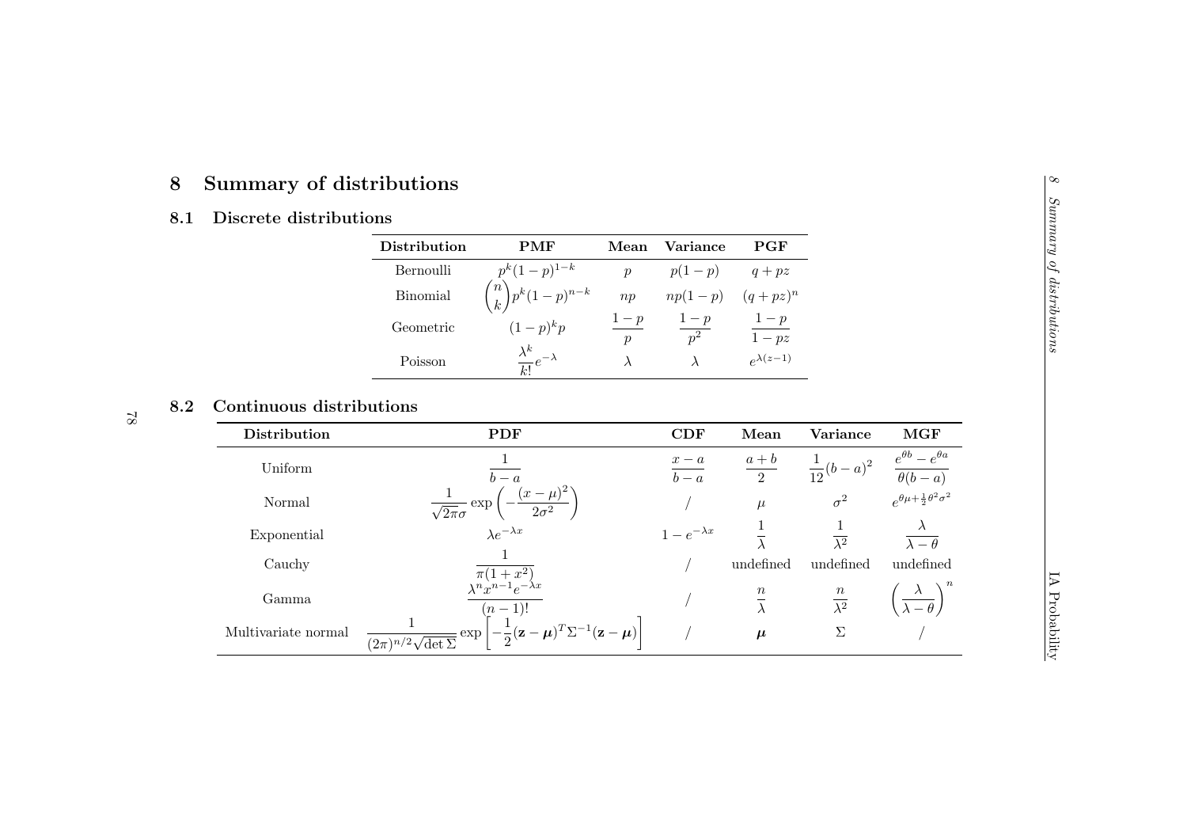# 8 Summary of distributions

## 8.1 Discrete distributions

| Distribution | PMF | Mean | Variance | PGF |
|---|---|---|---|---|
| Bernoulli | $p^k(1-p)^{1-k}$ | $p$ | $p(1-p)$ | $q+pz$ |
| Binomial | $\binom{n}{k}p^k(1-p)^{n-k}$ | $np$ | $np(1-p)$ | $(q+pz)^n$ |
| Geometric | $(1-p)^k p$ | $\frac{1-p}{p}$ | $\frac{1-p}{p^2}$ | $\frac{1-p}{1-pz}$ |
| Poisson | $\frac{\lambda^k}{k!}e^{-\lambda}$ | $\lambda$ | $\lambda$ | $e^{\lambda(z-1)}$ |

## 8.2 Continuous distributions

| Distribution | PDF | CDF | Mean | Variance | MGF |
|---|---|---|---|---|---|
| Uniform | $\frac{1}{b-a}$ | $\frac{x-a}{b-a}$ | $\frac{a+b}{2}$ | $\frac{1}{12}(b-a)^2$ | $\frac{e^{\theta b}-e^{\theta a}}{\theta(b-a)}$ |
| Normal | $\frac{1}{\sqrt{2\pi}\sigma}\exp\left(-\frac{(x-\mu)^2}{2\sigma^2}\right)$ | / | $\mu$ | $\sigma^2$ | $e^{\theta\mu+\frac{1}{2}\theta^2\sigma^2}$ |
| Exponential | $\lambda e^{-\lambda x}$ | $1-e^{-\lambda x}$ | $\frac{1}{\lambda}$ | $\frac{1}{\lambda^2}$ | $\frac{\lambda}{\lambda-\theta}$ |
| Cauchy | $\frac{1}{\pi(1+x^2)}$ | / | undefined | undefined | undefined |
| Gamma | $\frac{\lambda^n x^{n-1}e^{-\lambda x}}{(n-1)!}$ | / | $\frac{n}{\lambda}$ | $\frac{n}{\lambda^2}$ | $\left(\frac{\lambda}{\lambda-\theta}\right)^n$ |
| Multivariate normal | $\frac{1}{(2\pi)^{n/2}\sqrt{\det\Sigma}}\exp\left[-\frac{1}{2}(\mathbf{z}-\boldsymbol{\mu})^T\Sigma^{-1}(\mathbf{z}-\boldsymbol{\mu})\right]$ | / | $\boldsymbol{\mu}$ | $\Sigma$ | / |